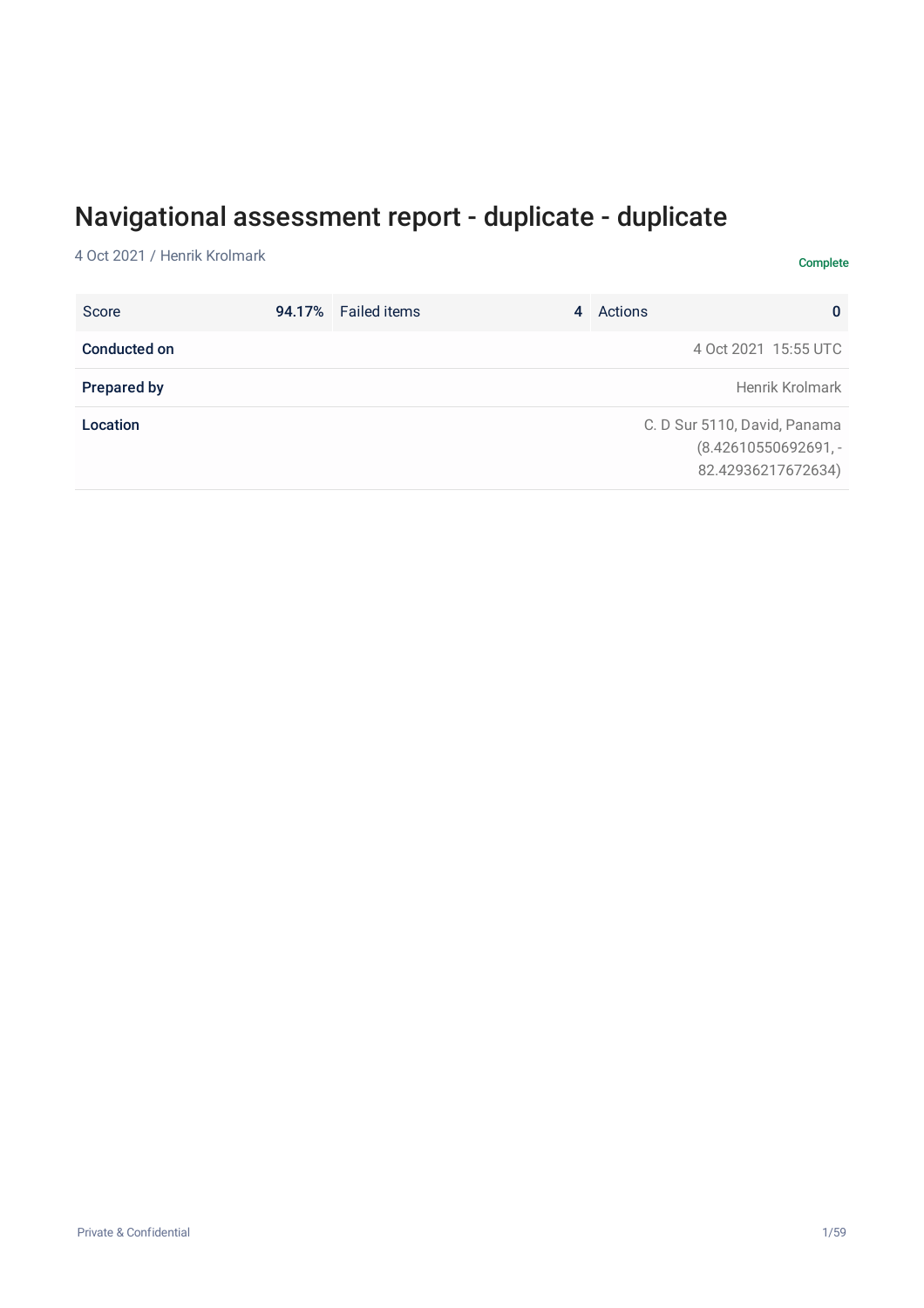# Navigational assessment report - duplicate - duplicate

4 Oct 2021 / Henrik Krolmark

Complete

| Score | 94.17% | Failed items | 4 | Actions | 0 |
|---|---|---|---|---|---|

| | |
|---|---|
| **Conducted on** | 4 Oct 2021 15:55 UTC |
| **Prepared by** | Henrik Krolmark |
| **Location** | C. D Sur 5110, David, Panama (8.42610550692691, -82.42936217672634) |

Private & Confidential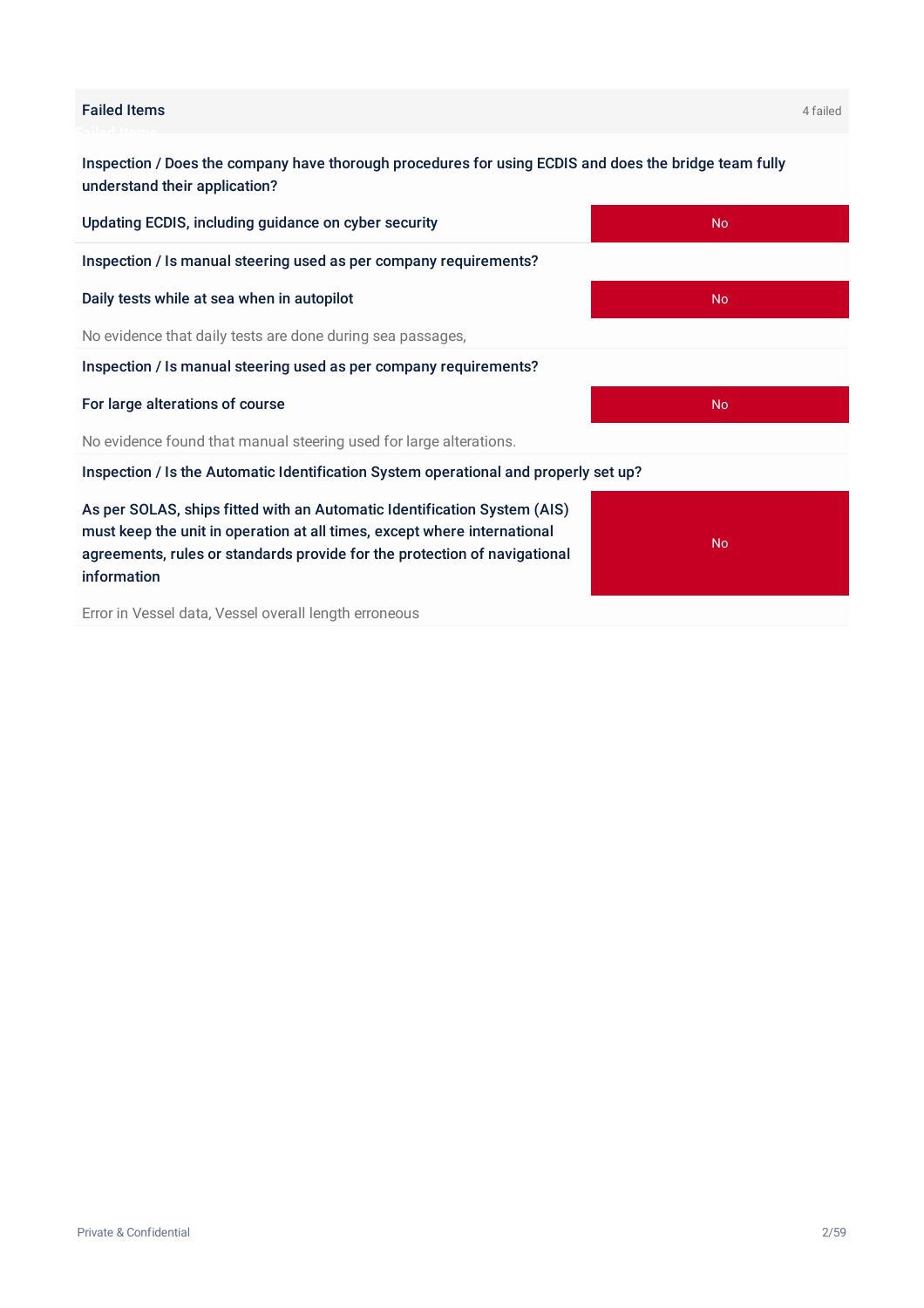## Failed Items

4 failed

**Inspection / Does the company have thorough procedures for using ECDIS and does the bridge team fully understand their application?**

| Updating ECDIS, including guidance on cyber security | No |
|---|---|

**Inspection / Is manual steering used as per company requirements?**

| Daily tests while at sea when in autopilot | No |
|---|---|

No evidence that daily tests are done during sea passages,

**Inspection / Is manual steering used as per company requirements?**

| For large alterations of course | No |
|---|---|

No evidence found that manual steering used for large alterations.

**Inspection / Is the Automatic Identification System operational and properly set up?**

| As per SOLAS, ships fitted with an Automatic Identification System (AIS) must keep the unit in operation at all times, except where international agreements, rules or standards provide for the protection of navigational information | No |
|---|---|

Error in Vessel data, Vessel overall length erroneous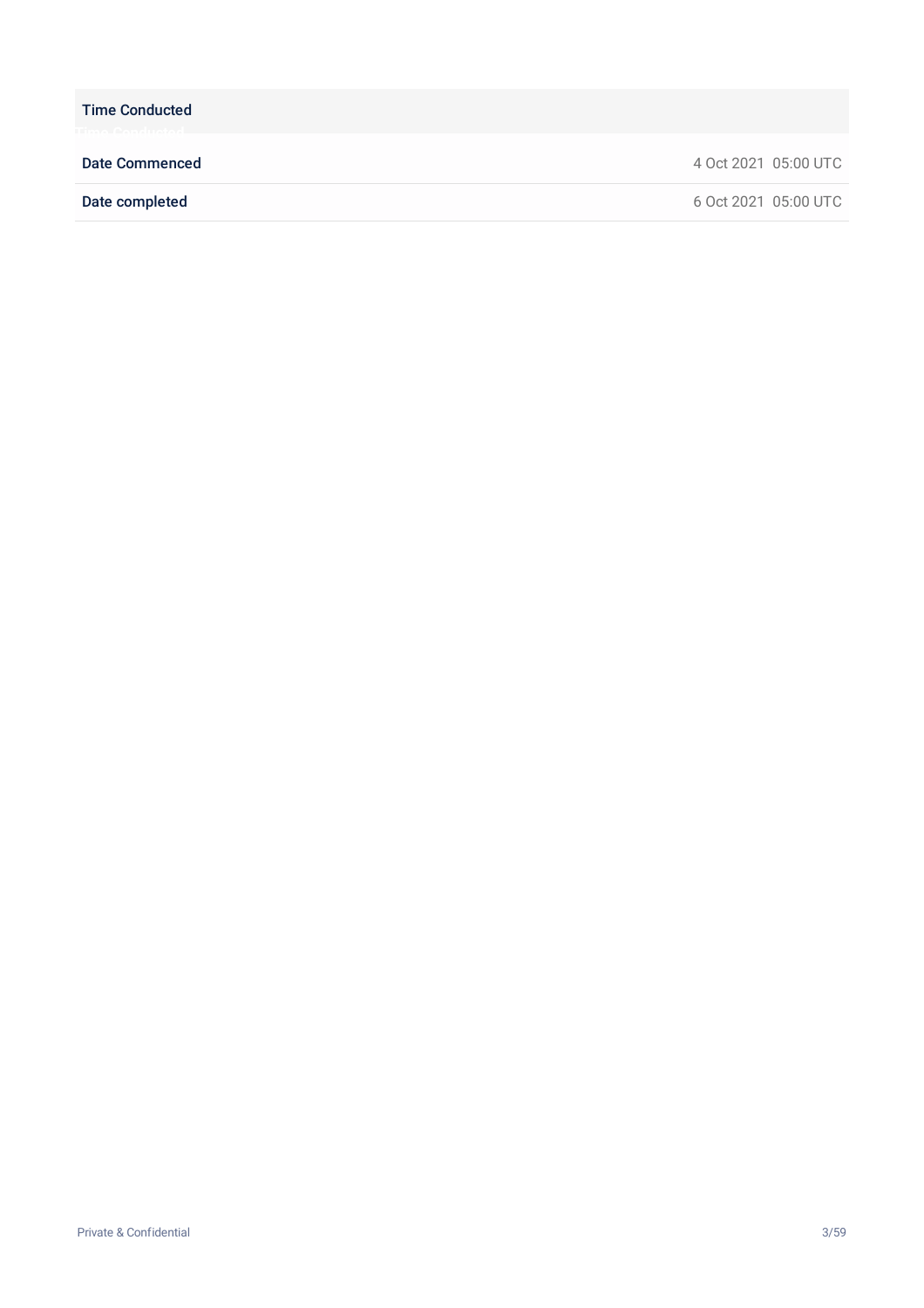## Time Conducted

| | |
|---|---|
| **Date Commenced** | 4 Oct 2021 05:00 UTC |
| **Date completed** | 6 Oct 2021 05:00 UTC |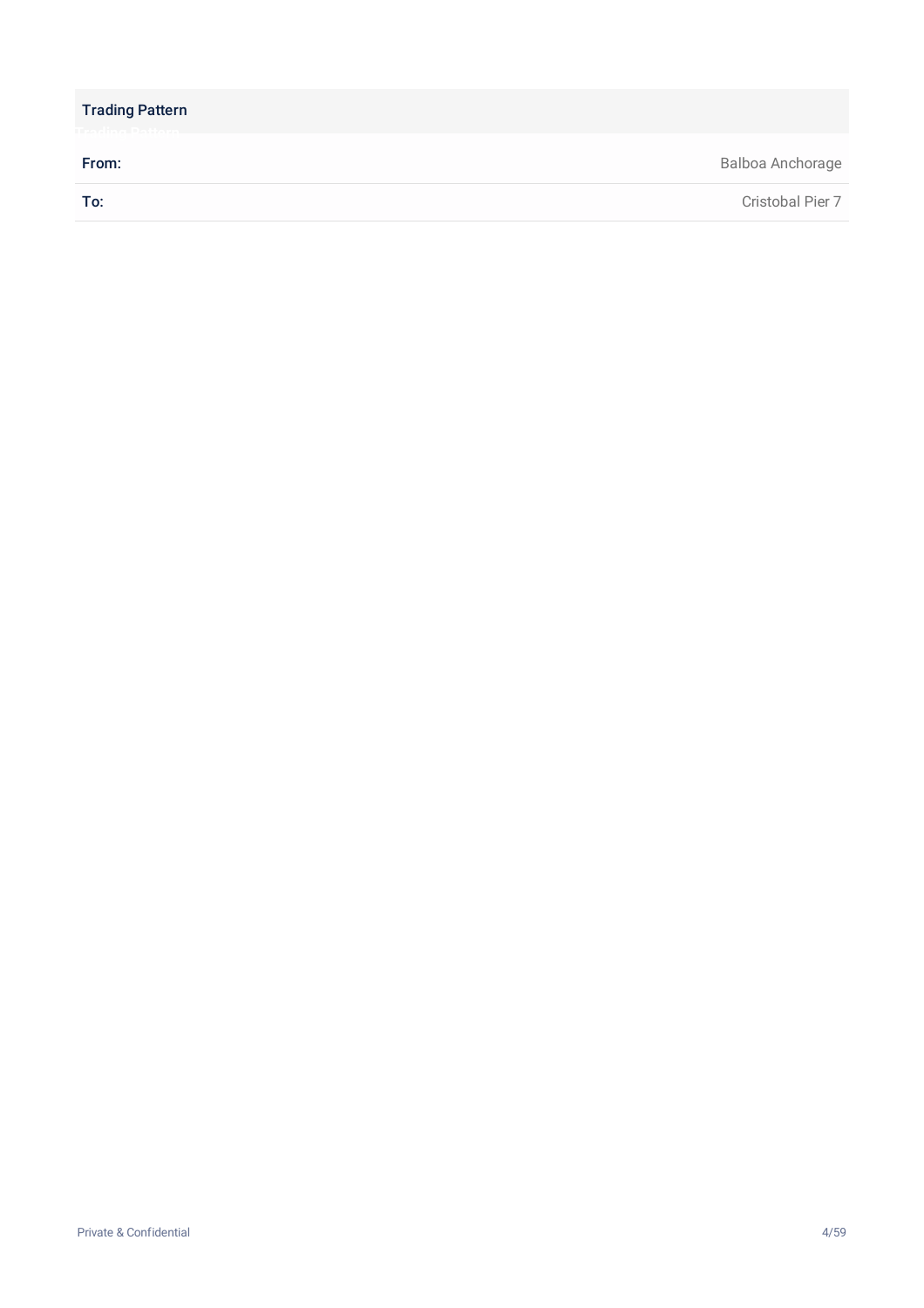## Trading Pattern

| | |
|---|---|
| **From:** | Balboa Anchorage |
| **To:** | Cristobal Pier 7 |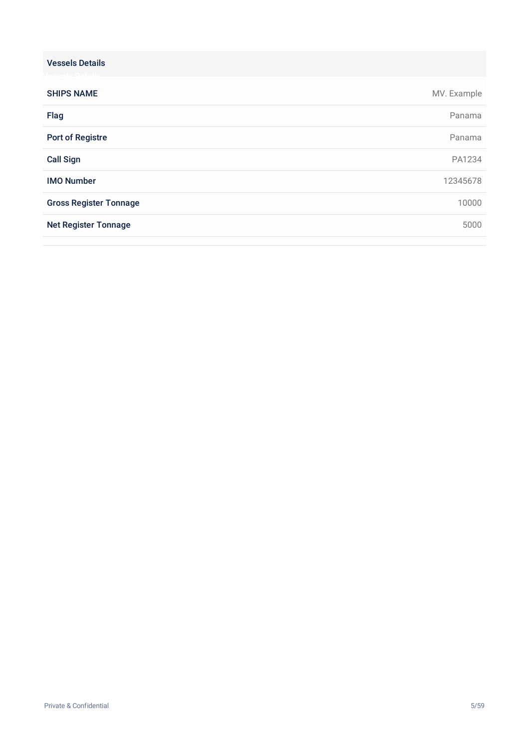## Vessels Details

| | |
|---|---|
| **SHIPS NAME** | MV. Example |
| **Flag** | Panama |
| **Port of Registre** | Panama |
| **Call Sign** | PA1234 |
| **IMO Number** | 12345678 |
| **Gross Register Tonnage** | 10000 |
| **Net Register Tonnage** | 5000 |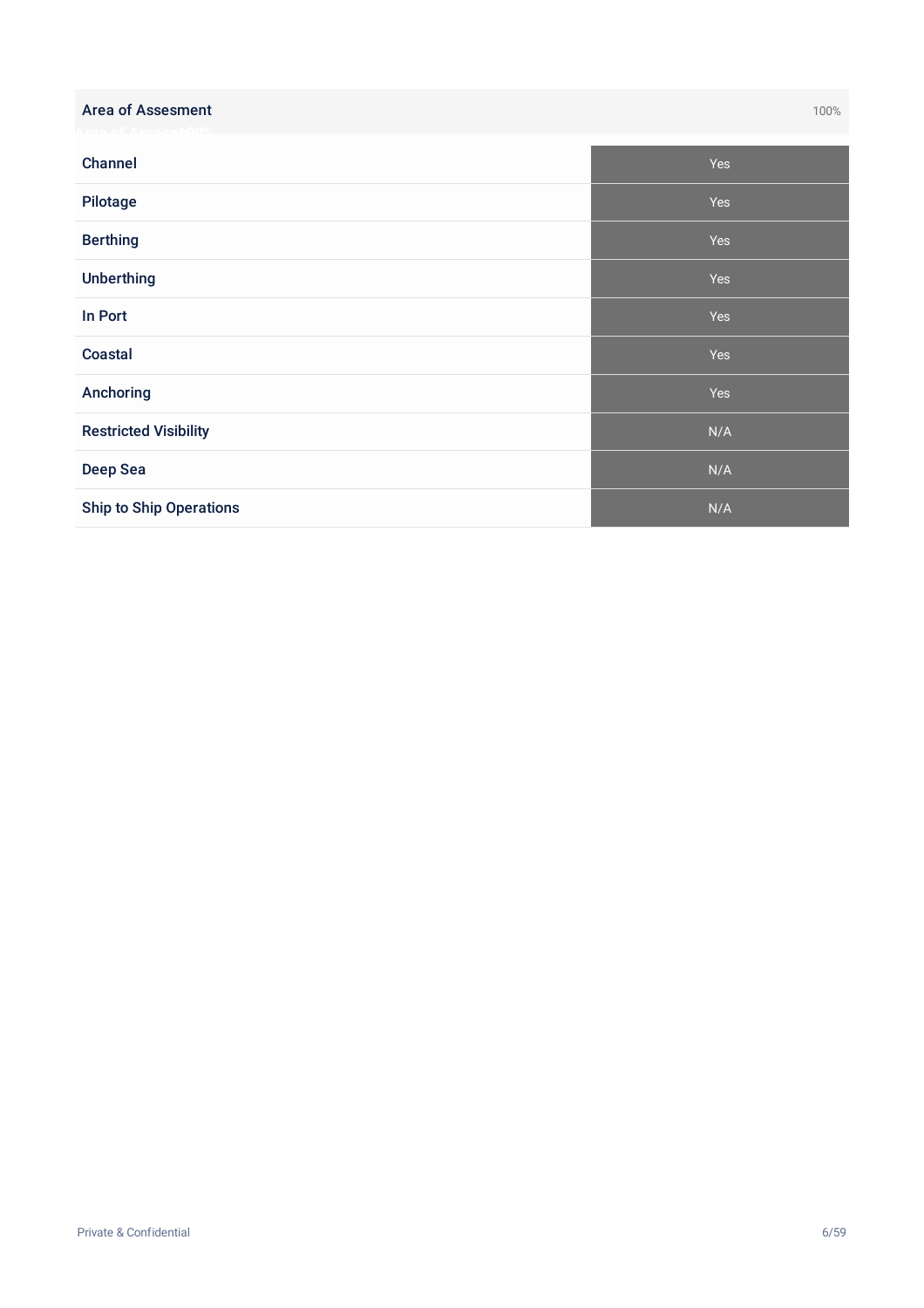| Area of Assesment | 100% |
| --- | --- |
| Channel | Yes |
| Pilotage | Yes |
| Berthing | Yes |
| Unberthing | Yes |
| In Port | Yes |
| Coastal | Yes |
| Anchoring | Yes |
| Restricted Visibility | N/A |
| Deep Sea | N/A |
| Ship to Ship Operations | N/A |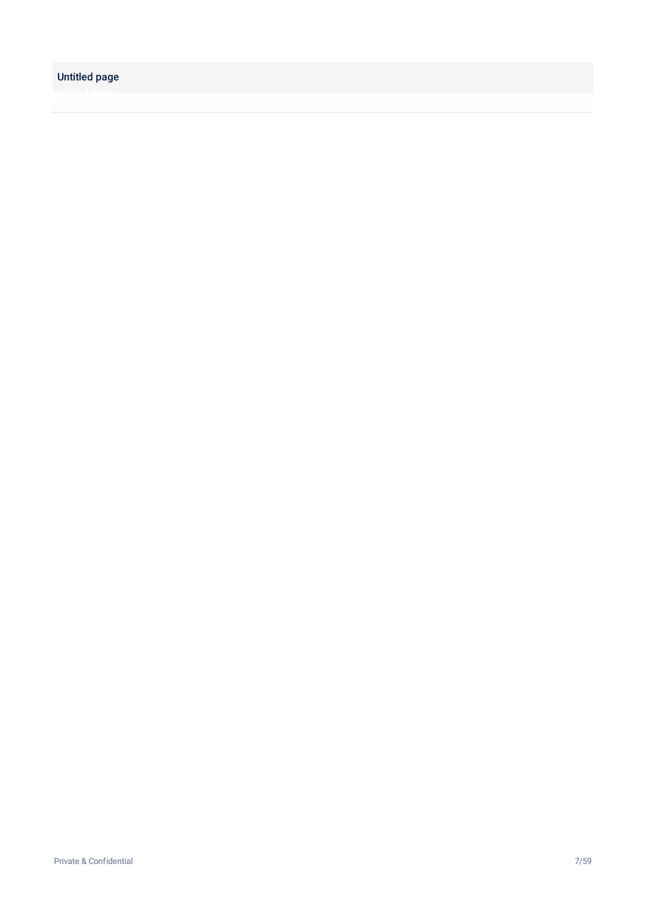## Untitled page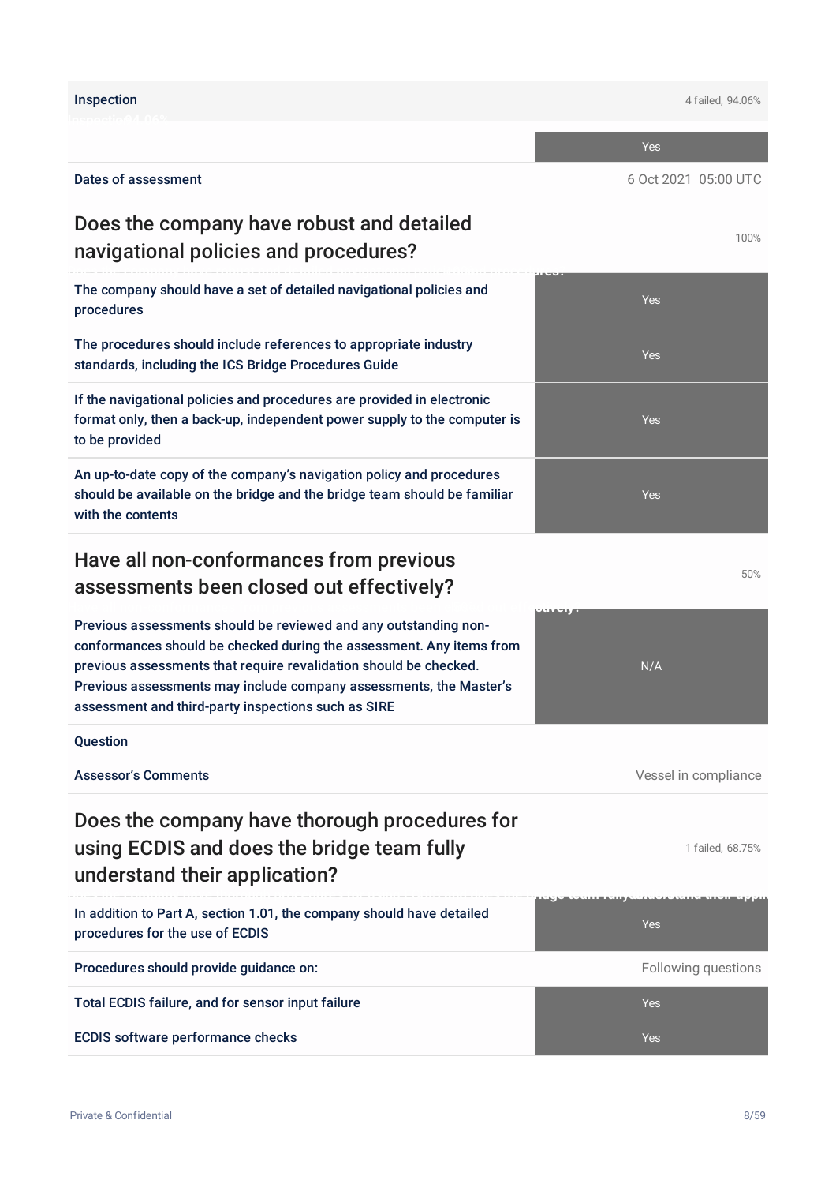| Inspection | 4 failed, 94.06% |
|---|---|
| | Yes |
| Dates of assessment | 6 Oct 2021 05:00 UTC |

## Does the company have robust and detailed navigational policies and procedures?

100%

| | |
|---|---|
| The company should have a set of detailed navigational policies and procedures | Yes |
| The procedures should include references to appropriate industry standards, including the ICS Bridge Procedures Guide | Yes |
| If the navigational policies and procedures are provided in electronic format only, then a back-up, independent power supply to the computer is to be provided | Yes |
| An up-to-date copy of the company's navigation policy and procedures should be available on the bridge and the bridge team should be familiar with the contents | Yes |

## Have all non-conformances from previous assessments been closed out effectively?

50%

| | |
|---|---|
| Previous assessments should be reviewed and any outstanding non-conformances should be checked during the assessment. Any items from previous assessments that require revalidation should be checked. Previous assessments may include company assessments, the Master's assessment and third-party inspections such as SIRE | N/A |
| Question | |
| Assessor's Comments | Vessel in compliance |

## Does the company have thorough procedures for using ECDIS and does the bridge team fully understand their application?

1 failed, 68.75%

| | |
|---|---|
| In addition to Part A, section 1.01, the company should have detailed procedures for the use of ECDIS | Yes |
| Procedures should provide guidance on: | Following questions |
| Total ECDIS failure, and for sensor input failure | Yes |
| ECDIS software performance checks | Yes |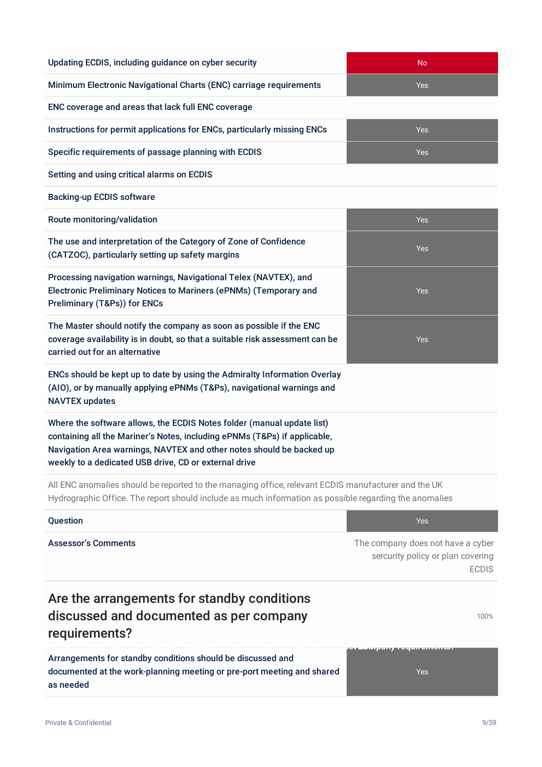| | |
|---|---|
| Updating ECDIS, including guidance on cyber security | No |
| Minimum Electronic Navigational Charts (ENC) carriage requirements | Yes |
| ENC coverage and areas that lack full ENC coverage | |
| Instructions for permit applications for ENCs, particularly missing ENCs | Yes |
| Specific requirements of passage planning with ECDIS | Yes |
| Setting and using critical alarms on ECDIS | |
| Backing-up ECDIS software | |
| Route monitoring/validation | Yes |
| The use and interpretation of the Category of Zone of Confidence (CATZOC), particularly setting up safety margins | Yes |
| Processing navigation warnings, Navigational Telex (NAVTEX), and Electronic Preliminary Notices to Mariners (ePNMs) (Temporary and Preliminary (T&Ps)) for ENCs | Yes |
| The Master should notify the company as soon as possible if the ENC coverage availability is in doubt, so that a suitable risk assessment can be carried out for an alternative | Yes |
| ENCs should be kept up to date by using the Admiralty Information Overlay (AIO), or by manually applying ePNMs (T&Ps), navigational warnings and NAVTEX updates | |
| Where the software allows, the ECDIS Notes folder (manual update list) containing all the Mariner's Notes, including ePNMs (T&Ps) if applicable, Navigation Area warnings, NAVTEX and other notes should be backed up weekly to a dedicated USB drive, CD or external drive | |

All ENC anomalies should be reported to the managing office, relevant ECDIS manufacturer and the UK Hydrographic Office. The report should include as much information as possible regarding the anomalies

| | |
|---|---|
| Question | Yes |
| Assessor's Comments | The company does not have a cyber sercurity policy or plan covering ECDIS |

## Are the arrangements for standby conditions discussed and documented as per company requirements?

100%

| | |
|---|---|
| Arrangements for standby conditions should be discussed and documented at the work-planning meeting or pre-port meeting and shared as needed | Yes |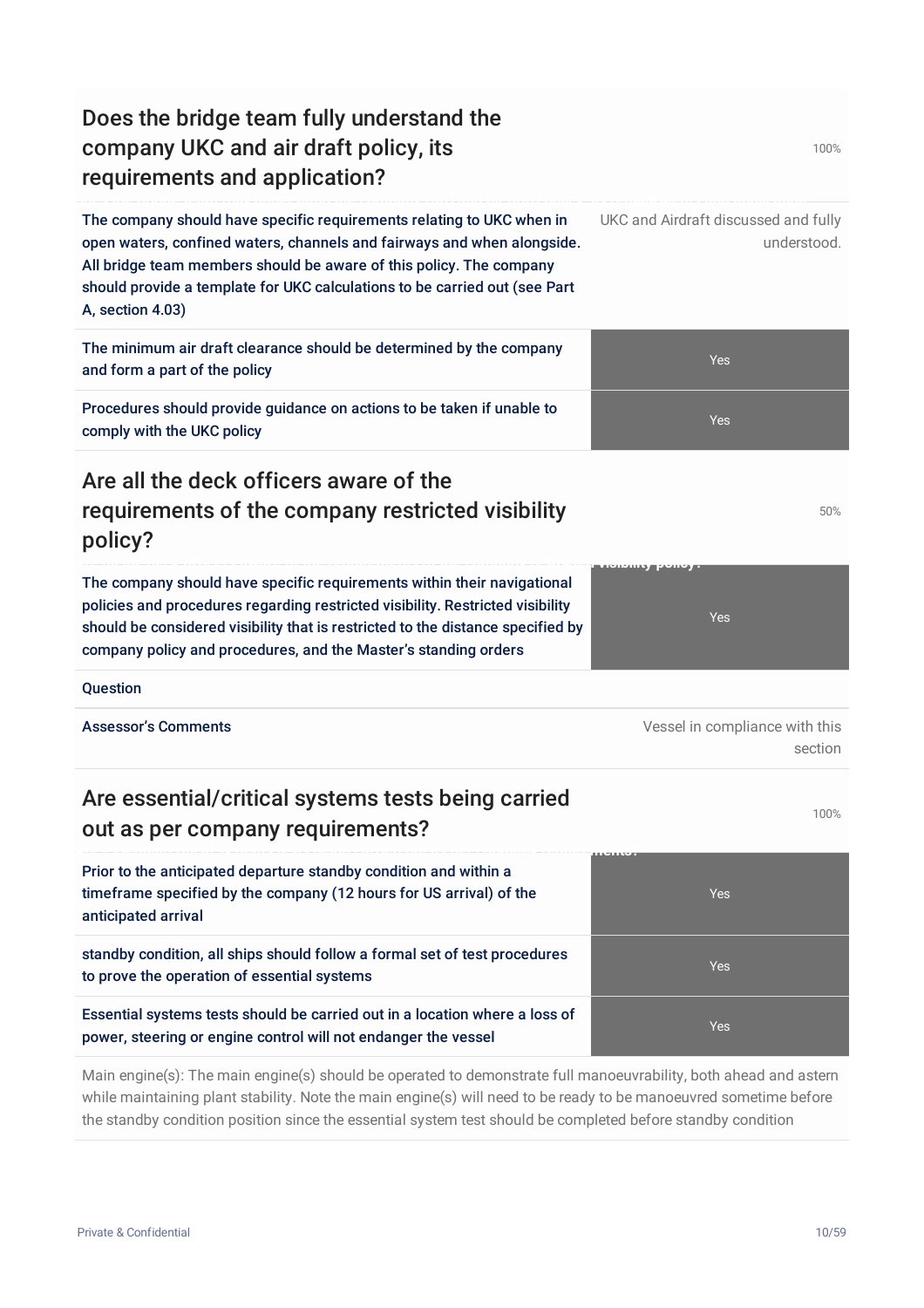## Does the bridge team fully understand the company UKC and air draft policy, its requirements and application?

100%

| | |
|---|---|
| The company should have specific requirements relating to UKC when in open waters, confined waters, channels and fairways and when alongside. All bridge team members should be aware of this policy. The company should provide a template for UKC calculations to be carried out (see Part A, section 4.03) | UKC and Airdraft discussed and fully understood. |
| The minimum air draft clearance should be determined by the company and form a part of the policy | Yes |
| Procedures should provide guidance on actions to be taken if unable to comply with the UKC policy | Yes |

## Are all the deck officers aware of the requirements of the company restricted visibility policy?

50%

| | |
|---|---|
| The company should have specific requirements within their navigational policies and procedures regarding restricted visibility. Restricted visibility should be considered visibility that is restricted to the distance specified by company policy and procedures, and the Master's standing orders | Yes |
| Question | |
| Assessor's Comments | Vessel in compliance with this section |

## Are essential/critical systems tests being carried out as per company requirements?

100%

| | |
|---|---|
| Prior to the anticipated departure standby condition and within a timeframe specified by the company (12 hours for US arrival) of the anticipated arrival | Yes |
| standby condition, all ships should follow a formal set of test procedures to prove the operation of essential systems | Yes |
| Essential systems tests should be carried out in a location where a loss of power, steering or engine control will not endanger the vessel | Yes |

Main engine(s): The main engine(s) should be operated to demonstrate full manoeuvrability, both ahead and astern while maintaining plant stability. Note the main engine(s) will need to be ready to be manoeuvred sometime before the standby condition position since the essential system test should be completed before standby condition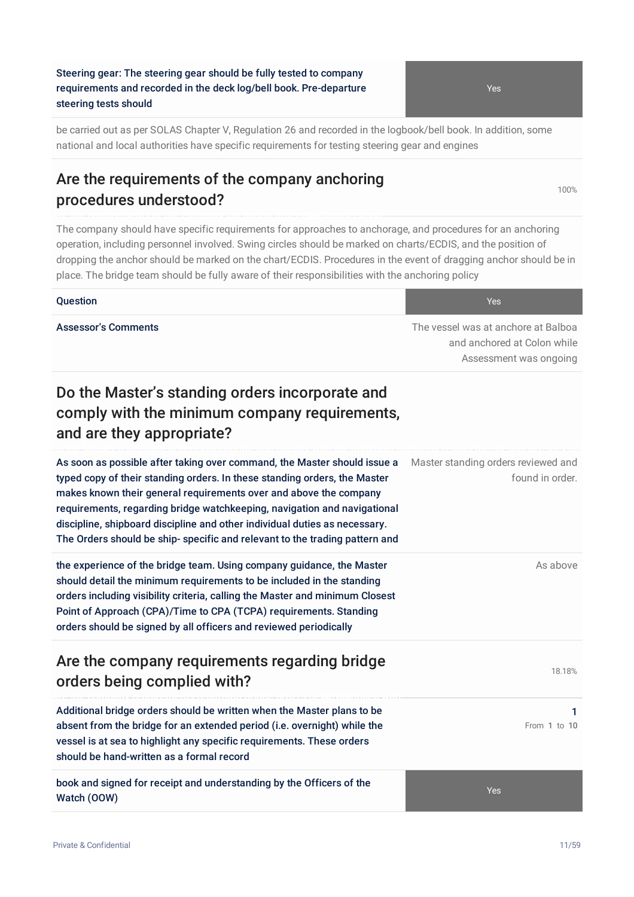| Steering gear: The steering gear should be fully tested to company requirements and recorded in the deck log/bell book. Pre-departure steering tests should | Yes |
|---|---|

be carried out as per SOLAS Chapter V, Regulation 26 and recorded in the logbook/bell book. In addition, some national and local authorities have specific requirements for testing steering gear and engines

## Are the requirements of the company anchoring procedures understood?

100%

The company should have specific requirements for approaches to anchorage, and procedures for an anchoring operation, including personnel involved. Swing circles should be marked on charts/ECDIS, and the position of dropping the anchor should be marked on the chart/ECDIS. Procedures in the event of dragging anchor should be in place. The bridge team should be fully aware of their responsibilities with the anchoring policy

| Question | Yes |
|---|---|
| Assessor's Comments | The vessel was at anchore at Balboa and anchored at Colon while Assessment was ongoing |

## Do the Master's standing orders incorporate and comply with the minimum company requirements, and are they appropriate?

| | |
|---|---|
| As soon as possible after taking over command, the Master should issue a typed copy of their standing orders. In these standing orders, the Master makes known their general requirements over and above the company requirements, regarding bridge watchkeeping, navigation and navigational discipline, shipboard discipline and other individual duties as necessary. The Orders should be ship- specific and relevant to the trading pattern and | Master standing orders reviewed and found in order. |
| the experience of the bridge team. Using company guidance, the Master should detail the minimum requirements to be included in the standing orders including visibility criteria, calling the Master and minimum Closest Point of Approach (CPA)/Time to CPA (TCPA) requirements. Standing orders should be signed by all officers and reviewed periodically | As above |

## Are the company requirements regarding bridge orders being complied with?

18.18%

| | |
|---|---|
| Additional bridge orders should be written when the Master plans to be absent from the bridge for an extended period (i.e. overnight) while the vessel is at sea to highlight any specific requirements. These orders should be hand-written as a formal record | 1<br>From 1 to 10 |
| book and signed for receipt and understanding by the Officers of the Watch (OOW) | Yes |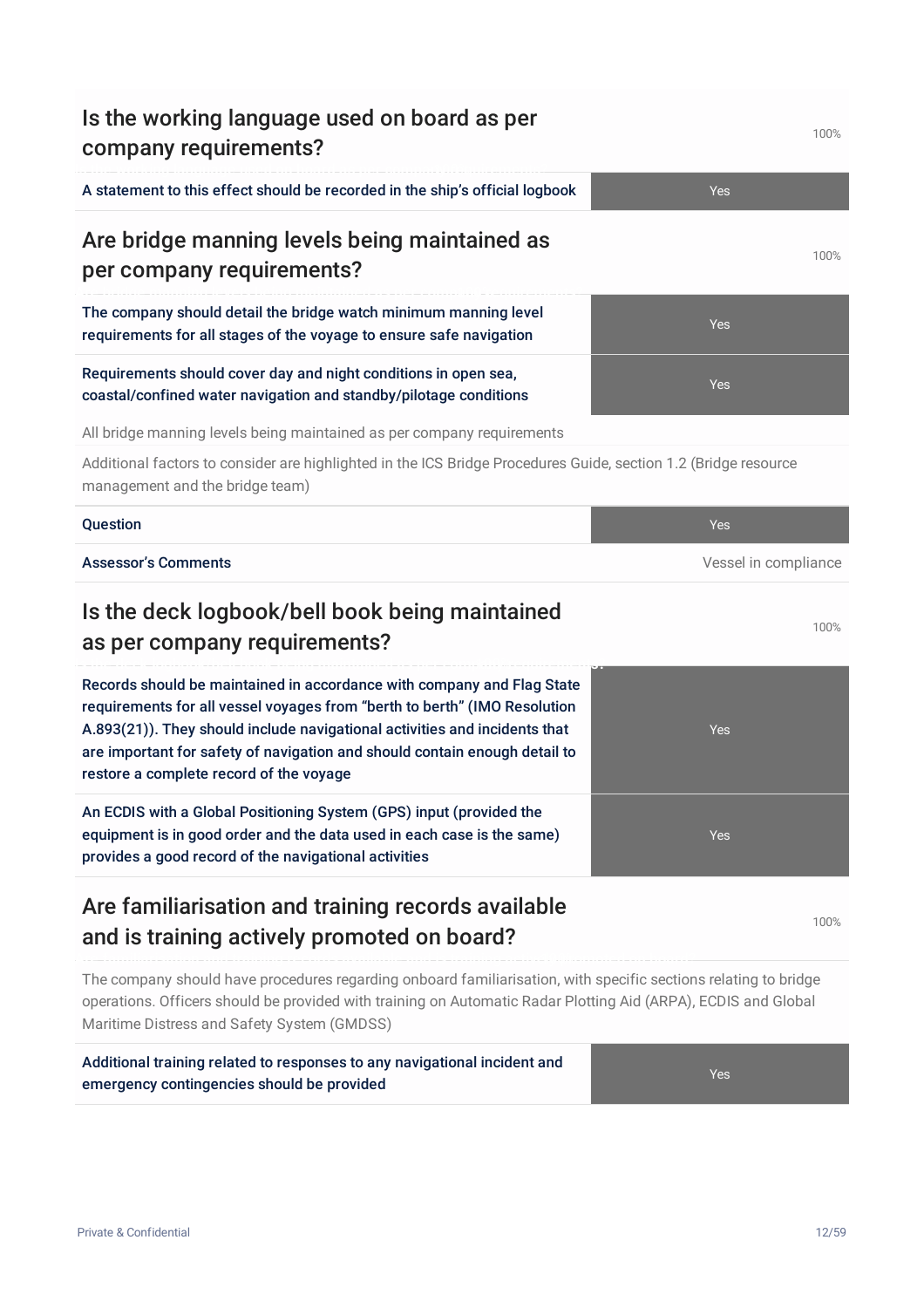## Is the working language used on board as per company requirements?

100%

| | |
|---|---|
| A statement to this effect should be recorded in the ship's official logbook | Yes |

## Are bridge manning levels being maintained as per company requirements?

100%

| | |
|---|---|
| The company should detail the bridge watch minimum manning level requirements for all stages of the voyage to ensure safe navigation | Yes |
| Requirements should cover day and night conditions in open sea, coastal/confined water navigation and standby/pilotage conditions | Yes |

All bridge manning levels being maintained as per company requirements

Additional factors to consider are highlighted in the ICS Bridge Procedures Guide, section 1.2 (Bridge resource management and the bridge team)

| | |
|---|---|
| Question | Yes |
| Assessor's Comments | Vessel in compliance |

## Is the deck logbook/bell book being maintained as per company requirements?

100%

| | |
|---|---|
| Records should be maintained in accordance with company and Flag State requirements for all vessel voyages from "berth to berth" (IMO Resolution A.893(21)). They should include navigational activities and incidents that are important for safety of navigation and should contain enough detail to restore a complete record of the voyage | Yes |
| An ECDIS with a Global Positioning System (GPS) input (provided the equipment is in good order and the data used in each case is the same) provides a good record of the navigational activities | Yes |

## Are familiarisation and training records available and is training actively promoted on board?

100%

The company should have procedures regarding onboard familiarisation, with specific sections relating to bridge operations. Officers should be provided with training on Automatic Radar Plotting Aid (ARPA), ECDIS and Global Maritime Distress and Safety System (GMDSS)

| | |
|---|---|
| Additional training related to responses to any navigational incident and emergency contingencies should be provided | Yes |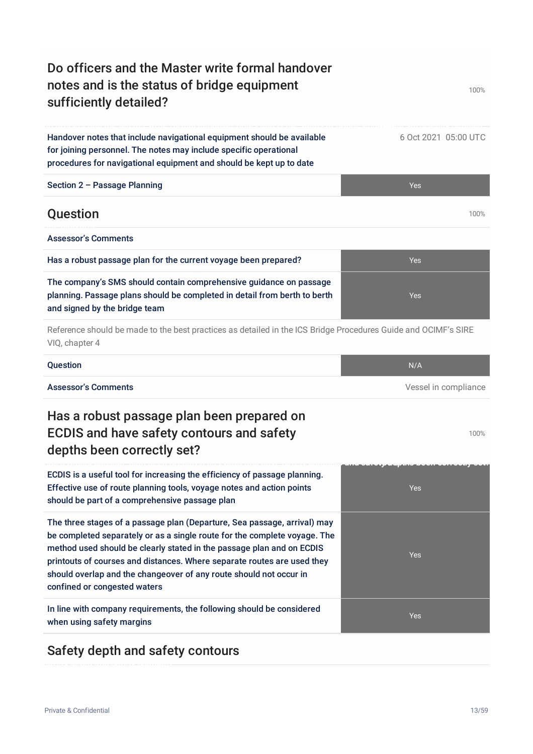## Do officers and the Master write formal handover notes and is the status of bridge equipment sufficiently detailed?

100%

| | |
|---|---|
| Handover notes that include navigational equipment should be available for joining personnel. The notes may include specific operational procedures for navigational equipment and should be kept up to date | 6 Oct 2021 05:00 UTC |
| Section 2 – Passage Planning | Yes |

## Question

100%

| | |
|---|---|
| Assessor's Comments | |
| Has a robust passage plan for the current voyage been prepared? | Yes |
| The company's SMS should contain comprehensive guidance on passage planning. Passage plans should be completed in detail from berth to berth and signed by the bridge team | Yes |

Reference should be made to the best practices as detailed in the ICS Bridge Procedures Guide and OCIMF's SIRE VIQ, chapter 4

| | |
|---|---|
| Question | N/A |
| Assessor's Comments | Vessel in compliance |

## Has a robust passage plan been prepared on ECDIS and have safety contours and safety depths been correctly set?

100%

| | |
|---|---|
| ECDIS is a useful tool for increasing the efficiency of passage planning. Effective use of route planning tools, voyage notes and action points should be part of a comprehensive passage plan | Yes |
| The three stages of a passage plan (Departure, Sea passage, arrival) may be completed separately or as a single route for the complete voyage. The method used should be clearly stated in the passage plan and on ECDIS printouts of courses and distances. Where separate routes are used they should overlap and the changeover of any route should not occur in confined or congested waters | Yes |
| In line with company requirements, the following should be considered when using safety margins | Yes |

## Safety depth and safety contours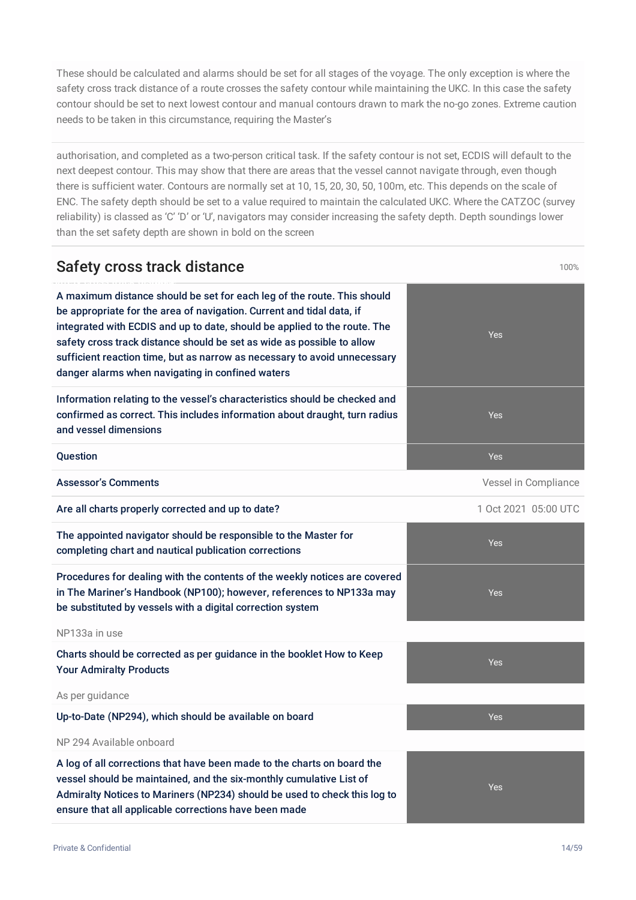These should be calculated and alarms should be set for all stages of the voyage. The only exception is where the safety cross track distance of a route crosses the safety contour while maintaining the UKC. In this case the safety contour should be set to next lowest contour and manual contours drawn to mark the no-go zones. Extreme caution needs to be taken in this circumstance, requiring the Master's

authorisation, and completed as a two-person critical task. If the safety contour is not set, ECDIS will default to the next deepest contour. This may show that there are areas that the vessel cannot navigate through, even though there is sufficient water. Contours are normally set at 10, 15, 20, 30, 50, 100m, etc. This depends on the scale of ENC. The safety depth should be set to a value required to maintain the calculated UKC. Where the CATZOC (survey reliability) is classed as 'C' 'D' or 'U', navigators may consider increasing the safety depth. Depth soundings lower than the set safety depth are shown in bold on the screen

## Safety cross track distance

100%

| | |
|---|---|
| A maximum distance should be set for each leg of the route. This should be appropriate for the area of navigation. Current and tidal data, if integrated with ECDIS and up to date, should be applied to the route. The safety cross track distance should be set as wide as possible to allow sufficient reaction time, but as narrow as necessary to avoid unnecessary danger alarms when navigating in confined waters | Yes |
| Information relating to the vessel's characteristics should be checked and confirmed as correct. This includes information about draught, turn radius and vessel dimensions | Yes |
| Question | Yes |
| Assessor's Comments | Vessel in Compliance |
| Are all charts properly corrected and up to date? | 1 Oct 2021 05:00 UTC |
| The appointed navigator should be responsible to the Master for completing chart and nautical publication corrections | Yes |
| Procedures for dealing with the contents of the weekly notices are covered in The Mariner's Handbook (NP100); however, references to NP133a may be substituted by vessels with a digital correction system | Yes |

NP133a in use

| | |
|---|---|
| Charts should be corrected as per guidance in the booklet How to Keep Your Admiralty Products | Yes |

As per guidance

| | |
|---|---|
| Up-to-Date (NP294), which should be available on board | Yes |

NP 294 Available onboard

| | |
|---|---|
| A log of all corrections that have been made to the charts on board the vessel should be maintained, and the six-monthly cumulative List of Admiralty Notices to Mariners (NP234) should be used to check this log to ensure that all applicable corrections have been made | Yes |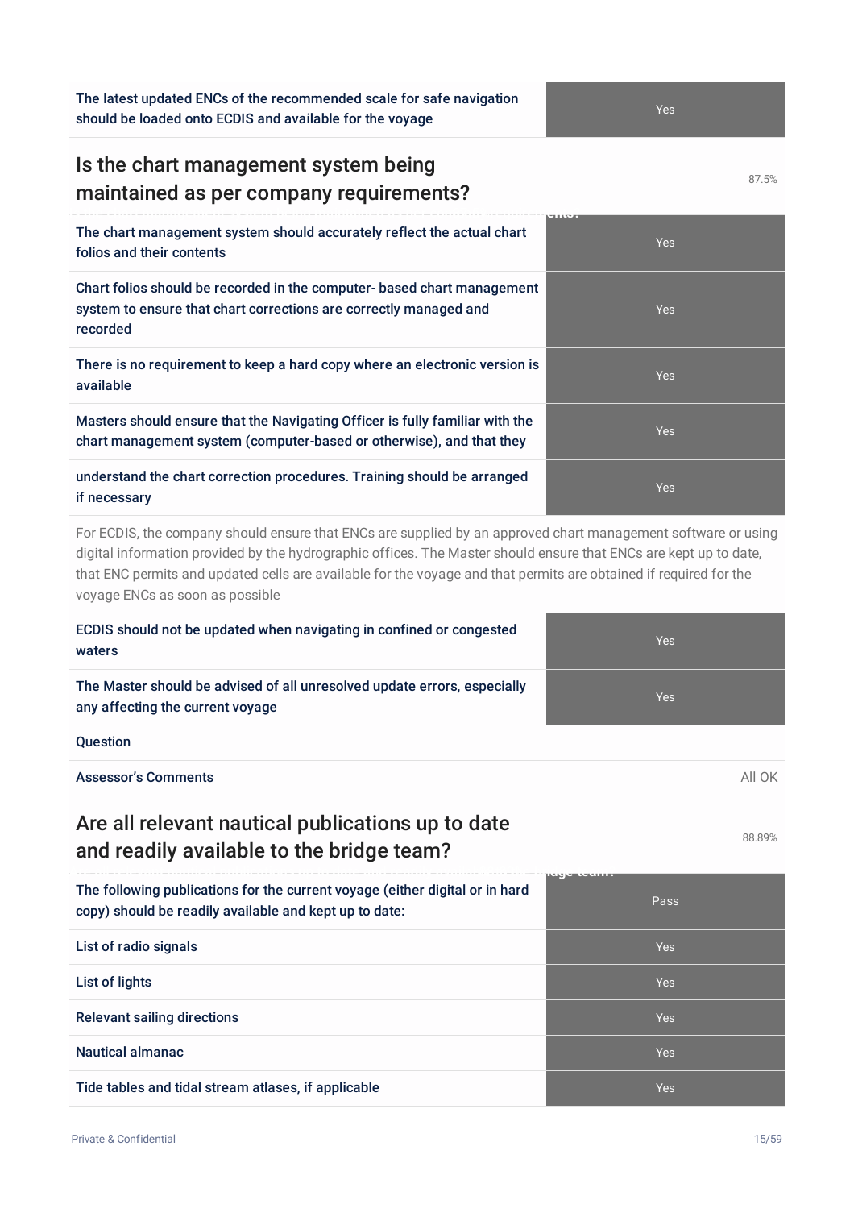| The latest updated ENCs of the recommended scale for safe navigation should be loaded onto ECDIS and available for the voyage | Yes |
|---|---|

## Is the chart management system being maintained as per company requirements?

87.5%

| The chart management system should accurately reflect the actual chart folios and their contents | Yes |
|---|---|
| Chart folios should be recorded in the computer- based chart management system to ensure that chart corrections are correctly managed and recorded | Yes |
| There is no requirement to keep a hard copy where an electronic version is available | Yes |
| Masters should ensure that the Navigating Officer is fully familiar with the chart management system (computer-based or otherwise), and that they | Yes |
| understand the chart correction procedures. Training should be arranged if necessary | Yes |

For ECDIS, the company should ensure that ENCs are supplied by an approved chart management software or using digital information provided by the hydrographic offices. The Master should ensure that ENCs are kept up to date, that ENC permits and updated cells are available for the voyage and that permits are obtained if required for the voyage ENCs as soon as possible

| ECDIS should not be updated when navigating in confined or congested waters | Yes |
|---|---|
| The Master should be advised of all unresolved update errors, especially any affecting the current voyage | Yes |
| Question | |
| Assessor's Comments | All OK |

## Are all relevant nautical publications up to date and readily available to the bridge team?

88.89%

| The following publications for the current voyage (either digital or in hard copy) should be readily available and kept up to date: | Pass |
|---|---|
| List of radio signals | Yes |
| List of lights | Yes |
| Relevant sailing directions | Yes |
| Nautical almanac | Yes |
| Tide tables and tidal stream atlases, if applicable | Yes |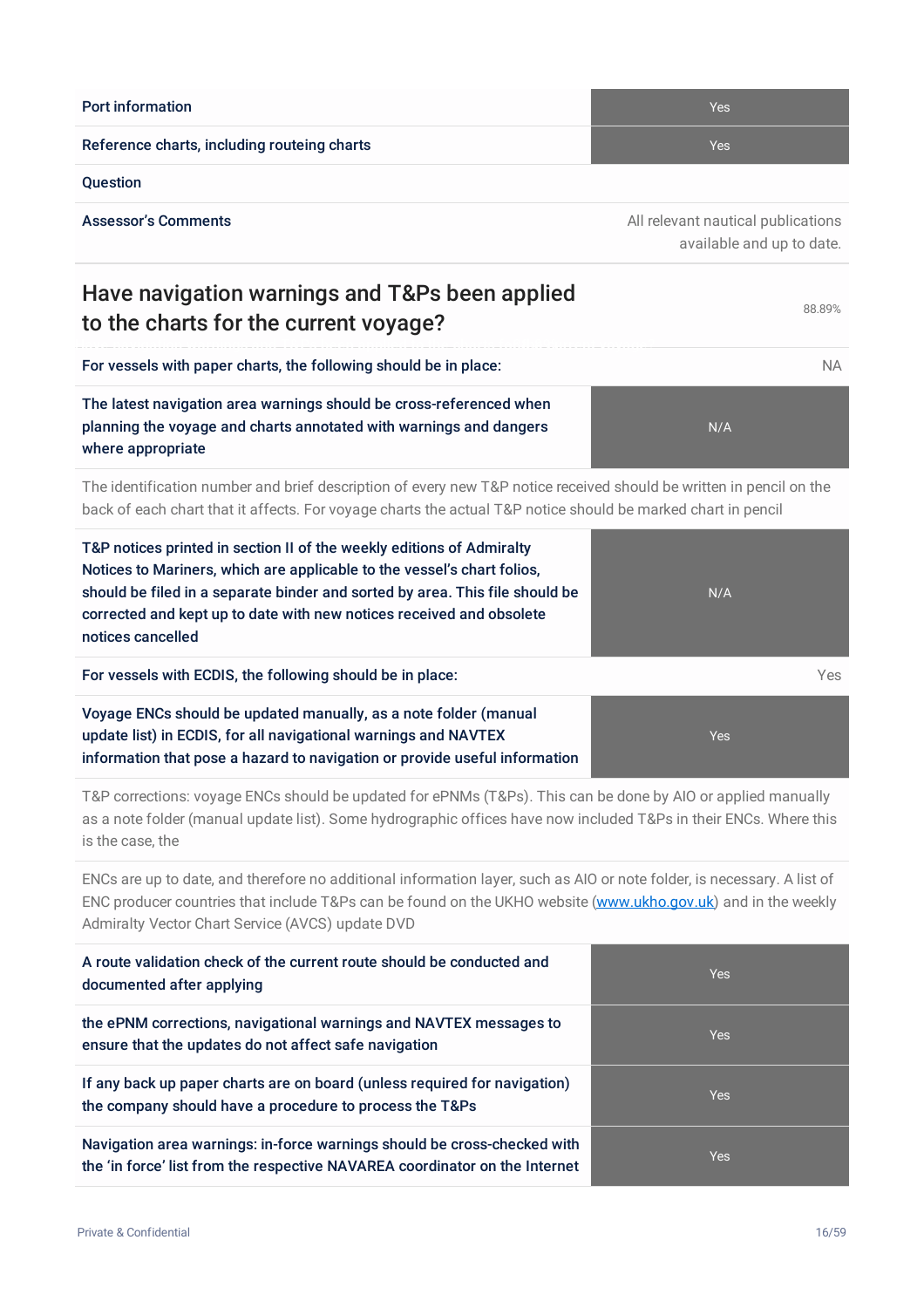| | |
|---|---|
| Port information | Yes |
| Reference charts, including routeing charts | Yes |
| Question | |
| Assessor's Comments | All relevant nautical publications available and up to date. |

## Have navigation warnings and T&Ps been applied to the charts for the current voyage?

88.89%

| | |
|---|---|
| For vessels with paper charts, the following should be in place: | NA |
| The latest navigation area warnings should be cross-referenced when planning the voyage and charts annotated with warnings and dangers where appropriate | N/A |

The identification number and brief description of every new T&P notice received should be written in pencil on the back of each chart that it affects. For voyage charts the actual T&P notice should be marked chart in pencil

| | |
|---|---|
| T&P notices printed in section II of the weekly editions of Admiralty Notices to Mariners, which are applicable to the vessel's chart folios, should be filed in a separate binder and sorted by area. This file should be corrected and kept up to date with new notices received and obsolete notices cancelled | N/A |
| For vessels with ECDIS, the following should be in place: | Yes |
| Voyage ENCs should be updated manually, as a note folder (manual update list) in ECDIS, for all navigational warnings and NAVTEX information that pose a hazard to navigation or provide useful information | Yes |

T&P corrections: voyage ENCs should be updated for ePNMs (T&Ps). This can be done by AIO or applied manually as a note folder (manual update list). Some hydrographic offices have now included T&Ps in their ENCs. Where this is the case, the

ENCs are up to date, and therefore no additional information layer, such as AIO or note folder, is necessary. A list of ENC producer countries that include T&Ps can be found on the UKHO website (www.ukho.gov.uk) and in the weekly Admiralty Vector Chart Service (AVCS) update DVD

| | |
|---|---|
| A route validation check of the current route should be conducted and documented after applying | Yes |
| the ePNM corrections, navigational warnings and NAVTEX messages to ensure that the updates do not affect safe navigation | Yes |
| If any back up paper charts are on board (unless required for navigation) the company should have a procedure to process the T&Ps | Yes |
| Navigation area warnings: in-force warnings should be cross-checked with the 'in force' list from the respective NAVAREA coordinator on the Internet | Yes |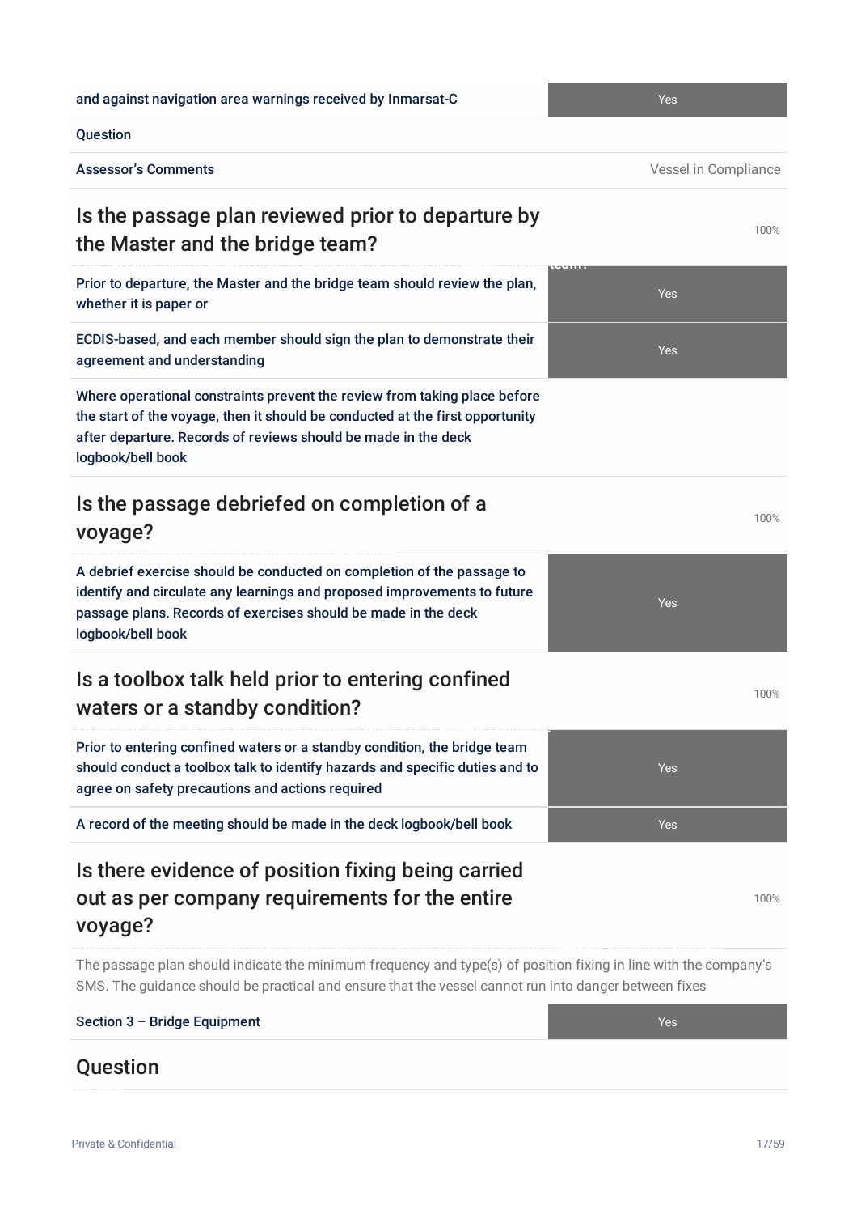| | |
|---|---|
| and against navigation area warnings received by Inmarsat-C | Yes |
| Question | |
| Assessor's Comments | Vessel in Compliance |

## Is the passage plan reviewed prior to departure by the Master and the bridge team?

100%

| | |
|---|---|
| Prior to departure, the Master and the bridge team should review the plan, whether it is paper or | Yes |
| ECDIS-based, and each member should sign the plan to demonstrate their agreement and understanding | Yes |
| Where operational constraints prevent the review from taking place before the start of the voyage, then it should be conducted at the first opportunity after departure. Records of reviews should be made in the deck logbook/bell book | |

## Is the passage debriefed on completion of a voyage?

100%

| | |
|---|---|
| A debrief exercise should be conducted on completion of the passage to identify and circulate any learnings and proposed improvements to future passage plans. Records of exercises should be made in the deck logbook/bell book | Yes |

## Is a toolbox talk held prior to entering confined waters or a standby condition?

100%

| | |
|---|---|
| Prior to entering confined waters or a standby condition, the bridge team should conduct a toolbox talk to identify hazards and specific duties and to agree on safety precautions and actions required | Yes |
| A record of the meeting should be made in the deck logbook/bell book | Yes |

## Is there evidence of position fixing being carried out as per company requirements for the entire voyage?

100%

The passage plan should indicate the minimum frequency and type(s) of position fixing in line with the company's SMS. The guidance should be practical and ensure that the vessel cannot run into danger between fixes

| | |
|---|---|
| Section 3 – Bridge Equipment | Yes |

## Question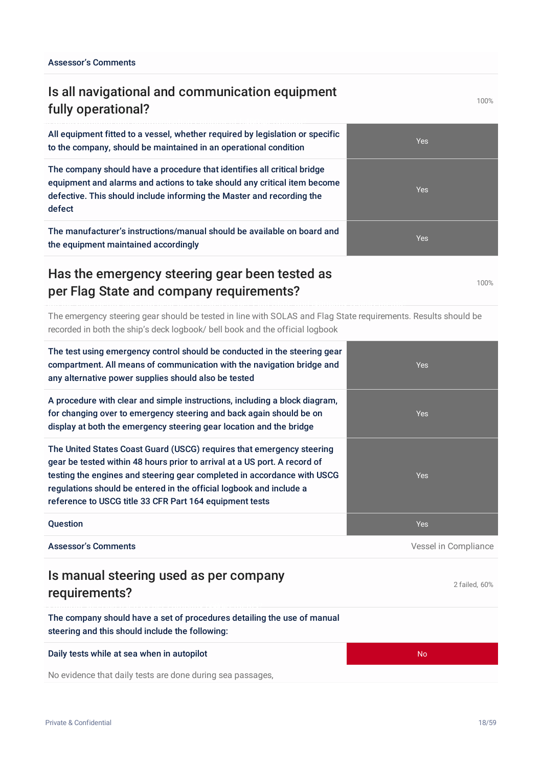| Assessor's Comments | |
|---|---|

## Is all navigational and communication equipment fully operational?

100%

| | |
|---|---|
| All equipment fitted to a vessel, whether required by legislation or specific to the company, should be maintained in an operational condition | Yes |
| The company should have a procedure that identifies all critical bridge equipment and alarms and actions to take should any critical item become defective. This should include informing the Master and recording the defect | Yes |
| The manufacturer's instructions/manual should be available on board and the equipment maintained accordingly | Yes |

## Has the emergency steering gear been tested as per Flag State and company requirements?

100%

The emergency steering gear should be tested in line with SOLAS and Flag State requirements. Results should be recorded in both the ship's deck logbook/ bell book and the official logbook

| | |
|---|---|
| The test using emergency control should be conducted in the steering gear compartment. All means of communication with the navigation bridge and any alternative power supplies should also be tested | Yes |
| A procedure with clear and simple instructions, including a block diagram, for changing over to emergency steering and back again should be on display at both the emergency steering gear location and the bridge | Yes |
| The United States Coast Guard (USCG) requires that emergency steering gear be tested within 48 hours prior to arrival at a US port. A record of testing the engines and steering gear completed in accordance with USCG regulations should be entered in the official logbook and include a reference to USCG title 33 CFR Part 164 equipment tests | Yes |
| Question | Yes |
| Assessor's Comments | Vessel in Compliance |

## Is manual steering used as per company requirements?

2 failed, 60%

The company should have a set of procedures detailing the use of manual steering and this should include the following:

| | |
|---|---|
| Daily tests while at sea when in autopilot | No |

No evidence that daily tests are done during sea passages,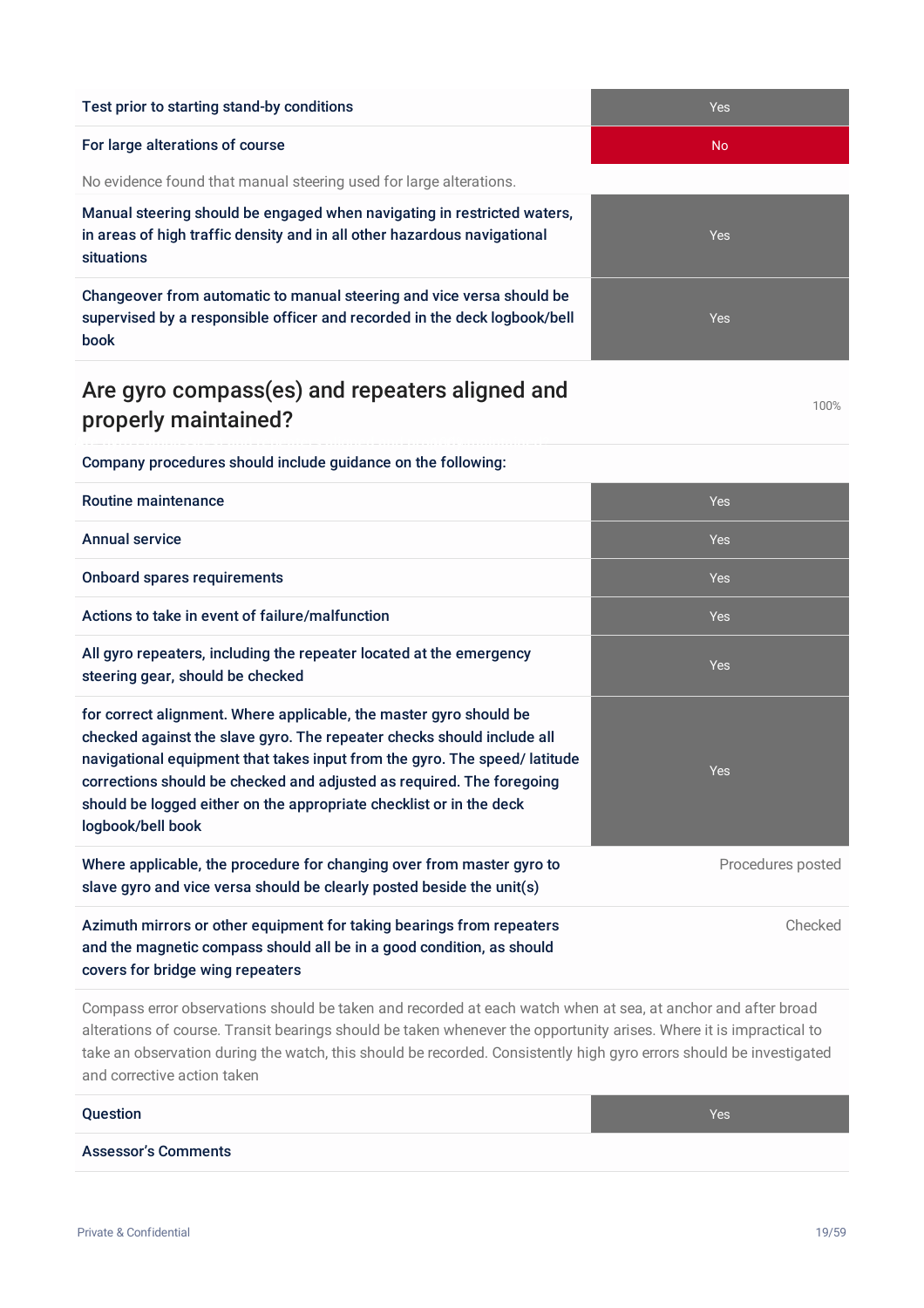| | |
|---|---|
| Test prior to starting stand-by conditions | Yes |
| For large alterations of course | No |

No evidence found that manual steering used for large alterations.

| | |
|---|---|
| Manual steering should be engaged when navigating in restricted waters, in areas of high traffic density and in all other hazardous navigational situations | Yes |
| Changeover from automatic to manual steering and vice versa should be supervised by a responsible officer and recorded in the deck logbook/bell book | Yes |

## Are gyro compass(es) and repeaters aligned and properly maintained?

100%

Company procedures should include guidance on the following:

| | |
|---|---|
| Routine maintenance | Yes |
| Annual service | Yes |
| Onboard spares requirements | Yes |
| Actions to take in event of failure/malfunction | Yes |
| All gyro repeaters, including the repeater located at the emergency steering gear, should be checked | Yes |
| for correct alignment. Where applicable, the master gyro should be checked against the slave gyro. The repeater checks should include all navigational equipment that takes input from the gyro. The speed/ latitude corrections should be checked and adjusted as required. The foregoing should be logged either on the appropriate checklist or in the deck logbook/bell book | Yes |
| Where applicable, the procedure for changing over from master gyro to slave gyro and vice versa should be clearly posted beside the unit(s) | Procedures posted |
| Azimuth mirrors or other equipment for taking bearings from repeaters and the magnetic compass should all be in a good condition, as should covers for bridge wing repeaters | Checked |

Compass error observations should be taken and recorded at each watch when at sea, at anchor and after broad alterations of course. Transit bearings should be taken whenever the opportunity arises. Where it is impractical to take an observation during the watch, this should be recorded. Consistently high gyro errors should be investigated and corrective action taken

| | |
|---|---|
| Question | Yes |
| Assessor's Comments | |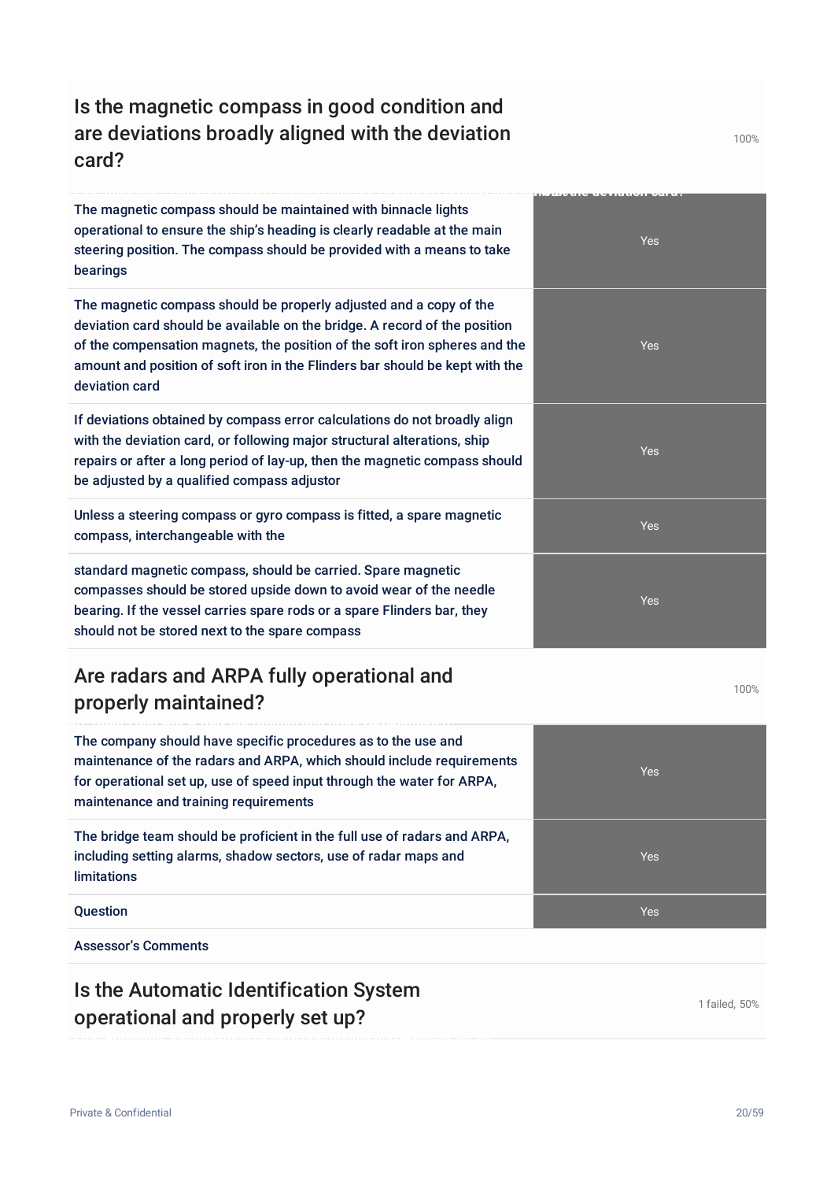## Is the magnetic compass in good condition and are deviations broadly aligned with the deviation card?

100%

| | |
|---|---|
| The magnetic compass should be maintained with binnacle lights operational to ensure the ship's heading is clearly readable at the main steering position. The compass should be provided with a means to take bearings | Yes |
| The magnetic compass should be properly adjusted and a copy of the deviation card should be available on the bridge. A record of the position of the compensation magnets, the position of the soft iron spheres and the amount and position of soft iron in the Flinders bar should be kept with the deviation card | Yes |
| If deviations obtained by compass error calculations do not broadly align with the deviation card, or following major structural alterations, ship repairs or after a long period of lay-up, then the magnetic compass should be adjusted by a qualified compass adjustor | Yes |
| Unless a steering compass or gyro compass is fitted, a spare magnetic compass, interchangeable with the | Yes |
| standard magnetic compass, should be carried. Spare magnetic compasses should be stored upside down to avoid wear of the needle bearing. If the vessel carries spare rods or a spare Flinders bar, they should not be stored next to the spare compass | Yes |

## Are radars and ARPA fully operational and properly maintained?

100%

| | |
|---|---|
| The company should have specific procedures as to the use and maintenance of the radars and ARPA, which should include requirements for operational set up, use of speed input through the water for ARPA, maintenance and training requirements | Yes |
| The bridge team should be proficient in the full use of radars and ARPA, including setting alarms, shadow sectors, use of radar maps and limitations | Yes |
| Question | Yes |
| Assessor's Comments | |

## Is the Automatic Identification System operational and properly set up?

1 failed, 50%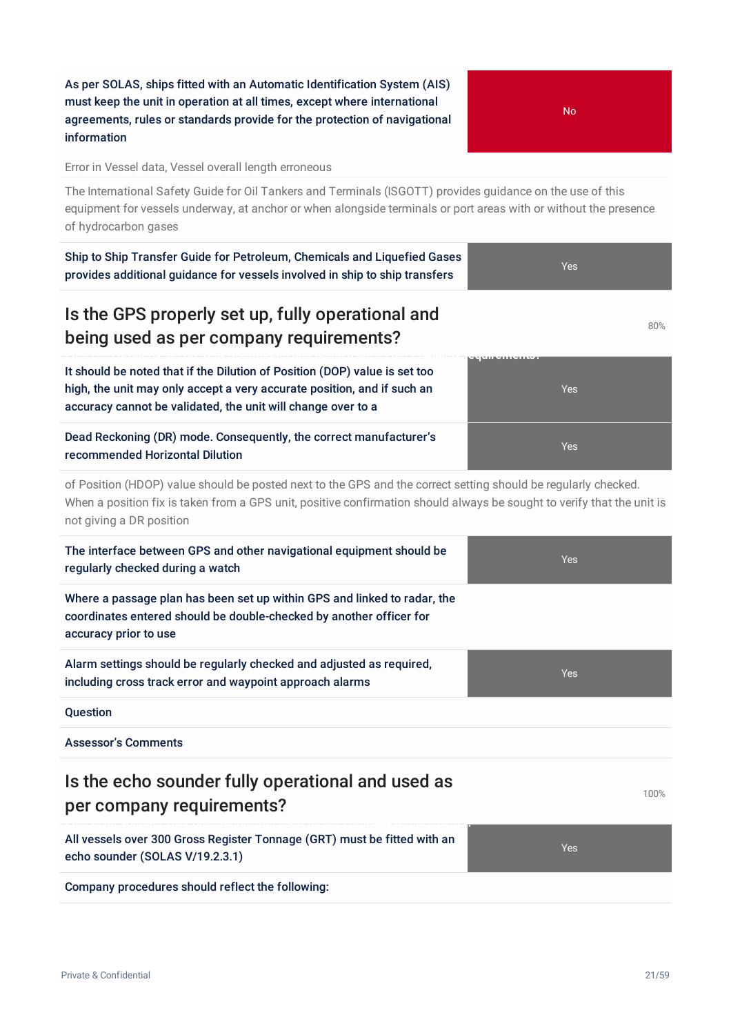| As per SOLAS, ships fitted with an Automatic Identification System (AIS) must keep the unit in operation at all times, except where international agreements, rules or standards provide for the protection of navigational information | No |
|---|---|

Error in Vessel data, Vessel overall length erroneous

The International Safety Guide for Oil Tankers and Terminals (ISGOTT) provides guidance on the use of this equipment for vessels underway, at anchor or when alongside terminals or port areas with or without the presence of hydrocarbon gases

| Ship to Ship Transfer Guide for Petroleum, Chemicals and Liquefied Gases provides additional guidance for vessels involved in ship to ship transfers | Yes |
|---|---|

## Is the GPS properly set up, fully operational and being used as per company requirements?

80%

| It should be noted that if the Dilution of Position (DOP) value is set too high, the unit may only accept a very accurate position, and if such an accuracy cannot be validated, the unit will change over to a | Yes |
|---|---|
| Dead Reckoning (DR) mode. Consequently, the correct manufacturer's recommended Horizontal Dilution | Yes |

of Position (HDOP) value should be posted next to the GPS and the correct setting should be regularly checked. When a position fix is taken from a GPS unit, positive confirmation should always be sought to verify that the unit is not giving a DR position

| The interface between GPS and other navigational equipment should be regularly checked during a watch | Yes |
|---|---|
| Where a passage plan has been set up within GPS and linked to radar, the coordinates entered should be double-checked by another officer for accuracy prior to use | |
| Alarm settings should be regularly checked and adjusted as required, including cross track error and waypoint approach alarms | Yes |

Question

Assessor's Comments

## Is the echo sounder fully operational and used as per company requirements?

100%

| All vessels over 300 Gross Register Tonnage (GRT) must be fitted with an echo sounder (SOLAS V/19.2.3.1) | Yes |
|---|---|

Company procedures should reflect the following: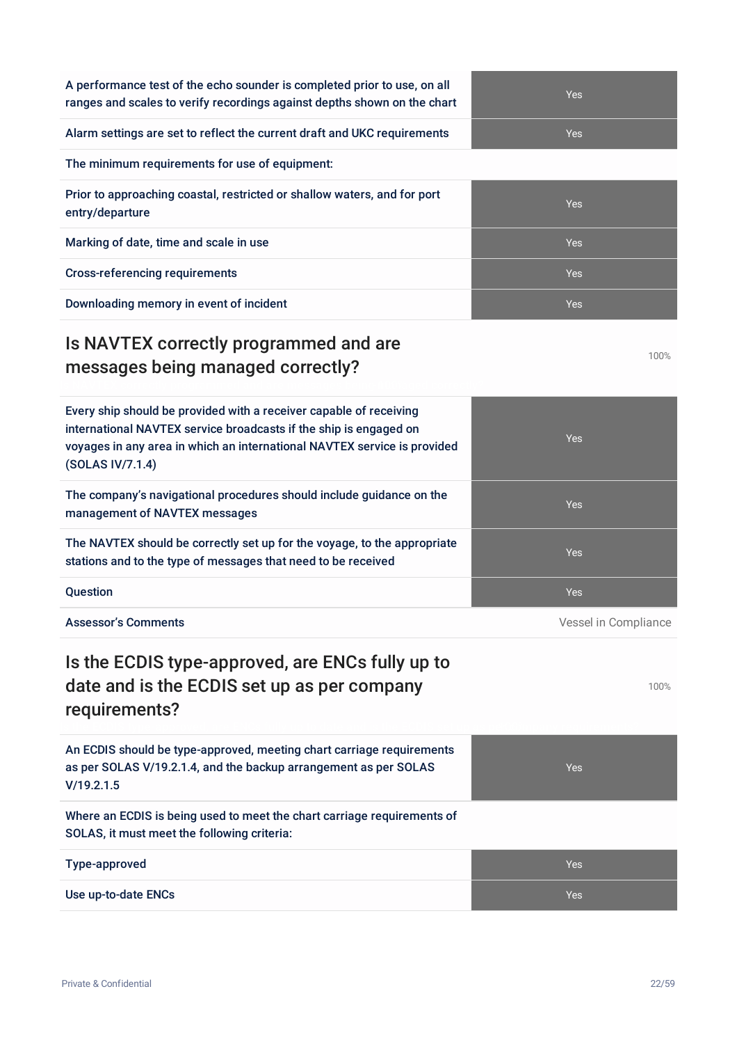| | |
|---|---|
| A performance test of the echo sounder is completed prior to use, on all ranges and scales to verify recordings against depths shown on the chart | Yes |
| Alarm settings are set to reflect the current draft and UKC requirements | Yes |
| The minimum requirements for use of equipment: | |
| Prior to approaching coastal, restricted or shallow waters, and for port entry/departure | Yes |
| Marking of date, time and scale in use | Yes |
| Cross-referencing requirements | Yes |
| Downloading memory in event of incident | Yes |

## Is NAVTEX correctly programmed and are messages being managed correctly?

100%

| | |
|---|---|
| Every ship should be provided with a receiver capable of receiving international NAVTEX service broadcasts if the ship is engaged on voyages in any area in which an international NAVTEX service is provided (SOLAS IV/7.1.4) | Yes |
| The company's navigational procedures should include guidance on the management of NAVTEX messages | Yes |
| The NAVTEX should be correctly set up for the voyage, to the appropriate stations and to the type of messages that need to be received | Yes |
| Question | Yes |
| Assessor's Comments | Vessel in Compliance |

## Is the ECDIS type-approved, are ENCs fully up to date and is the ECDIS set up as per company requirements?

100%

| | |
|---|---|
| An ECDIS should be type-approved, meeting chart carriage requirements as per SOLAS V/19.2.1.4, and the backup arrangement as per SOLAS V/19.2.1.5 | Yes |
| Where an ECDIS is being used to meet the chart carriage requirements of SOLAS, it must meet the following criteria: | |
| Type-approved | Yes |
| Use up-to-date ENCs | Yes |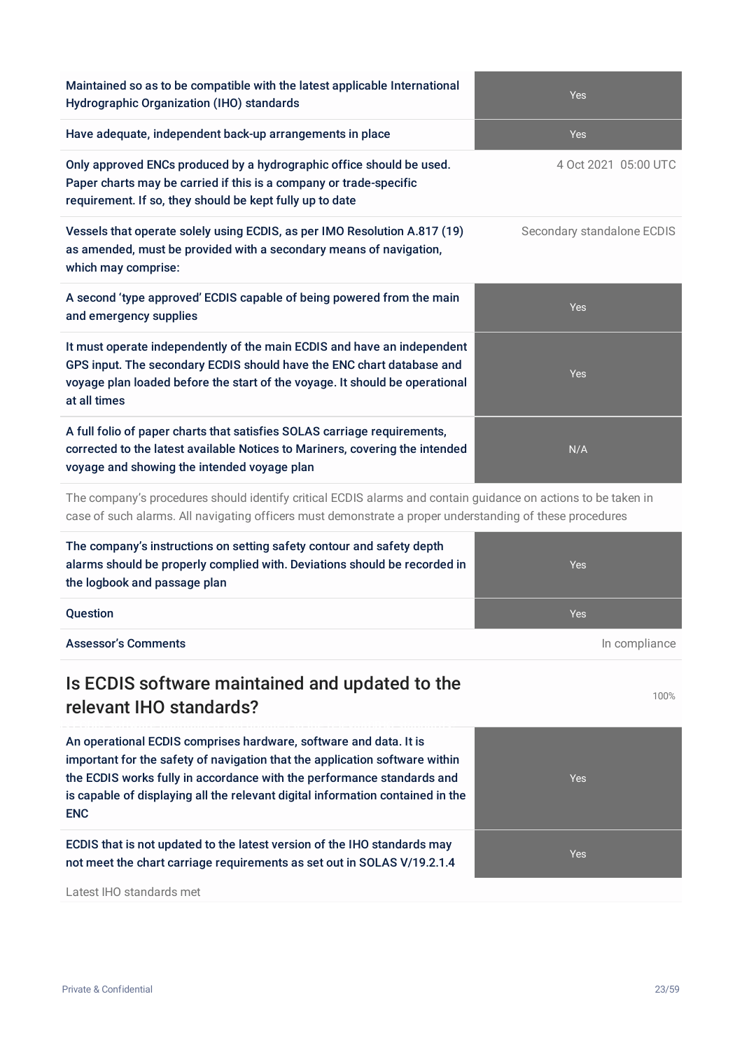| | |
|---|---|
| Maintained so as to be compatible with the latest applicable International Hydrographic Organization (IHO) standards | Yes |
| Have adequate, independent back-up arrangements in place | Yes |
| Only approved ENCs produced by a hydrographic office should be used. Paper charts may be carried if this is a company or trade-specific requirement. If so, they should be kept fully up to date | 4 Oct 2021 05:00 UTC |
| Vessels that operate solely using ECDIS, as per IMO Resolution A.817 (19) as amended, must be provided with a secondary means of navigation, which may comprise: | Secondary standalone ECDIS |
| A second 'type approved' ECDIS capable of being powered from the main and emergency supplies | Yes |
| It must operate independently of the main ECDIS and have an independent GPS input. The secondary ECDIS should have the ENC chart database and voyage plan loaded before the start of the voyage. It should be operational at all times | Yes |
| A full folio of paper charts that satisfies SOLAS carriage requirements, corrected to the latest available Notices to Mariners, covering the intended voyage and showing the intended voyage plan | N/A |

The company's procedures should identify critical ECDIS alarms and contain guidance on actions to be taken in case of such alarms. All navigating officers must demonstrate a proper understanding of these procedures

| | |
|---|---|
| The company's instructions on setting safety contour and safety depth alarms should be properly complied with. Deviations should be recorded in the logbook and passage plan | Yes |
| Question | Yes |
| Assessor's Comments | In compliance |

## Is ECDIS software maintained and updated to the relevant IHO standards?

100%

| | |
|---|---|
| An operational ECDIS comprises hardware, software and data. It is important for the safety of navigation that the application software within the ECDIS works fully in accordance with the performance standards and is capable of displaying all the relevant digital information contained in the ENC | Yes |
| ECDIS that is not updated to the latest version of the IHO standards may not meet the chart carriage requirements as set out in SOLAS V/19.2.1.4 | Yes |

Latest IHO standards met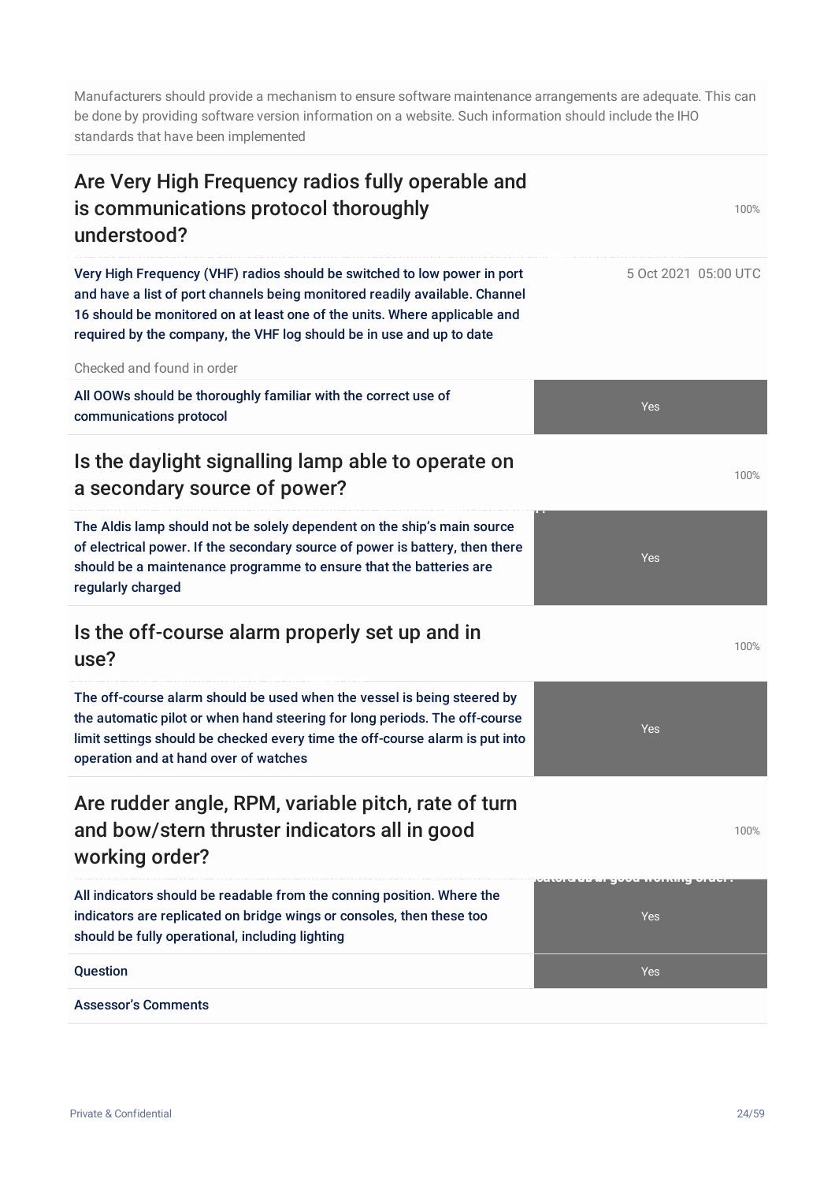Manufacturers should provide a mechanism to ensure software maintenance arrangements are adequate. This can be done by providing software version information on a website. Such information should include the IHO standards that have been implemented

## Are Very High Frequency radios fully operable and is communications protocol thoroughly understood?

100%

**Very High Frequency (VHF) radios should be switched to low power in port and have a list of port channels being monitored readily available. Channel 16 should be monitored on at least one of the units. Where applicable and required by the company, the VHF log should be in use and up to date**

5 Oct 2021 05:00 UTC

Checked and found in order

| | |
|---|---|
| All OOWs should be thoroughly familiar with the correct use of communications protocol | Yes |

## Is the daylight signalling lamp able to operate on a secondary source of power?

100%

| | |
|---|---|
| The Aldis lamp should not be solely dependent on the ship's main source of electrical power. If the secondary source of power is battery, then there should be a maintenance programme to ensure that the batteries are regularly charged | Yes |

## Is the off-course alarm properly set up and in use?

100%

| | |
|---|---|
| The off-course alarm should be used when the vessel is being steered by the automatic pilot or when hand steering for long periods. The off-course limit settings should be checked every time the off-course alarm is put into operation and at hand over of watches | Yes |

## Are rudder angle, RPM, variable pitch, rate of turn and bow/stern thruster indicators all in good working order?

100%

| | |
|---|---|
| All indicators should be readable from the conning position. Where the indicators are replicated on bridge wings or consoles, then these too should be fully operational, including lighting | Yes |
| Question | Yes |
| Assessor's Comments | |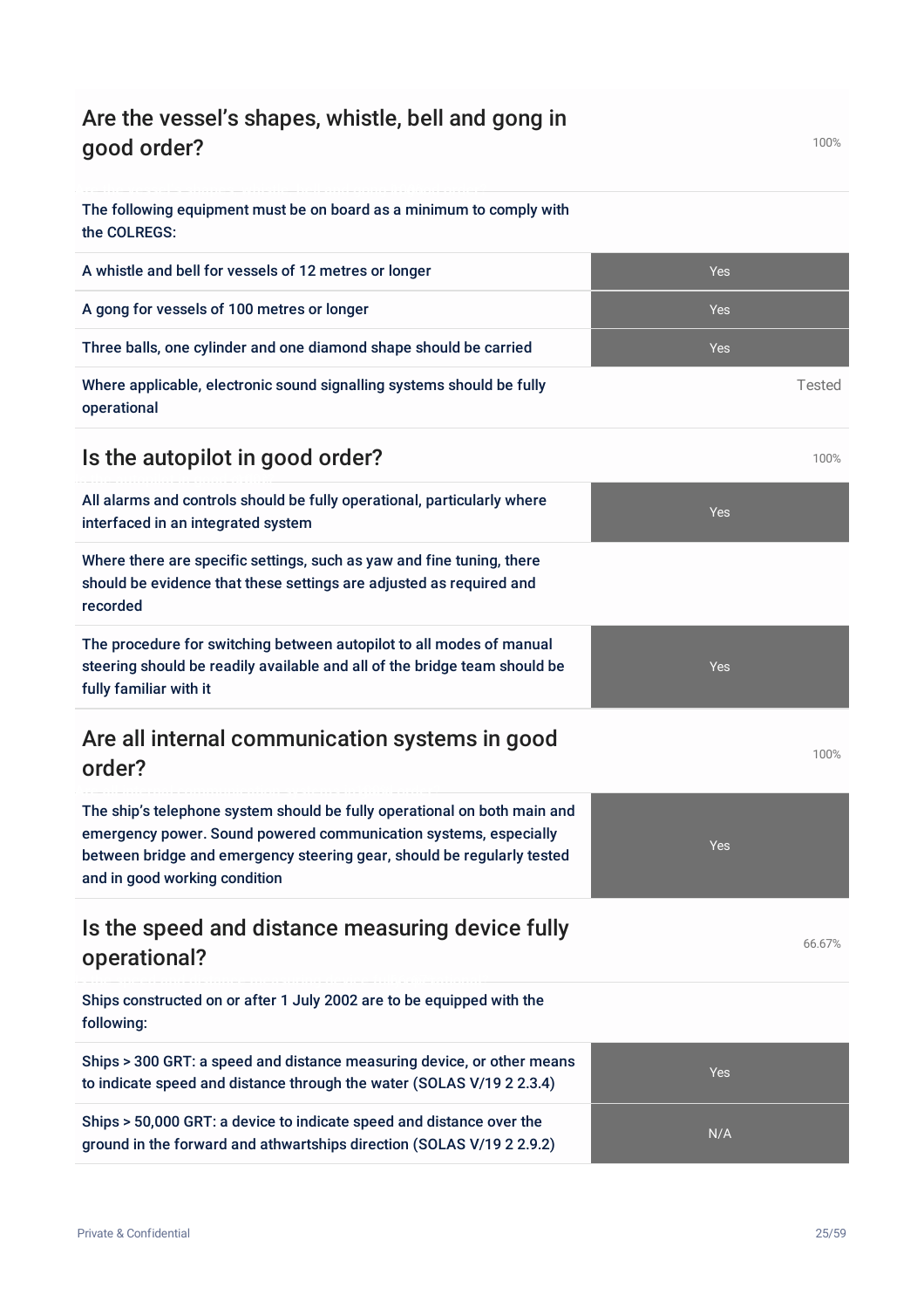## Are the vessel's shapes, whistle, bell and gong in good order?

100%

The following equipment must be on board as a minimum to comply with the COLREGS:

| | |
|---|---|
| A whistle and bell for vessels of 12 metres or longer | Yes |
| A gong for vessels of 100 metres or longer | Yes |
| Three balls, one cylinder and one diamond shape should be carried | Yes |
| Where applicable, electronic sound signalling systems should be fully operational | Tested |

## Is the autopilot in good order?

100%

| | |
|---|---|
| All alarms and controls should be fully operational, particularly where interfaced in an integrated system | Yes |
| Where there are specific settings, such as yaw and fine tuning, there should be evidence that these settings are adjusted as required and recorded | |
| The procedure for switching between autopilot to all modes of manual steering should be readily available and all of the bridge team should be fully familiar with it | Yes |

## Are all internal communication systems in good order?

100%

| | |
|---|---|
| The ship's telephone system should be fully operational on both main and emergency power. Sound powered communication systems, especially between bridge and emergency steering gear, should be regularly tested and in good working condition | Yes |

## Is the speed and distance measuring device fully operational?

66.67%

Ships constructed on or after 1 July 2002 are to be equipped with the following:

| | |
|---|---|
| Ships > 300 GRT: a speed and distance measuring device, or other means to indicate speed and distance through the water (SOLAS V/19 2 2.3.4) | Yes |
| Ships > 50,000 GRT: a device to indicate speed and distance over the ground in the forward and athwartships direction (SOLAS V/19 2 2.9.2) | N/A |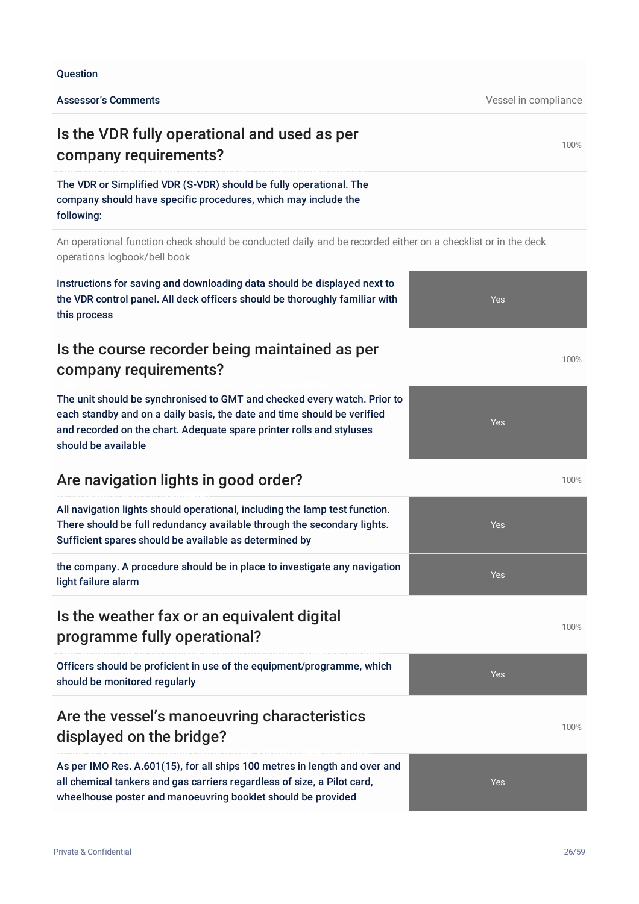| Question | |
| --- | --- |
| Assessor's Comments | Vessel in compliance |

## Is the VDR fully operational and used as per company requirements?

100%

The VDR or Simplified VDR (S-VDR) should be fully operational. The company should have specific procedures, which may include the following:

An operational function check should be conducted daily and be recorded either on a checklist or in the deck operations logbook/bell book

| | |
| --- | --- |
| Instructions for saving and downloading data should be displayed next to the VDR control panel. All deck officers should be thoroughly familiar with this process | Yes |

## Is the course recorder being maintained as per company requirements?

100%

| | |
| --- | --- |
| The unit should be synchronised to GMT and checked every watch. Prior to each standby and on a daily basis, the date and time should be verified and recorded on the chart. Adequate spare printer rolls and styluses should be available | Yes |

## Are navigation lights in good order?

100%

| | |
| --- | --- |
| All navigation lights should operational, including the lamp test function. There should be full redundancy available through the secondary lights. Sufficient spares should be available as determined by | Yes |
| the company. A procedure should be in place to investigate any navigation light failure alarm | Yes |

## Is the weather fax or an equivalent digital programme fully operational?

100%

| | |
| --- | --- |
| Officers should be proficient in use of the equipment/programme, which should be monitored regularly | Yes |

## Are the vessel's manoeuvring characteristics displayed on the bridge?

100%

| | |
| --- | --- |
| As per IMO Res. A.601(15), for all ships 100 metres in length and over and all chemical tankers and gas carriers regardless of size, a Pilot card, wheelhouse poster and manoeuvring booklet should be provided | Yes |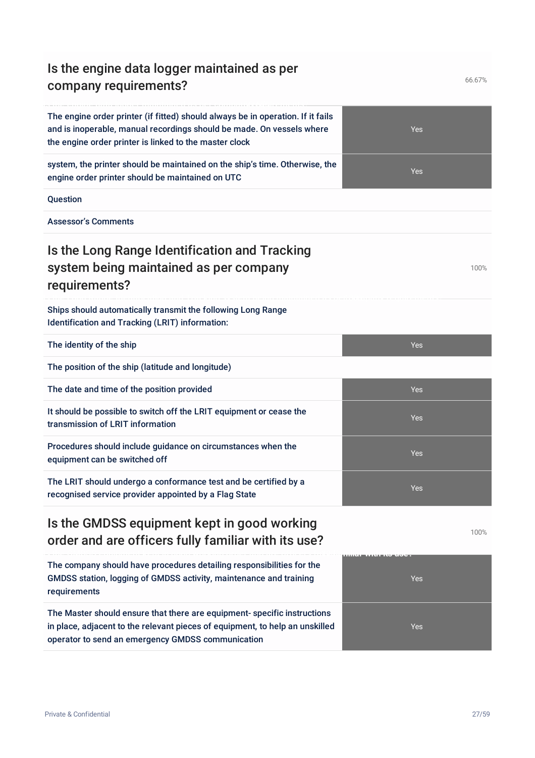## Is the engine data logger maintained as per company requirements?

66.67%

| | |
|---|---|
| The engine order printer (if fitted) should always be in operation. If it fails and is inoperable, manual recordings should be made. On vessels where the engine order printer is linked to the master clock | Yes |
| system, the printer should be maintained on the ship's time. Otherwise, the engine order printer should be maintained on UTC | Yes |
| Question | |
| Assessor's Comments | |

## Is the Long Range Identification and Tracking system being maintained as per company requirements?

100%

| | |
|---|---|
| Ships should automatically transmit the following Long Range Identification and Tracking (LRIT) information: | |
| The identity of the ship | Yes |
| The position of the ship (latitude and longitude) | |
| The date and time of the position provided | Yes |
| It should be possible to switch off the LRIT equipment or cease the transmission of LRIT information | Yes |
| Procedures should include guidance on circumstances when the equipment can be switched off | Yes |
| The LRIT should undergo a conformance test and be certified by a recognised service provider appointed by a Flag State | Yes |

## Is the GMDSS equipment kept in good working order and are officers fully familiar with its use?

100%

| | |
|---|---|
| The company should have procedures detailing responsibilities for the GMDSS station, logging of GMDSS activity, maintenance and training requirements | Yes |
| The Master should ensure that there are equipment- specific instructions in place, adjacent to the relevant pieces of equipment, to help an unskilled operator to send an emergency GMDSS communication | Yes |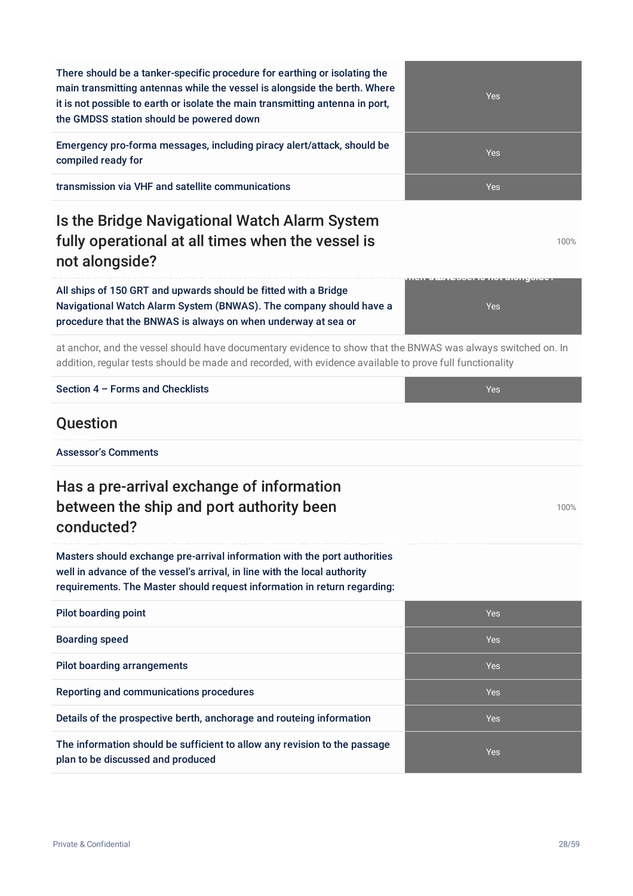| | |
|---|---|
| There should be a tanker-specific procedure for earthing or isolating the main transmitting antennas while the vessel is alongside the berth. Where it is not possible to earth or isolate the main transmitting antenna in port, the GMDSS station should be powered down | Yes |
| Emergency pro-forma messages, including piracy alert/attack, should be compiled ready for | Yes |
| transmission via VHF and satellite communications | Yes |

## Is the Bridge Navigational Watch Alarm System fully operational at all times when the vessel is not alongside?

100%

| | |
|---|---|
| All ships of 150 GRT and upwards should be fitted with a Bridge Navigational Watch Alarm System (BNWAS). The company should have a procedure that the BNWAS is always on when underway at sea or | Yes |

at anchor, and the vessel should have documentary evidence to show that the BNWAS was always switched on. In addition, regular tests should be made and recorded, with evidence available to prove full functionality

| | |
|---|---|
| Section 4 – Forms and Checklists | Yes |

## Question

Assessor's Comments

## Has a pre-arrival exchange of information between the ship and port authority been conducted?

100%

Masters should exchange pre-arrival information with the port authorities well in advance of the vessel's arrival, in line with the local authority requirements. The Master should request information in return regarding:

| | |
|---|---|
| Pilot boarding point | Yes |
| Boarding speed | Yes |
| Pilot boarding arrangements | Yes |
| Reporting and communications procedures | Yes |
| Details of the prospective berth, anchorage and routeing information | Yes |
| The information should be sufficient to allow any revision to the passage plan to be discussed and produced | Yes |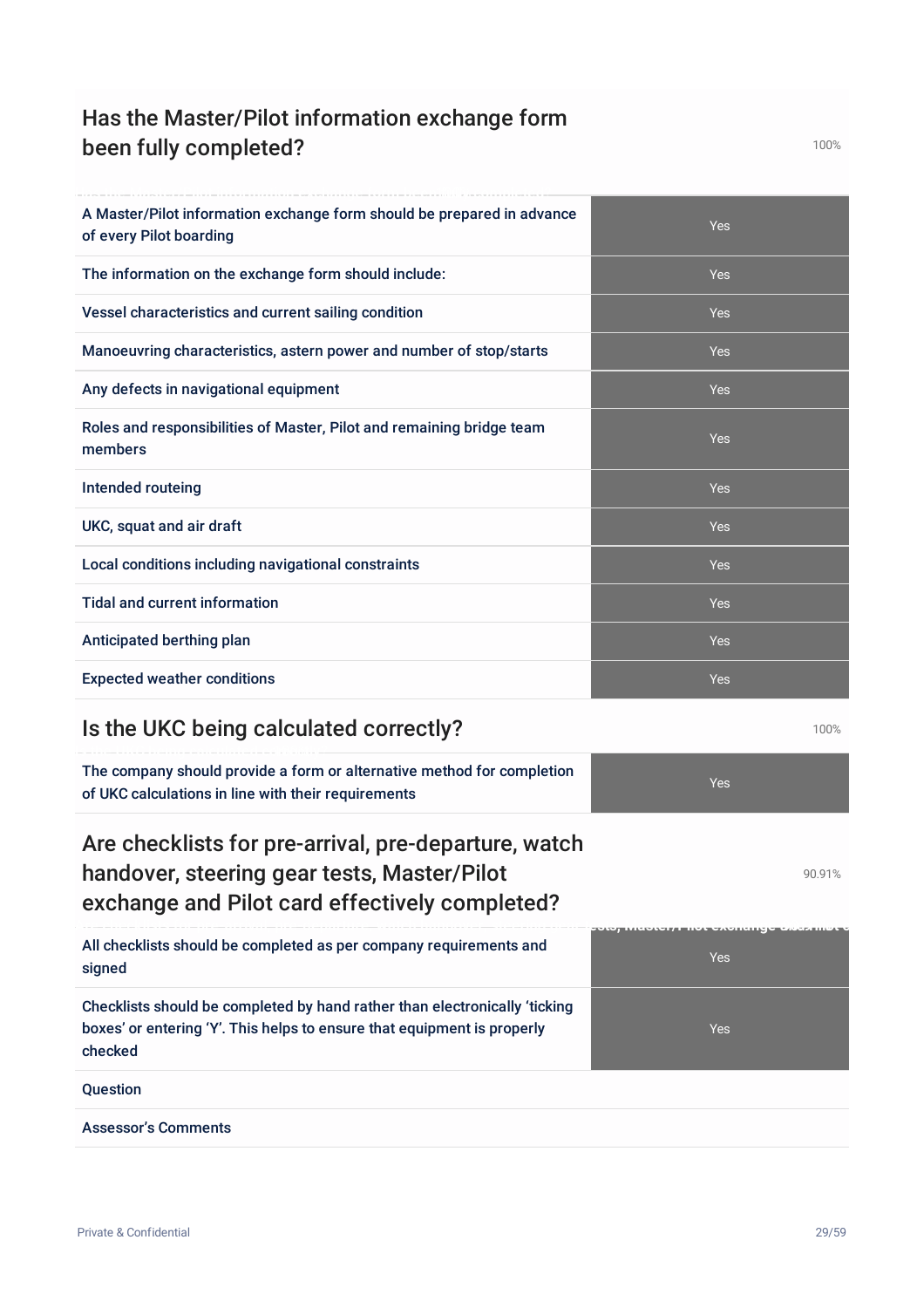## Has the Master/Pilot information exchange form been fully completed?

100%

| | |
|---|---|
| A Master/Pilot information exchange form should be prepared in advance of every Pilot boarding | Yes |
| The information on the exchange form should include: | Yes |
| Vessel characteristics and current sailing condition | Yes |
| Manoeuvring characteristics, astern power and number of stop/starts | Yes |
| Any defects in navigational equipment | Yes |
| Roles and responsibilities of Master, Pilot and remaining bridge team members | Yes |
| Intended routeing | Yes |
| UKC, squat and air draft | Yes |
| Local conditions including navigational constraints | Yes |
| Tidal and current information | Yes |
| Anticipated berthing plan | Yes |
| Expected weather conditions | Yes |

## Is the UKC being calculated correctly?

100%

| | |
|---|---|
| The company should provide a form or alternative method for completion of UKC calculations in line with their requirements | Yes |

## Are checklists for pre-arrival, pre-departure, watch handover, steering gear tests, Master/Pilot exchange and Pilot card effectively completed?

90.91%

| | |
|---|---|
| All checklists should be completed as per company requirements and signed | Yes |
| Checklists should be completed by hand rather than electronically 'ticking boxes' or entering 'Y'. This helps to ensure that equipment is properly checked | Yes |
| Question | |
| Assessor's Comments | |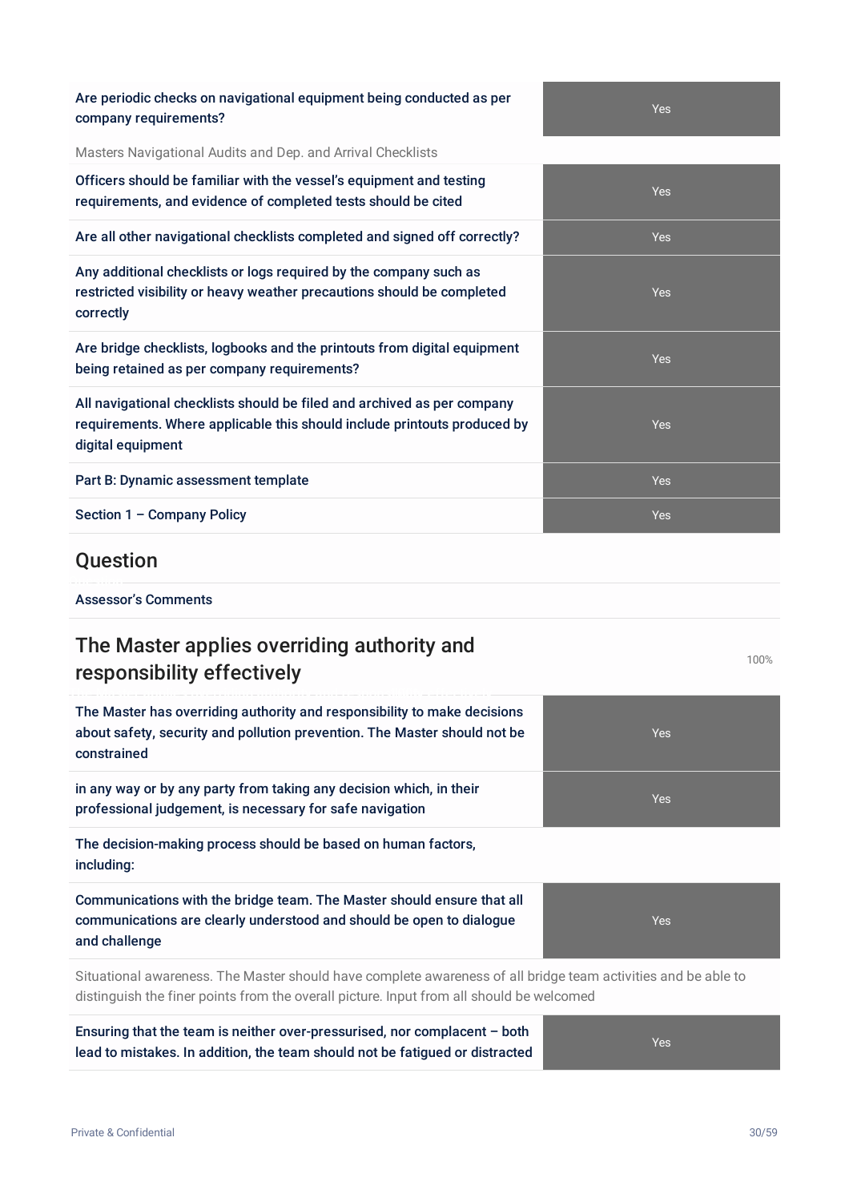| | |
|---|---|
| Are periodic checks on navigational equipment being conducted as per company requirements? | Yes |
| Masters Navigational Audits and Dep. and Arrival Checklists | |
| Officers should be familiar with the vessel's equipment and testing requirements, and evidence of completed tests should be cited | Yes |
| Are all other navigational checklists completed and signed off correctly? | Yes |
| Any additional checklists or logs required by the company such as restricted visibility or heavy weather precautions should be completed correctly | Yes |
| Are bridge checklists, logbooks and the printouts from digital equipment being retained as per company requirements? | Yes |
| All navigational checklists should be filed and archived as per company requirements. Where applicable this should include printouts produced by digital equipment | Yes |
| Part B: Dynamic assessment template | Yes |
| Section 1 – Company Policy | Yes |

## Question

Assessor's Comments

## The Master applies overriding authority and responsibility effectively

100%

| | |
|---|---|
| The Master has overriding authority and responsibility to make decisions about safety, security and pollution prevention. The Master should not be constrained | Yes |
| in any way or by any party from taking any decision which, in their professional judgement, is necessary for safe navigation | Yes |
| The decision-making process should be based on human factors, including: | |
| Communications with the bridge team. The Master should ensure that all communications are clearly understood and should be open to dialogue and challenge | Yes |
| Situational awareness. The Master should have complete awareness of all bridge team activities and be able to distinguish the finer points from the overall picture. Input from all should be welcomed | |
| Ensuring that the team is neither over-pressurised, nor complacent – both lead to mistakes. In addition, the team should not be fatigued or distracted | Yes |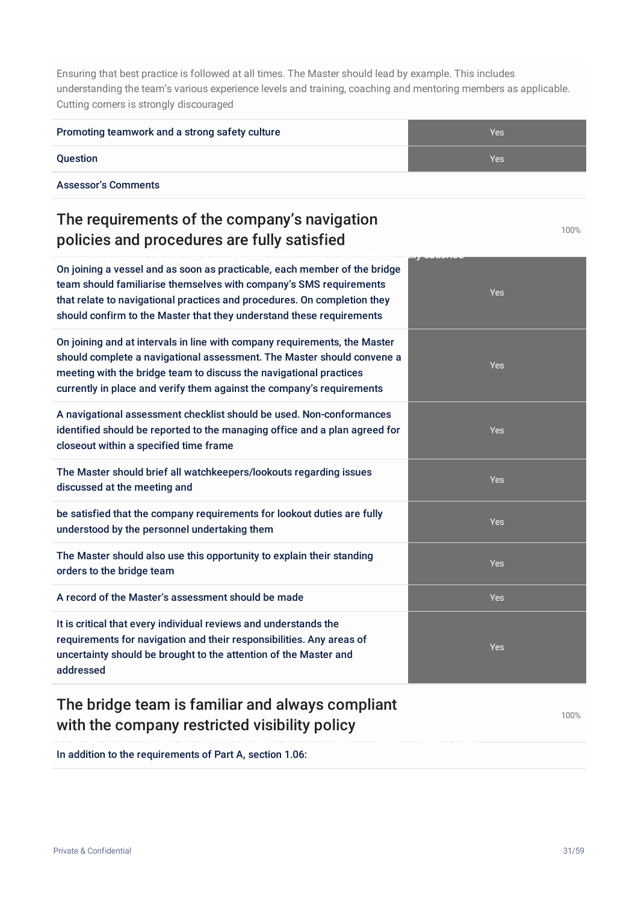Ensuring that best practice is followed at all times. The Master should lead by example. This includes understanding the team's various experience levels and training, coaching and mentoring members as applicable. Cutting corners is strongly discouraged

| | |
|---|---|
| Promoting teamwork and a strong safety culture | Yes |
| Question | Yes |
| Assessor's Comments | |

## The requirements of the company's navigation policies and procedures are fully satisfied

100%

| | |
|---|---|
| On joining a vessel and as soon as practicable, each member of the bridge team should familiarise themselves with company's SMS requirements that relate to navigational practices and procedures. On completion they should confirm to the Master that they understand these requirements | Yes |
| On joining and at intervals in line with company requirements, the Master should complete a navigational assessment. The Master should convene a meeting with the bridge team to discuss the navigational practices currently in place and verify them against the company's requirements | Yes |
| A navigational assessment checklist should be used. Non-conformances identified should be reported to the managing office and a plan agreed for closeout within a specified time frame | Yes |
| The Master should brief all watchkeepers/lookouts regarding issues discussed at the meeting and | Yes |
| be satisfied that the company requirements for lookout duties are fully understood by the personnel undertaking them | Yes |
| The Master should also use this opportunity to explain their standing orders to the bridge team | Yes |
| A record of the Master's assessment should be made | Yes |
| It is critical that every individual reviews and understands the requirements for navigation and their responsibilities. Any areas of uncertainty should be brought to the attention of the Master and addressed | Yes |

## The bridge team is familiar and always compliant with the company restricted visibility policy

100%

In addition to the requirements of Part A, section 1.06: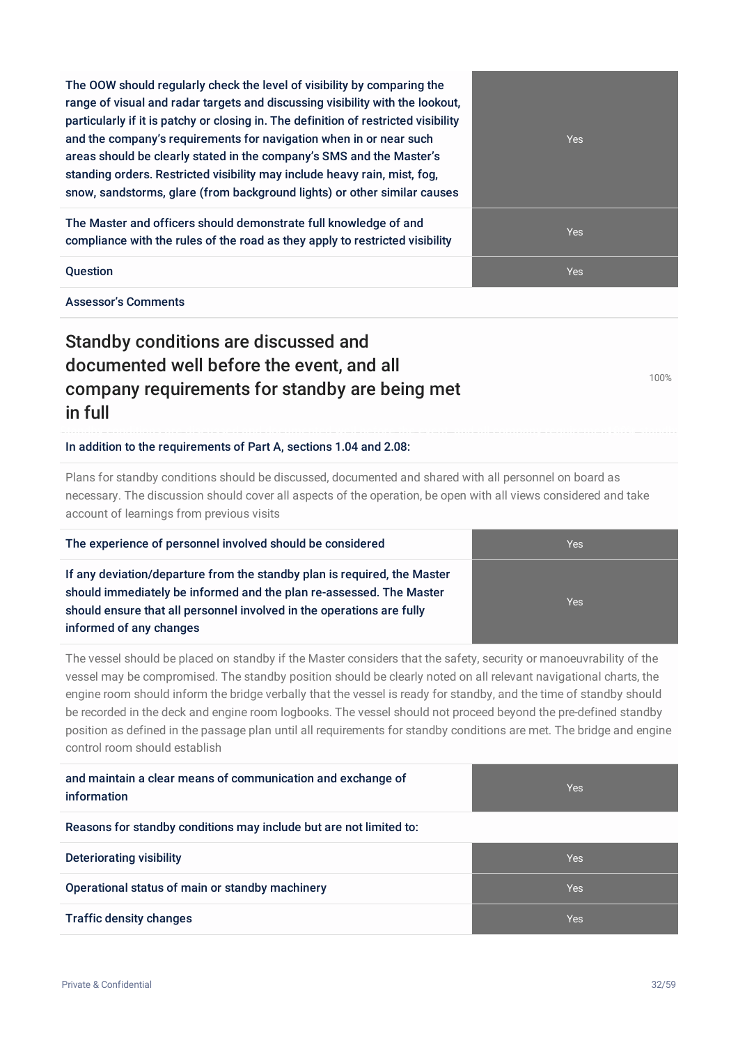| | |
|---|---|
| The OOW should regularly check the level of visibility by comparing the range of visual and radar targets and discussing visibility with the lookout, particularly if it is patchy or closing in. The definition of restricted visibility and the company's requirements for navigation when in or near such areas should be clearly stated in the company's SMS and the Master's standing orders. Restricted visibility may include heavy rain, mist, fog, snow, sandstorms, glare (from background lights) or other similar causes | Yes |
| The Master and officers should demonstrate full knowledge of and compliance with the rules of the road as they apply to restricted visibility | Yes |
| Question | Yes |

Assessor's Comments

## Standby conditions are discussed and documented well before the event, and all company requirements for standby are being met in full

100%

In addition to the requirements of Part A, sections 1.04 and 2.08:

Plans for standby conditions should be discussed, documented and shared with all personnel on board as necessary. The discussion should cover all aspects of the operation, be open with all views considered and take account of learnings from previous visits

| | |
|---|---|
| The experience of personnel involved should be considered | Yes |
| If any deviation/departure from the standby plan is required, the Master should immediately be informed and the plan re-assessed. The Master should ensure that all personnel involved in the operations are fully informed of any changes | Yes |

The vessel should be placed on standby if the Master considers that the safety, security or manoeuvrability of the vessel may be compromised. The standby position should be clearly noted on all relevant navigational charts, the engine room should inform the bridge verbally that the vessel is ready for standby, and the time of standby should be recorded in the deck and engine room logbooks. The vessel should not proceed beyond the pre-defined standby position as defined in the passage plan until all requirements for standby conditions are met. The bridge and engine control room should establish

| | |
|---|---|
| and maintain a clear means of communication and exchange of information | Yes |

Reasons for standby conditions may include but are not limited to:

| | |
|---|---|
| Deteriorating visibility | Yes |
| Operational status of main or standby machinery | Yes |
| Traffic density changes | Yes |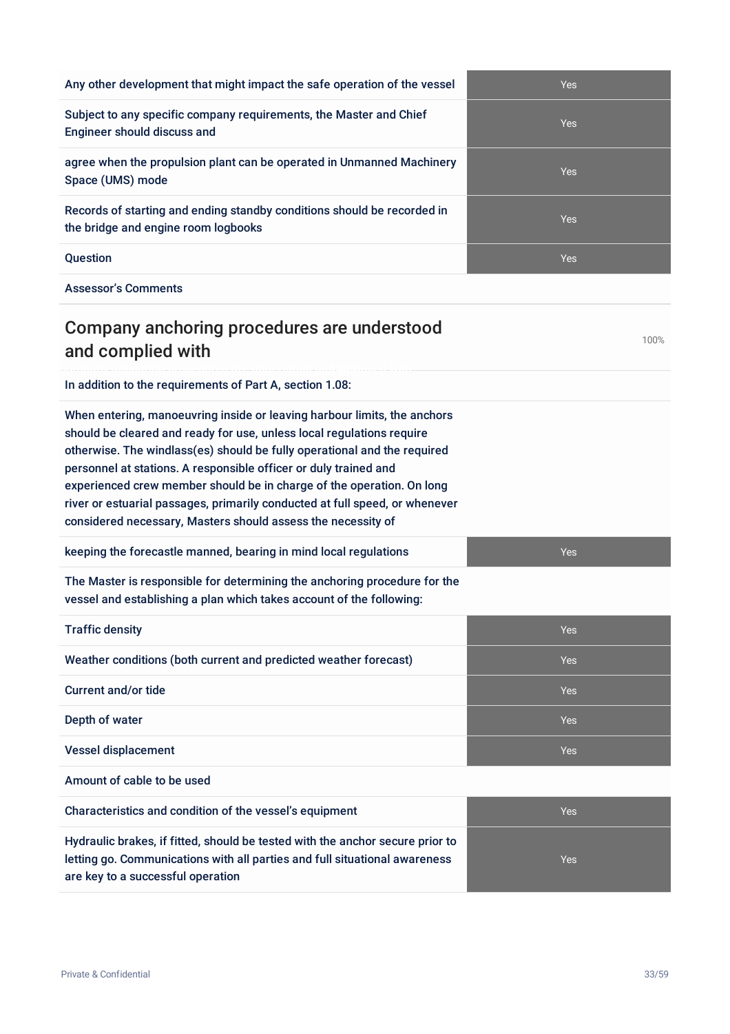| | |
|---|---|
| Any other development that might impact the safe operation of the vessel | Yes |
| Subject to any specific company requirements, the Master and Chief Engineer should discuss and | Yes |
| agree when the propulsion plant can be operated in Unmanned Machinery Space (UMS) mode | Yes |
| Records of starting and ending standby conditions should be recorded in the bridge and engine room logbooks | Yes |
| Question | Yes |
| Assessor's Comments | |

## Company anchoring procedures are understood and complied with

100%

| | |
|---|---|
| In addition to the requirements of Part A, section 1.08: | |
| When entering, manoeuvring inside or leaving harbour limits, the anchors should be cleared and ready for use, unless local regulations require otherwise. The windlass(es) should be fully operational and the required personnel at stations. A responsible officer or duly trained and experienced crew member should be in charge of the operation. On long river or estuarial passages, primarily conducted at full speed, or whenever considered necessary, Masters should assess the necessity of | |
| keeping the forecastle manned, bearing in mind local regulations | Yes |
| The Master is responsible for determining the anchoring procedure for the vessel and establishing a plan which takes account of the following: | |
| Traffic density | Yes |
| Weather conditions (both current and predicted weather forecast) | Yes |
| Current and/or tide | Yes |
| Depth of water | Yes |
| Vessel displacement | Yes |
| Amount of cable to be used | |
| Characteristics and condition of the vessel's equipment | Yes |
| Hydraulic brakes, if fitted, should be tested with the anchor secure prior to letting go. Communications with all parties and full situational awareness are key to a successful operation | Yes |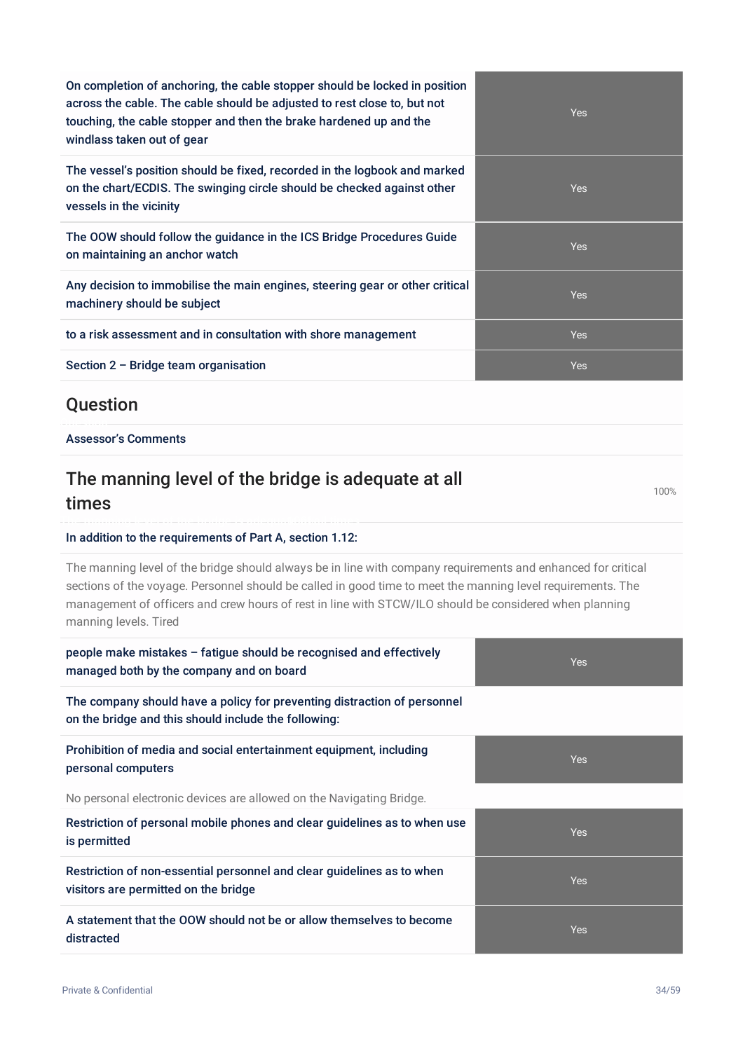| | |
|---|---|
| On completion of anchoring, the cable stopper should be locked in position across the cable. The cable should be adjusted to rest close to, but not touching, the cable stopper and then the brake hardened up and the windlass taken out of gear | Yes |
| The vessel's position should be fixed, recorded in the logbook and marked on the chart/ECDIS. The swinging circle should be checked against other vessels in the vicinity | Yes |
| The OOW should follow the guidance in the ICS Bridge Procedures Guide on maintaining an anchor watch | Yes |
| Any decision to immobilise the main engines, steering gear or other critical machinery should be subject | Yes |
| to a risk assessment and in consultation with shore management | Yes |
| Section 2 – Bridge team organisation | Yes |

## Question

Assessor's Comments

## The manning level of the bridge is adequate at all times

100%

In addition to the requirements of Part A, section 1.12:

The manning level of the bridge should always be in line with company requirements and enhanced for critical sections of the voyage. Personnel should be called in good time to meet the manning level requirements. The management of officers and crew hours of rest in line with STCW/ILO should be considered when planning manning levels. Tired

| | |
|---|---|
| people make mistakes – fatigue should be recognised and effectively managed both by the company and on board | Yes |
| The company should have a policy for preventing distraction of personnel on the bridge and this should include the following: | |
| Prohibition of media and social entertainment equipment, including personal computers | Yes |

No personal electronic devices are allowed on the Navigating Bridge.

| | |
|---|---|
| Restriction of personal mobile phones and clear guidelines as to when use is permitted | Yes |
| Restriction of non-essential personnel and clear guidelines as to when visitors are permitted on the bridge | Yes |
| A statement that the OOW should not be or allow themselves to become distracted | Yes |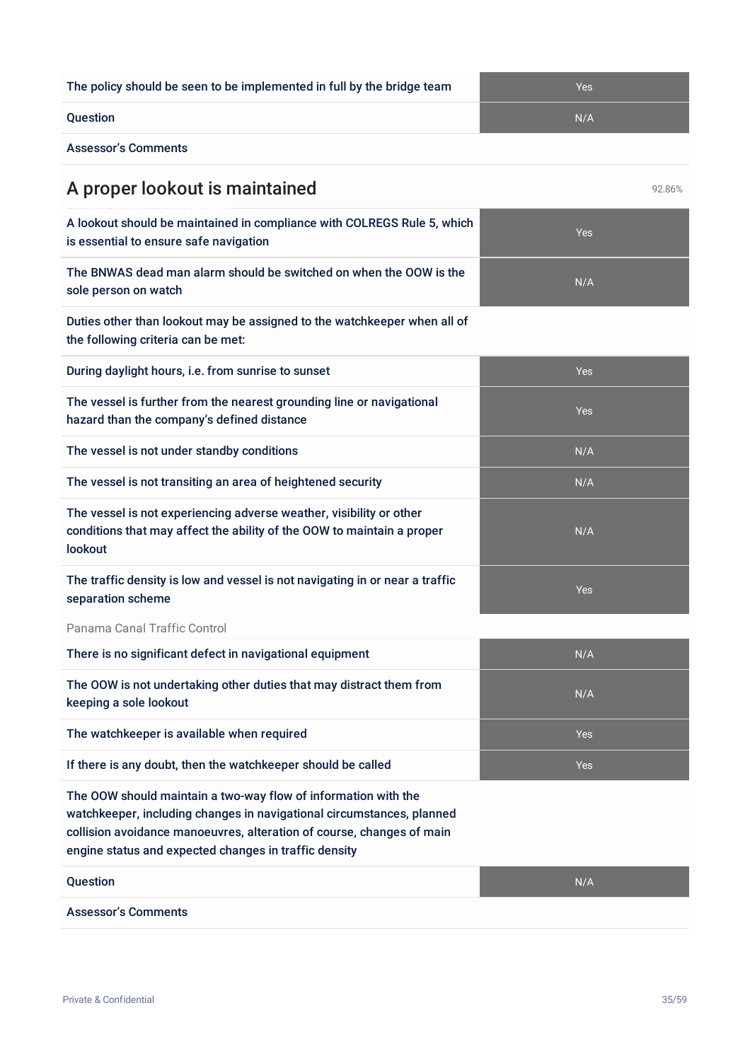| | |
|---|---|
| The policy should be seen to be implemented in full by the bridge team | Yes |
| Question | N/A |
| Assessor's Comments | |

## A proper lookout is maintained

92.86%

| | |
|---|---|
| A lookout should be maintained in compliance with COLREGS Rule 5, which is essential to ensure safe navigation | Yes |
| The BNWAS dead man alarm should be switched on when the OOW is the sole person on watch | N/A |
| Duties other than lookout may be assigned to the watchkeeper when all of the following criteria can be met: | |
| During daylight hours, i.e. from sunrise to sunset | Yes |
| The vessel is further from the nearest grounding line or navigational hazard than the company's defined distance | Yes |
| The vessel is not under standby conditions | N/A |
| The vessel is not transiting an area of heightened security | N/A |
| The vessel is not experiencing adverse weather, visibility or other conditions that may affect the ability of the OOW to maintain a proper lookout | N/A |
| The traffic density is low and vessel is not navigating in or near a traffic separation scheme | Yes |

Panama Canal Traffic Control

| | |
|---|---|
| There is no significant defect in navigational equipment | N/A |
| The OOW is not undertaking other duties that may distract them from keeping a sole lookout | N/A |
| The watchkeeper is available when required | Yes |
| If there is any doubt, then the watchkeeper should be called | Yes |
| The OOW should maintain a two-way flow of information with the watchkeeper, including changes in navigational circumstances, planned collision avoidance manoeuvres, alteration of course, changes of main engine status and expected changes in traffic density | |
| Question | N/A |
| Assessor's Comments | |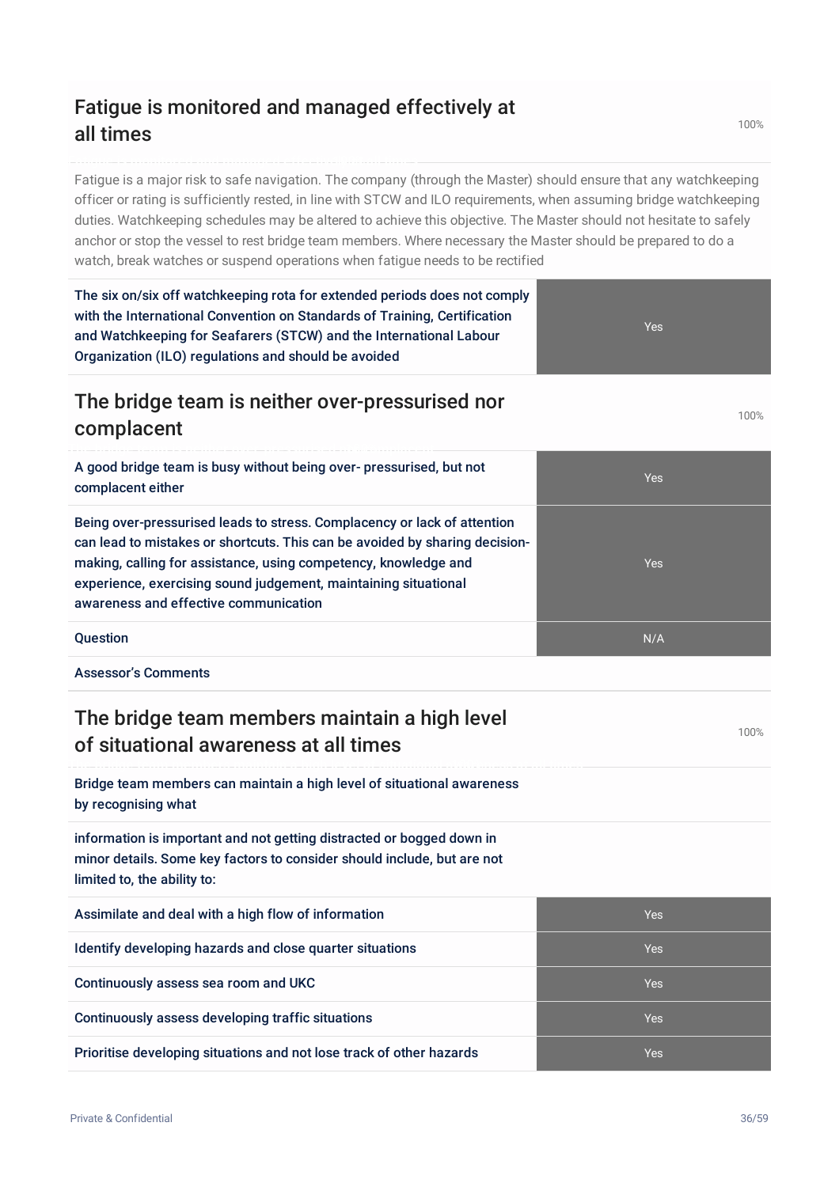## Fatigue is monitored and managed effectively at all times

100%

Fatigue is a major risk to safe navigation. The company (through the Master) should ensure that any watchkeeping officer or rating is sufficiently rested, in line with STCW and ILO requirements, when assuming bridge watchkeeping duties. Watchkeeping schedules may be altered to achieve this objective. The Master should not hesitate to safely anchor or stop the vessel to rest bridge team members. Where necessary the Master should be prepared to do a watch, break watches or suspend operations when fatigue needs to be rectified

| | |
|---|---|
| The six on/six off watchkeeping rota for extended periods does not comply with the International Convention on Standards of Training, Certification and Watchkeeping for Seafarers (STCW) and the International Labour Organization (ILO) regulations and should be avoided | Yes |

## The bridge team is neither over-pressurised nor complacent

100%

| | |
|---|---|
| A good bridge team is busy without being over- pressurised, but not complacent either | Yes |
| Being over-pressurised leads to stress. Complacency or lack of attention can lead to mistakes or shortcuts. This can be avoided by sharing decision-making, calling for assistance, using competency, knowledge and experience, exercising sound judgement, maintaining situational awareness and effective communication | Yes |
| Question | N/A |
| Assessor's Comments | |

## The bridge team members maintain a high level of situational awareness at all times

100%

Bridge team members can maintain a high level of situational awareness by recognising what

information is important and not getting distracted or bogged down in minor details. Some key factors to consider should include, but are not limited to, the ability to:

| | |
|---|---|
| Assimilate and deal with a high flow of information | Yes |
| Identify developing hazards and close quarter situations | Yes |
| Continuously assess sea room and UKC | Yes |
| Continuously assess developing traffic situations | Yes |
| Prioritise developing situations and not lose track of other hazards | Yes |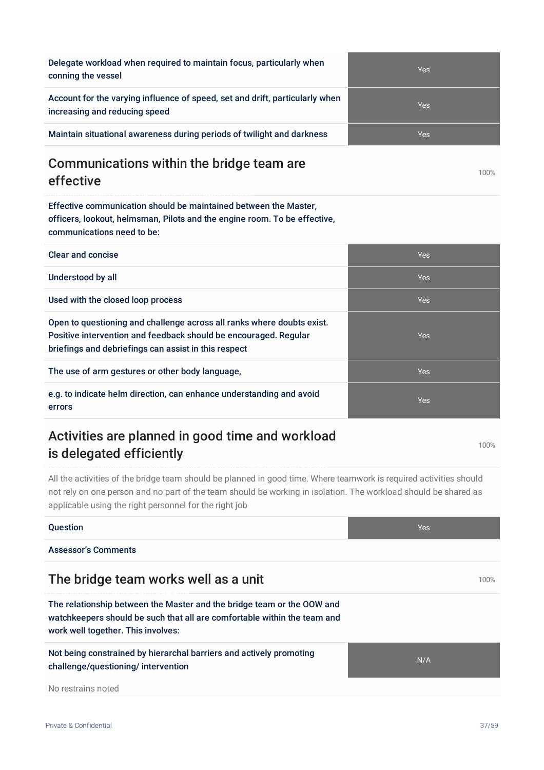| | |
|---|---|
| Delegate workload when required to maintain focus, particularly when conning the vessel | Yes |
| Account for the varying influence of speed, set and drift, particularly when increasing and reducing speed | Yes |
| Maintain situational awareness during periods of twilight and darkness | Yes |

## Communications within the bridge team are effective

100%

Effective communication should be maintained between the Master, officers, lookout, helmsman, Pilots and the engine room. To be effective, communications need to be:

| | |
|---|---|
| Clear and concise | Yes |
| Understood by all | Yes |
| Used with the closed loop process | Yes |
| Open to questioning and challenge across all ranks where doubts exist. Positive intervention and feedback should be encouraged. Regular briefings and debriefings can assist in this respect | Yes |
| The use of arm gestures or other body language, | Yes |
| e.g. to indicate helm direction, can enhance understanding and avoid errors | Yes |

## Activities are planned in good time and workload is delegated efficiently

100%

All the activities of the bridge team should be planned in good time. Where teamwork is required activities should not rely on one person and no part of the team should be working in isolation. The workload should be shared as applicable using the right personnel for the right job

| | |
|---|---|
| Question | Yes |
| Assessor's Comments | |

## The bridge team works well as a unit

100%

The relationship between the Master and the bridge team or the OOW and watchkeepers should be such that all are comfortable within the team and work well together. This involves:

| | |
|---|---|
| Not being constrained by hierarchal barriers and actively promoting challenge/questioning/ intervention | N/A |

No restrains noted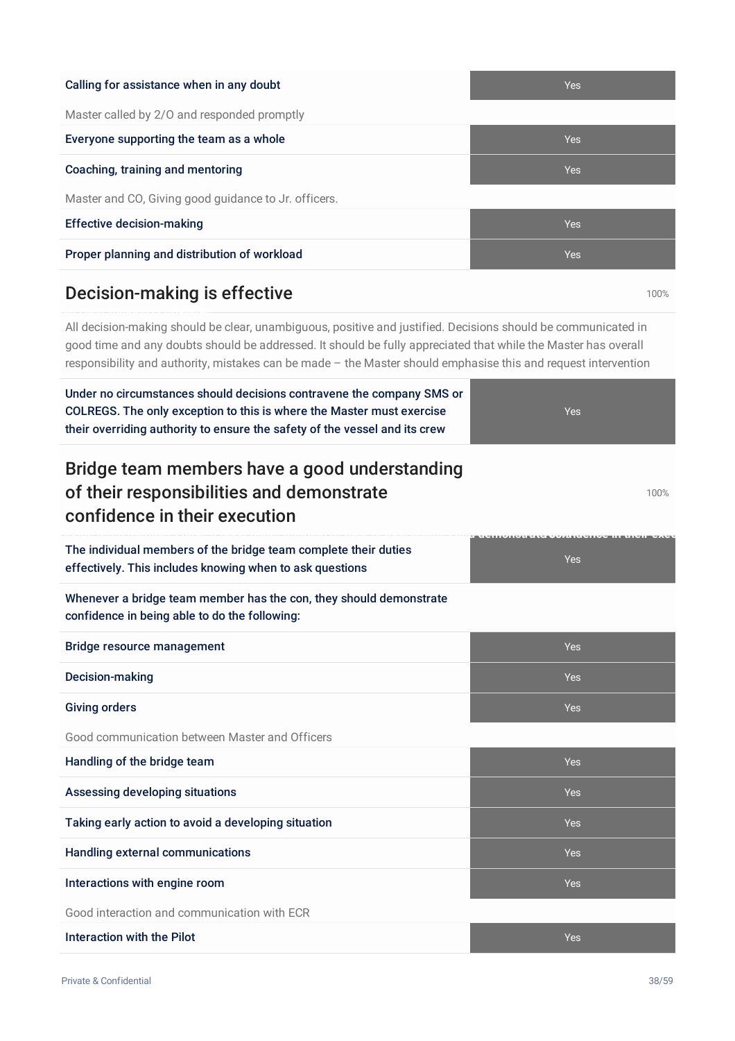| Item | Response |
| --- | --- |
| **Calling for assistance when in any doubt** | Yes |

Master called by 2/O and responded promptly

| Item | Response |
| --- | --- |
| **Everyone supporting the team as a whole** | Yes |
| **Coaching, training and mentoring** | Yes |

Master and CO, Giving good guidance to Jr. officers.

| Item | Response |
| --- | --- |
| **Effective decision-making** | Yes |
| **Proper planning and distribution of workload** | Yes |

## Decision-making is effective

100%

All decision-making should be clear, unambiguous, positive and justified. Decisions should be communicated in good time and any doubts should be addressed. It should be fully appreciated that while the Master has overall responsibility and authority, mistakes can be made – the Master should emphasise this and request intervention

| Item | Response |
| --- | --- |
| **Under no circumstances should decisions contravene the company SMS or COLREGS. The only exception to this is where the Master must exercise their overriding authority to ensure the safety of the vessel and its crew** | Yes |

## Bridge team members have a good understanding of their responsibilities and demonstrate confidence in their execution

100%

| Item | Response |
| --- | --- |
| **The individual members of the bridge team complete their duties effectively. This includes knowing when to ask questions** | Yes |

**Whenever a bridge team member has the con, they should demonstrate confidence in being able to do the following:**

| Item | Response |
| --- | --- |
| **Bridge resource management** | Yes |
| **Decision-making** | Yes |
| **Giving orders** | Yes |

Good communication between Master and Officers

| Item | Response |
| --- | --- |
| **Handling of the bridge team** | Yes |
| **Assessing developing situations** | Yes |
| **Taking early action to avoid a developing situation** | Yes |
| **Handling external communications** | Yes |
| **Interactions with engine room** | Yes |

Good interaction and communication with ECR

| Item | Response |
| --- | --- |
| **Interaction with the Pilot** | Yes |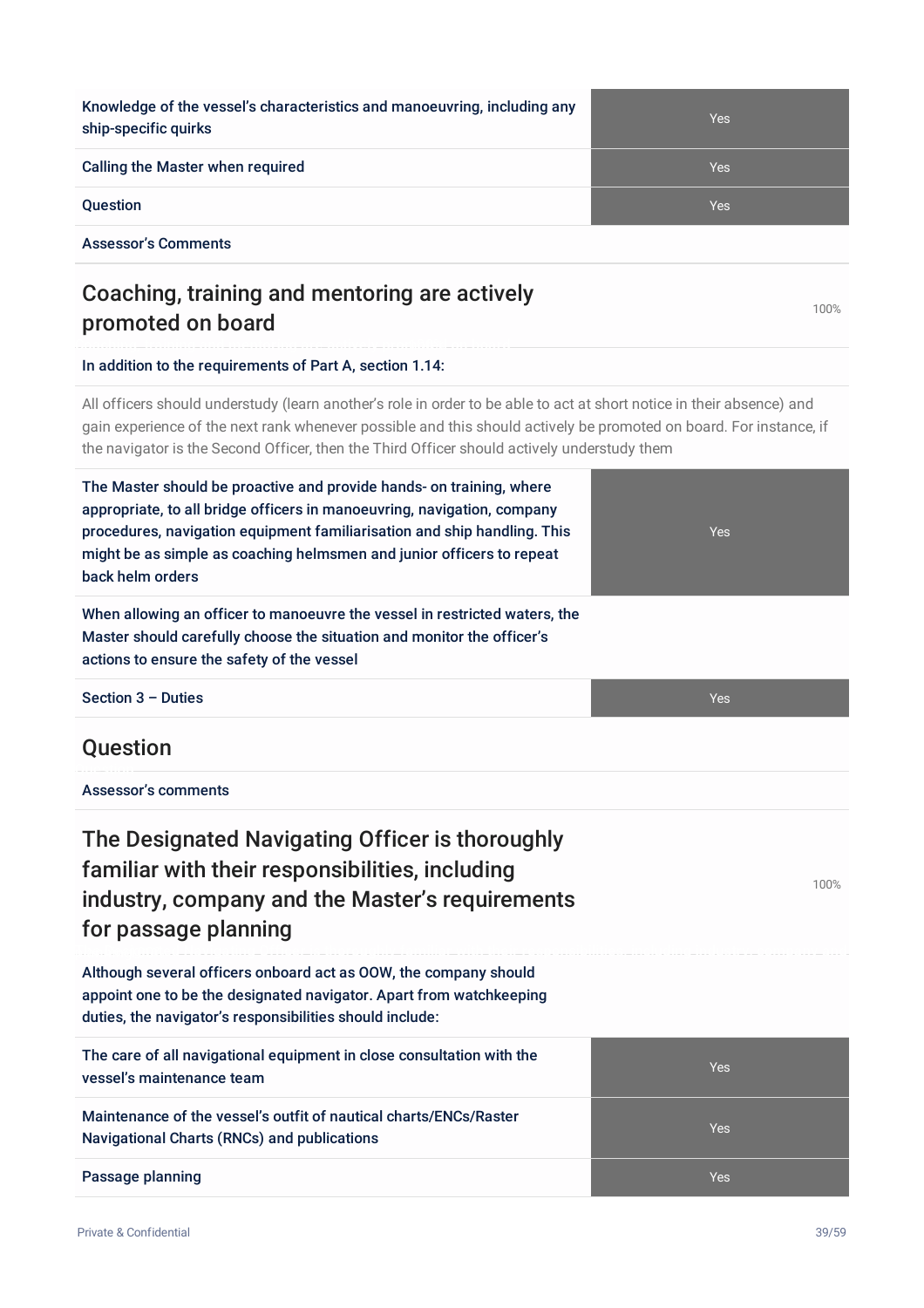| | |
|---|---|
| Knowledge of the vessel's characteristics and manoeuvring, including any ship-specific quirks | Yes |
| Calling the Master when required | Yes |
| Question | Yes |
| Assessor's Comments | |

## Coaching, training and mentoring are actively promoted on board

100%

In addition to the requirements of Part A, section 1.14:

All officers should understudy (learn another's role in order to be able to act at short notice in their absence) and gain experience of the next rank whenever possible and this should actively be promoted on board. For instance, if the navigator is the Second Officer, then the Third Officer should actively understudy them

| | |
|---|---|
| The Master should be proactive and provide hands- on training, where appropriate, to all bridge officers in manoeuvring, navigation, company procedures, navigation equipment familiarisation and ship handling. This might be as simple as coaching helmsmen and junior officers to repeat back helm orders | Yes |
| When allowing an officer to manoeuvre the vessel in restricted waters, the Master should carefully choose the situation and monitor the officer's actions to ensure the safety of the vessel | |
| Section 3 – Duties | Yes |

## Question

Assessor's comments

## The Designated Navigating Officer is thoroughly familiar with their responsibilities, including industry, company and the Master's requirements for passage planning

100%

Although several officers onboard act as OOW, the company should appoint one to be the designated navigator. Apart from watchkeeping duties, the navigator's responsibilities should include:

| | |
|---|---|
| The care of all navigational equipment in close consultation with the vessel's maintenance team | Yes |
| Maintenance of the vessel's outfit of nautical charts/ENCs/Raster Navigational Charts (RNCs) and publications | Yes |
| Passage planning | Yes |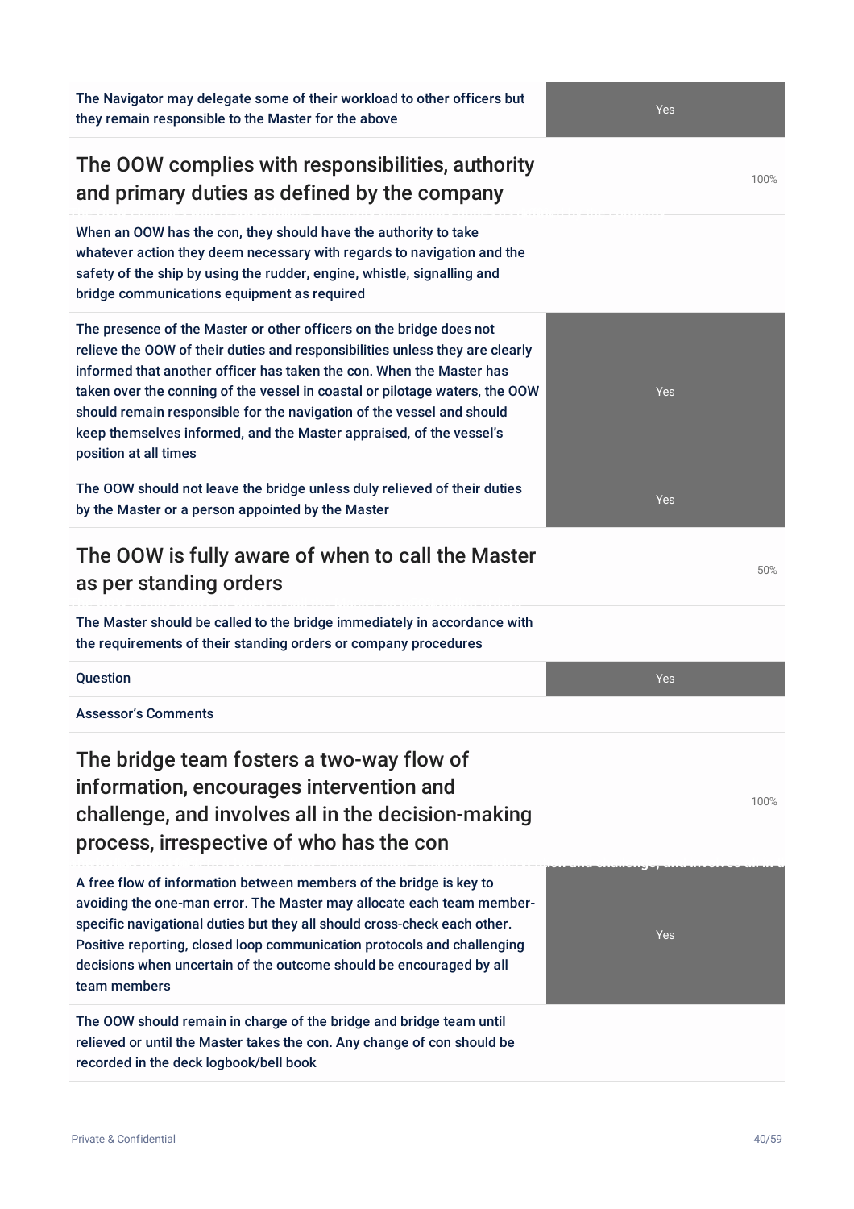| | |
|---|---|
| The Navigator may delegate some of their workload to other officers but they remain responsible to the Master for the above | Yes |

## The OOW complies with responsibilities, authority and primary duties as defined by the company

100%

| | |
|---|---|
| When an OOW has the con, they should have the authority to take whatever action they deem necessary with regards to navigation and the safety of the ship by using the rudder, engine, whistle, signalling and bridge communications equipment as required | |
| The presence of the Master or other officers on the bridge does not relieve the OOW of their duties and responsibilities unless they are clearly informed that another officer has taken the con. When the Master has taken over the conning of the vessel in coastal or pilotage waters, the OOW should remain responsible for the navigation of the vessel and should keep themselves informed, and the Master appraised, of the vessel's position at all times | Yes |
| The OOW should not leave the bridge unless duly relieved of their duties by the Master or a person appointed by the Master | Yes |

## The OOW is fully aware of when to call the Master as per standing orders

50%

| | |
|---|---|
| The Master should be called to the bridge immediately in accordance with the requirements of their standing orders or company procedures | |
| Question | Yes |
| Assessor's Comments | |

## The bridge team fosters a two-way flow of information, encourages intervention and challenge, and involves all in the decision-making process, irrespective of who has the con

100%

| | |
|---|---|
| A free flow of information between members of the bridge is key to avoiding the one-man error. The Master may allocate each team member-specific navigational duties but they all should cross-check each other. Positive reporting, closed loop communication protocols and challenging decisions when uncertain of the outcome should be encouraged by all team members | Yes |
| The OOW should remain in charge of the bridge and bridge team until relieved or until the Master takes the con. Any change of con should be recorded in the deck logbook/bell book | |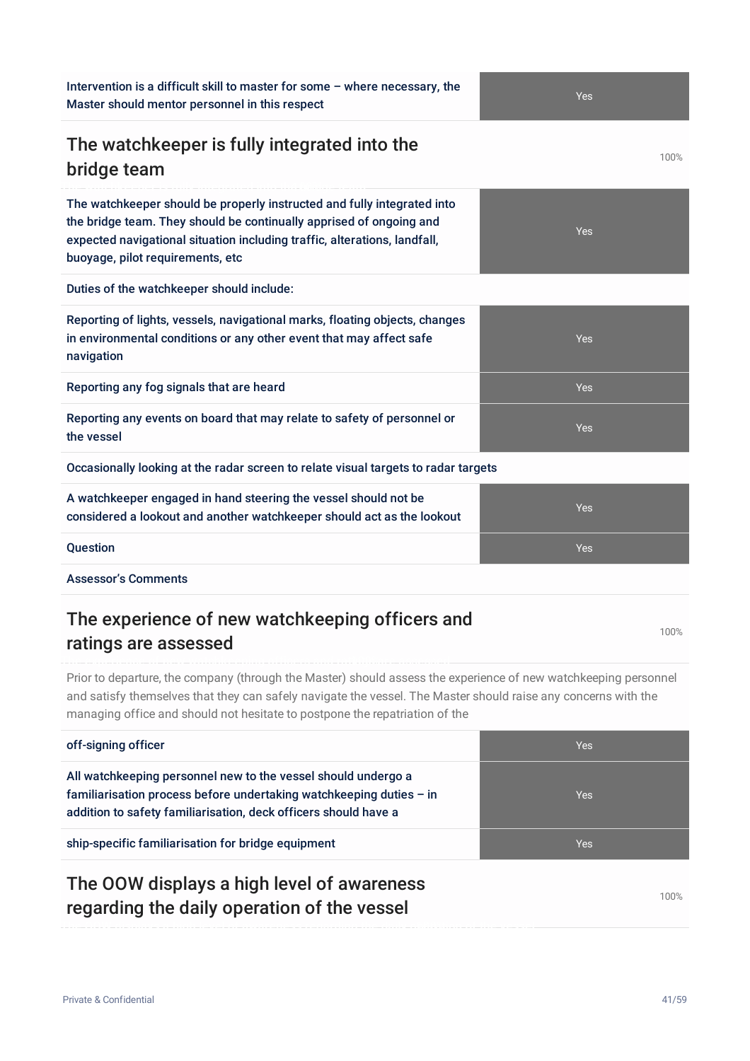| | |
|---|---|
| Intervention is a difficult skill to master for some – where necessary, the Master should mentor personnel in this respect | Yes |

## The watchkeeper is fully integrated into the bridge team

100%

| | |
|---|---|
| The watchkeeper should be properly instructed and fully integrated into the bridge team. They should be continually apprised of ongoing and expected navigational situation including traffic, alterations, landfall, buoyage, pilot requirements, etc | Yes |
| Duties of the watchkeeper should include: | |
| Reporting of lights, vessels, navigational marks, floating objects, changes in environmental conditions or any other event that may affect safe navigation | Yes |
| Reporting any fog signals that are heard | Yes |
| Reporting any events on board that may relate to safety of personnel or the vessel | Yes |
| Occasionally looking at the radar screen to relate visual targets to radar targets | |
| A watchkeeper engaged in hand steering the vessel should not be considered a lookout and another watchkeeper should act as the lookout | Yes |
| Question | Yes |
| Assessor's Comments | |

## The experience of new watchkeeping officers and ratings are assessed

100%

Prior to departure, the company (through the Master) should assess the experience of new watchkeeping personnel and satisfy themselves that they can safely navigate the vessel. The Master should raise any concerns with the managing office and should not hesitate to postpone the repatriation of the

| | |
|---|---|
| off-signing officer | Yes |
| All watchkeeping personnel new to the vessel should undergo a familiarisation process before undertaking watchkeeping duties – in addition to safety familiarisation, deck officers should have a | Yes |
| ship-specific familiarisation for bridge equipment | Yes |

## The OOW displays a high level of awareness regarding the daily operation of the vessel

100%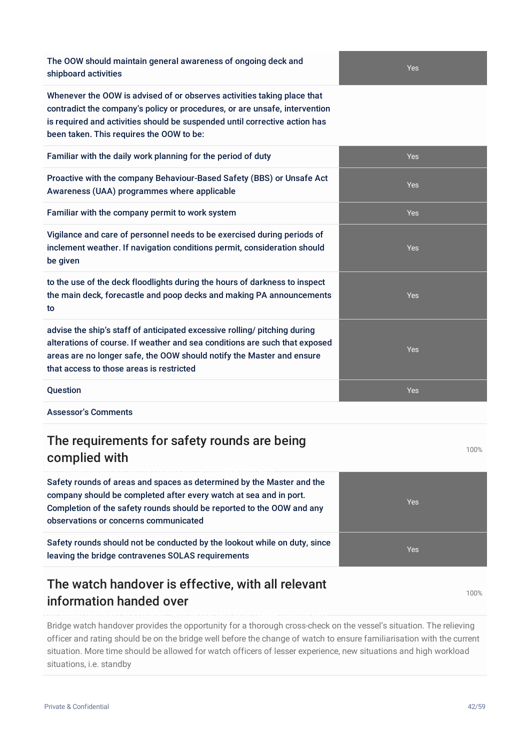| Question | Answer |
|---|---|
| The OOW should maintain general awareness of ongoing deck and shipboard activities | Yes |
| Whenever the OOW is advised of or observes activities taking place that contradict the company's policy or procedures, or are unsafe, intervention is required and activities should be suspended until corrective action has been taken. This requires the OOW to be: | |
| Familiar with the daily work planning for the period of duty | Yes |
| Proactive with the company Behaviour-Based Safety (BBS) or Unsafe Act Awareness (UAA) programmes where applicable | Yes |
| Familiar with the company permit to work system | Yes |
| Vigilance and care of personnel needs to be exercised during periods of inclement weather. If navigation conditions permit, consideration should be given | Yes |
| to the use of the deck floodlights during the hours of darkness to inspect the main deck, forecastle and poop decks and making PA announcements to | Yes |
| advise the ship's staff of anticipated excessive rolling/ pitching during alterations of course. If weather and sea conditions are such that exposed areas are no longer safe, the OOW should notify the Master and ensure that access to those areas is restricted | Yes |
| Question | Yes |
| Assessor's Comments | |

## The requirements for safety rounds are being complied with

100%

| Question | Answer |
|---|---|
| Safety rounds of areas and spaces as determined by the Master and the company should be completed after every watch at sea and in port. Completion of the safety rounds should be reported to the OOW and any observations or concerns communicated | Yes |
| Safety rounds should not be conducted by the lookout while on duty, since leaving the bridge contravenes SOLAS requirements | Yes |

## The watch handover is effective, with all relevant information handed over

100%

Bridge watch handover provides the opportunity for a thorough cross-check on the vessel's situation. The relieving officer and rating should be on the bridge well before the change of watch to ensure familiarisation with the current situation. More time should be allowed for watch officers of lesser experience, new situations and high workload situations, i.e. standby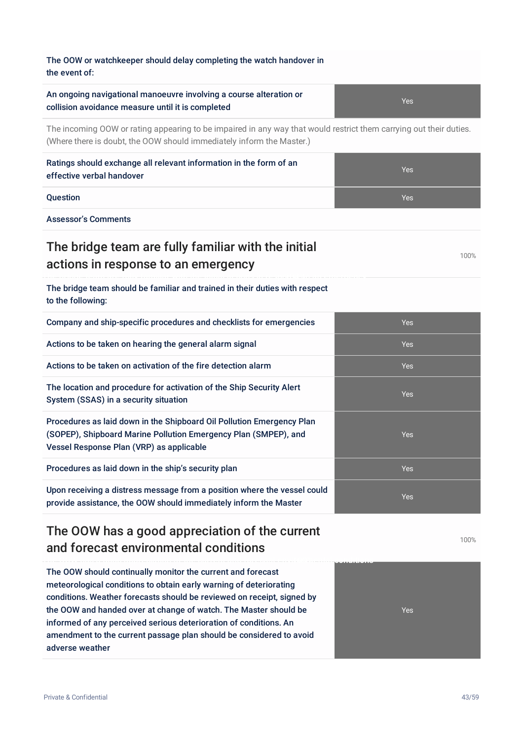| | |
|---|---|
| The OOW or watchkeeper should delay completing the watch handover in the event of: | |
| An ongoing navigational manoeuvre involving a course alteration or collision avoidance measure until it is completed | Yes |

The incoming OOW or rating appearing to be impaired in any way that would restrict them carrying out their duties. (Where there is doubt, the OOW should immediately inform the Master.)

| | |
|---|---|
| Ratings should exchange all relevant information in the form of an effective verbal handover | Yes |
| Question | Yes |
| Assessor's Comments | |

## The bridge team are fully familiar with the initial actions in response to an emergency

100%

| | |
|---|---|
| The bridge team should be familiar and trained in their duties with respect to the following: | |
| Company and ship-specific procedures and checklists for emergencies | Yes |
| Actions to be taken on hearing the general alarm signal | Yes |
| Actions to be taken on activation of the fire detection alarm | Yes |
| The location and procedure for activation of the Ship Security Alert System (SSAS) in a security situation | Yes |
| Procedures as laid down in the Shipboard Oil Pollution Emergency Plan (SOPEP), Shipboard Marine Pollution Emergency Plan (SMPEP), and Vessel Response Plan (VRP) as applicable | Yes |
| Procedures as laid down in the ship's security plan | Yes |
| Upon receiving a distress message from a position where the vessel could provide assistance, the OOW should immediately inform the Master | Yes |

## The OOW has a good appreciation of the current and forecast environmental conditions

100%

| | |
|---|---|
| The OOW should continually monitor the current and forecast meteorological conditions to obtain early warning of deteriorating conditions. Weather forecasts should be reviewed on receipt, signed by the OOW and handed over at change of watch. The Master should be informed of any perceived serious deterioration of conditions. An amendment to the current passage plan should be considered to avoid adverse weather | Yes |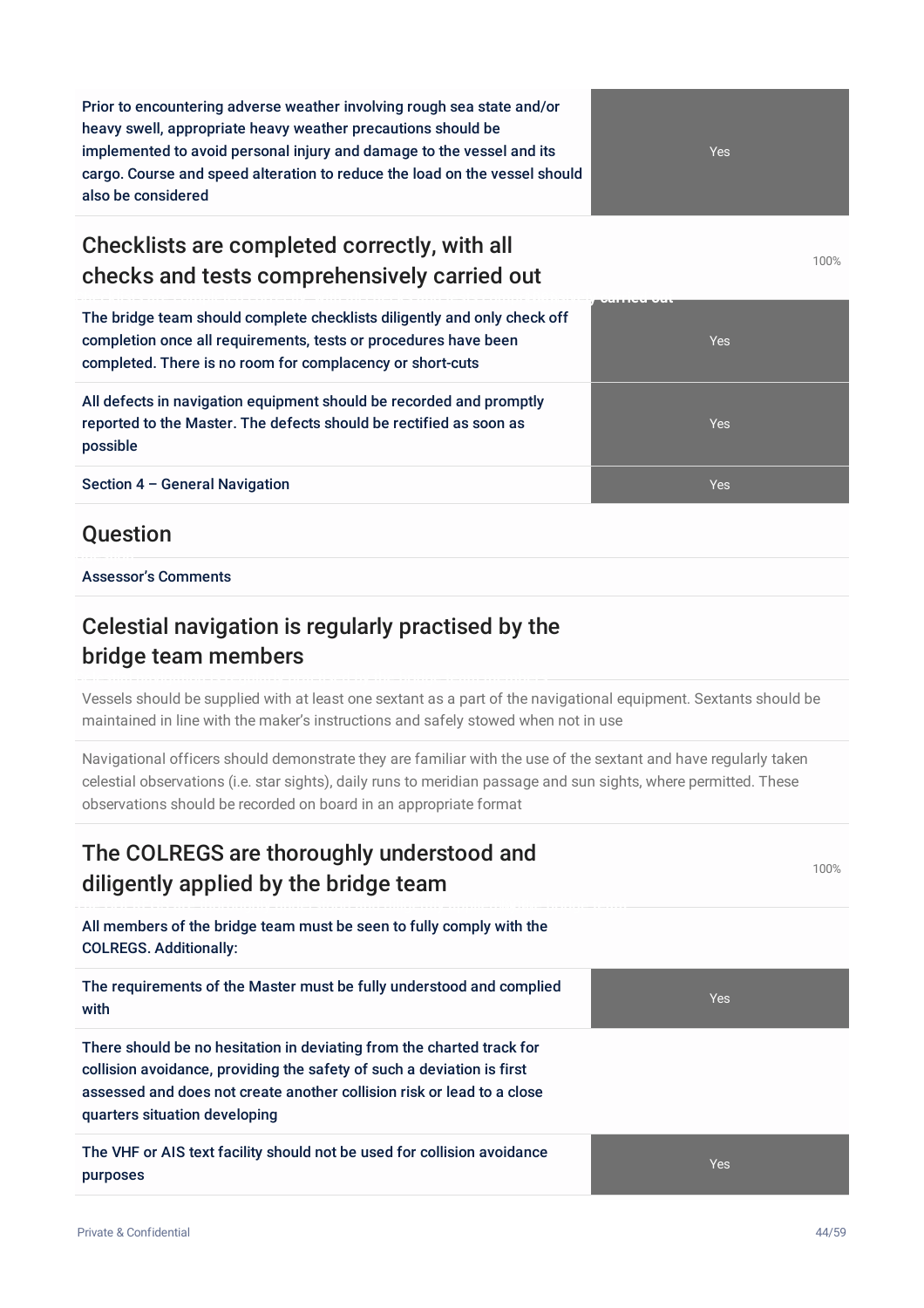| | |
|---|---|
| Prior to encountering adverse weather involving rough sea state and/or heavy swell, appropriate heavy weather precautions should be implemented to avoid personal injury and damage to the vessel and its cargo. Course and speed alteration to reduce the load on the vessel should also be considered | Yes |

## Checklists are completed correctly, with all checks and tests comprehensively carried out

100%

| | |
|---|---|
| The bridge team should complete checklists diligently and only check off completion once all requirements, tests or procedures have been completed. There is no room for complacency or short-cuts | Yes |
| All defects in navigation equipment should be recorded and promptly reported to the Master. The defects should be rectified as soon as possible | Yes |
| Section 4 – General Navigation | Yes |

## Question

Assessor's Comments

## Celestial navigation is regularly practised by the bridge team members

Vessels should be supplied with at least one sextant as a part of the navigational equipment. Sextants should be maintained in line with the maker's instructions and safely stowed when not in use

Navigational officers should demonstrate they are familiar with the use of the sextant and have regularly taken celestial observations (i.e. star sights), daily runs to meridian passage and sun sights, where permitted. These observations should be recorded on board in an appropriate format

## The COLREGS are thoroughly understood and diligently applied by the bridge team

100%

All members of the bridge team must be seen to fully comply with the COLREGS. Additionally:

| | |
|---|---|
| The requirements of the Master must be fully understood and complied with | Yes |
| There should be no hesitation in deviating from the charted track for collision avoidance, providing the safety of such a deviation is first assessed and does not create another collision risk or lead to a close quarters situation developing | |
| The VHF or AIS text facility should not be used for collision avoidance purposes | Yes |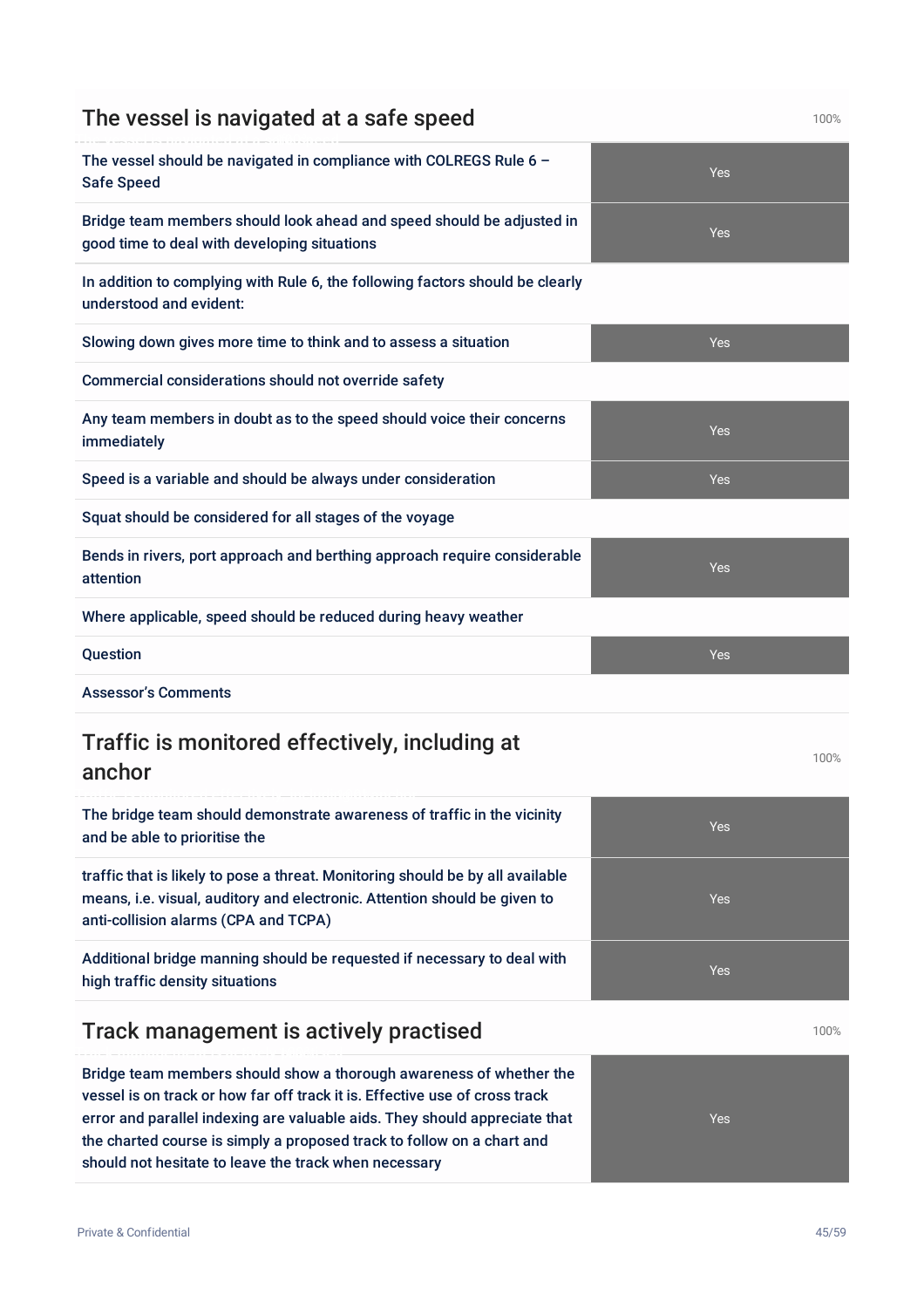## The vessel is navigated at a safe speed

100%

| | |
|---|---|
| The vessel should be navigated in compliance with COLREGS Rule 6 – Safe Speed | Yes |
| Bridge team members should look ahead and speed should be adjusted in good time to deal with developing situations | Yes |
| In addition to complying with Rule 6, the following factors should be clearly understood and evident: | |
| Slowing down gives more time to think and to assess a situation | Yes |
| Commercial considerations should not override safety | |
| Any team members in doubt as to the speed should voice their concerns immediately | Yes |
| Speed is a variable and should be always under consideration | Yes |
| Squat should be considered for all stages of the voyage | |
| Bends in rivers, port approach and berthing approach require considerable attention | Yes |
| Where applicable, speed should be reduced during heavy weather | |
| Question | Yes |
| Assessor's Comments | |

## Traffic is monitored effectively, including at anchor

100%

| | |
|---|---|
| The bridge team should demonstrate awareness of traffic in the vicinity and be able to prioritise the | Yes |
| traffic that is likely to pose a threat. Monitoring should be by all available means, i.e. visual, auditory and electronic. Attention should be given to anti-collision alarms (CPA and TCPA) | Yes |
| Additional bridge manning should be requested if necessary to deal with high traffic density situations | Yes |

## Track management is actively practised

100%

| | |
|---|---|
| Bridge team members should show a thorough awareness of whether the vessel is on track or how far off track it is. Effective use of cross track error and parallel indexing are valuable aids. They should appreciate that the charted course is simply a proposed track to follow on a chart and should not hesitate to leave the track when necessary | Yes |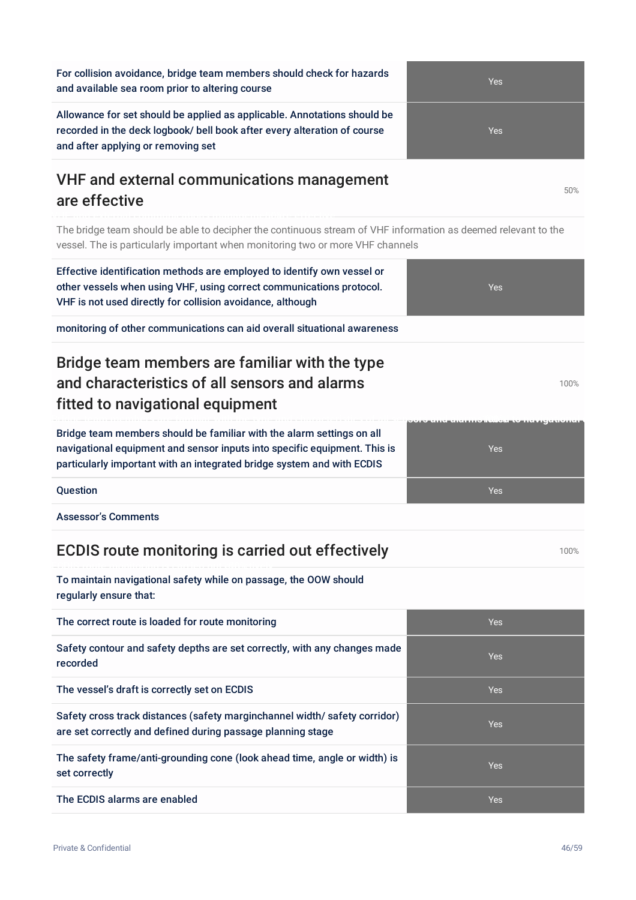| | |
|---|---|
| For collision avoidance, bridge team members should check for hazards and available sea room prior to altering course | Yes |
| Allowance for set should be applied as applicable. Annotations should be recorded in the deck logbook/ bell book after every alteration of course and after applying or removing set | Yes |

## VHF and external communications management are effective

50%

The bridge team should be able to decipher the continuous stream of VHF information as deemed relevant to the vessel. The is particularly important when monitoring two or more VHF channels

| | |
|---|---|
| Effective identification methods are employed to identify own vessel or other vessels when using VHF, using correct communications protocol. VHF is not used directly for collision avoidance, although | Yes |
| monitoring of other communications can aid overall situational awareness | |

## Bridge team members are familiar with the type and characteristics of all sensors and alarms fitted to navigational equipment

100%

| | |
|---|---|
| Bridge team members should be familiar with the alarm settings on all navigational equipment and sensor inputs into specific equipment. This is particularly important with an integrated bridge system and with ECDIS | Yes |
| Question | Yes |
| Assessor's Comments | |

## ECDIS route monitoring is carried out effectively

100%

To maintain navigational safety while on passage, the OOW should regularly ensure that:

| | |
|---|---|
| The correct route is loaded for route monitoring | Yes |
| Safety contour and safety depths are set correctly, with any changes made recorded | Yes |
| The vessel's draft is correctly set on ECDIS | Yes |
| Safety cross track distances (safety marginchannel width/ safety corridor) are set correctly and defined during passage planning stage | Yes |
| The safety frame/anti-grounding cone (look ahead time, angle or width) is set correctly | Yes |
| The ECDIS alarms are enabled | Yes |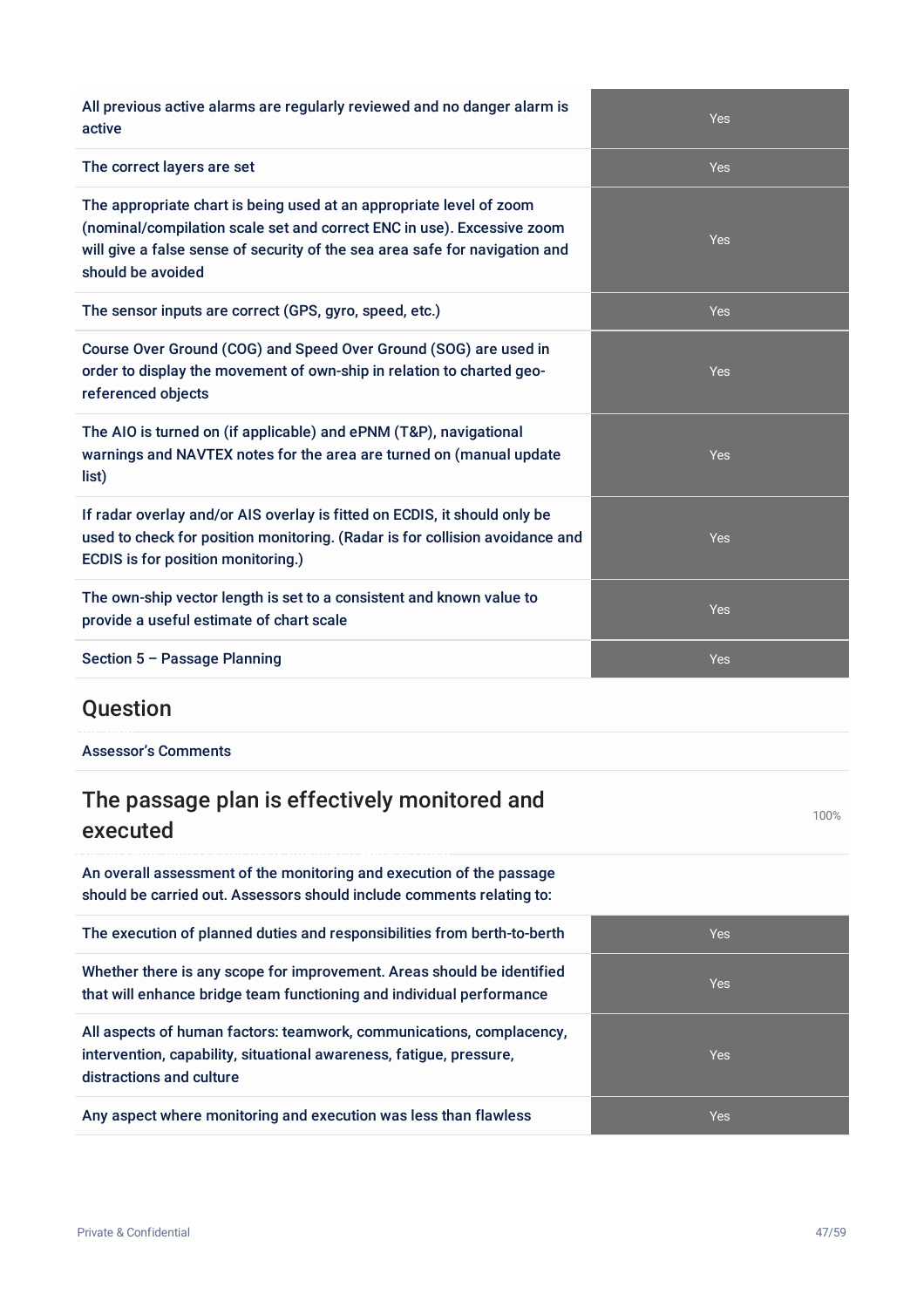| | |
|---|---|
| All previous active alarms are regularly reviewed and no danger alarm is active | Yes |
| The correct layers are set | Yes |
| The appropriate chart is being used at an appropriate level of zoom (nominal/compilation scale set and correct ENC in use). Excessive zoom will give a false sense of security of the sea area safe for navigation and should be avoided | Yes |
| The sensor inputs are correct (GPS, gyro, speed, etc.) | Yes |
| Course Over Ground (COG) and Speed Over Ground (SOG) are used in order to display the movement of own-ship in relation to charted geo-referenced objects | Yes |
| The AIO is turned on (if applicable) and ePNM (T&P), navigational warnings and NAVTEX notes for the area are turned on (manual update list) | Yes |
| If radar overlay and/or AIS overlay is fitted on ECDIS, it should only be used to check for position monitoring. (Radar is for collision avoidance and ECDIS is for position monitoring.) | Yes |
| The own-ship vector length is set to a consistent and known value to provide a useful estimate of chart scale | Yes |
| Section 5 – Passage Planning | Yes |

## Question

Assessor's Comments

## The passage plan is effectively monitored and executed

100%

An overall assessment of the monitoring and execution of the passage should be carried out. Assessors should include comments relating to:

| | |
|---|---|
| The execution of planned duties and responsibilities from berth-to-berth | Yes |
| Whether there is any scope for improvement. Areas should be identified that will enhance bridge team functioning and individual performance | Yes |
| All aspects of human factors: teamwork, communications, complacency, intervention, capability, situational awareness, fatigue, pressure, distractions and culture | Yes |
| Any aspect where monitoring and execution was less than flawless | Yes |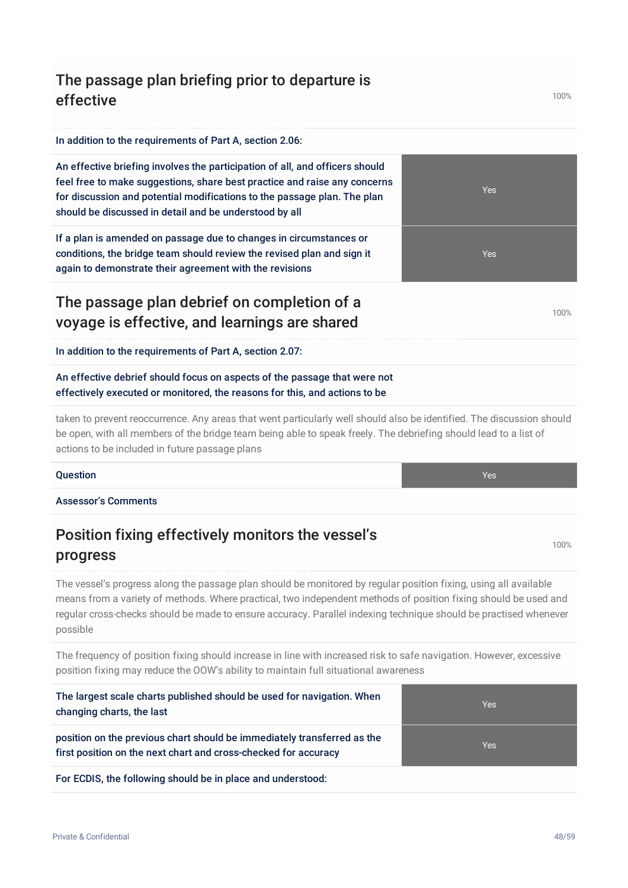## The passage plan briefing prior to departure is effective

100%

In addition to the requirements of Part A, section 2.06:

| | |
|---|---|
| An effective briefing involves the participation of all, and officers should feel free to make suggestions, share best practice and raise any concerns for discussion and potential modifications to the passage plan. The plan should be discussed in detail and be understood by all | Yes |
| If a plan is amended on passage due to changes in circumstances or conditions, the bridge team should review the revised plan and sign it again to demonstrate their agreement with the revisions | Yes |

## The passage plan debrief on completion of a voyage is effective, and learnings are shared

100%

In addition to the requirements of Part A, section 2.07:

An effective debrief should focus on aspects of the passage that were not effectively executed or monitored, the reasons for this, and actions to be

taken to prevent reoccurrence. Any areas that went particularly well should also be identified. The discussion should be open, with all members of the bridge team being able to speak freely. The debriefing should lead to a list of actions to be included in future passage plans

| | |
|---|---|
| Question | Yes |

Assessor's Comments

## Position fixing effectively monitors the vessel's progress

100%

The vessel's progress along the passage plan should be monitored by regular position fixing, using all available means from a variety of methods. Where practical, two independent methods of position fixing should be used and regular cross-checks should be made to ensure accuracy. Parallel indexing technique should be practised whenever possible

The frequency of position fixing should increase in line with increased risk to safe navigation. However, excessive position fixing may reduce the OOW's ability to maintain full situational awareness

| | |
|---|---|
| The largest scale charts published should be used for navigation. When changing charts, the last | Yes |
| position on the previous chart should be immediately transferred as the first position on the next chart and cross-checked for accuracy | Yes |

For ECDIS, the following should be in place and understood: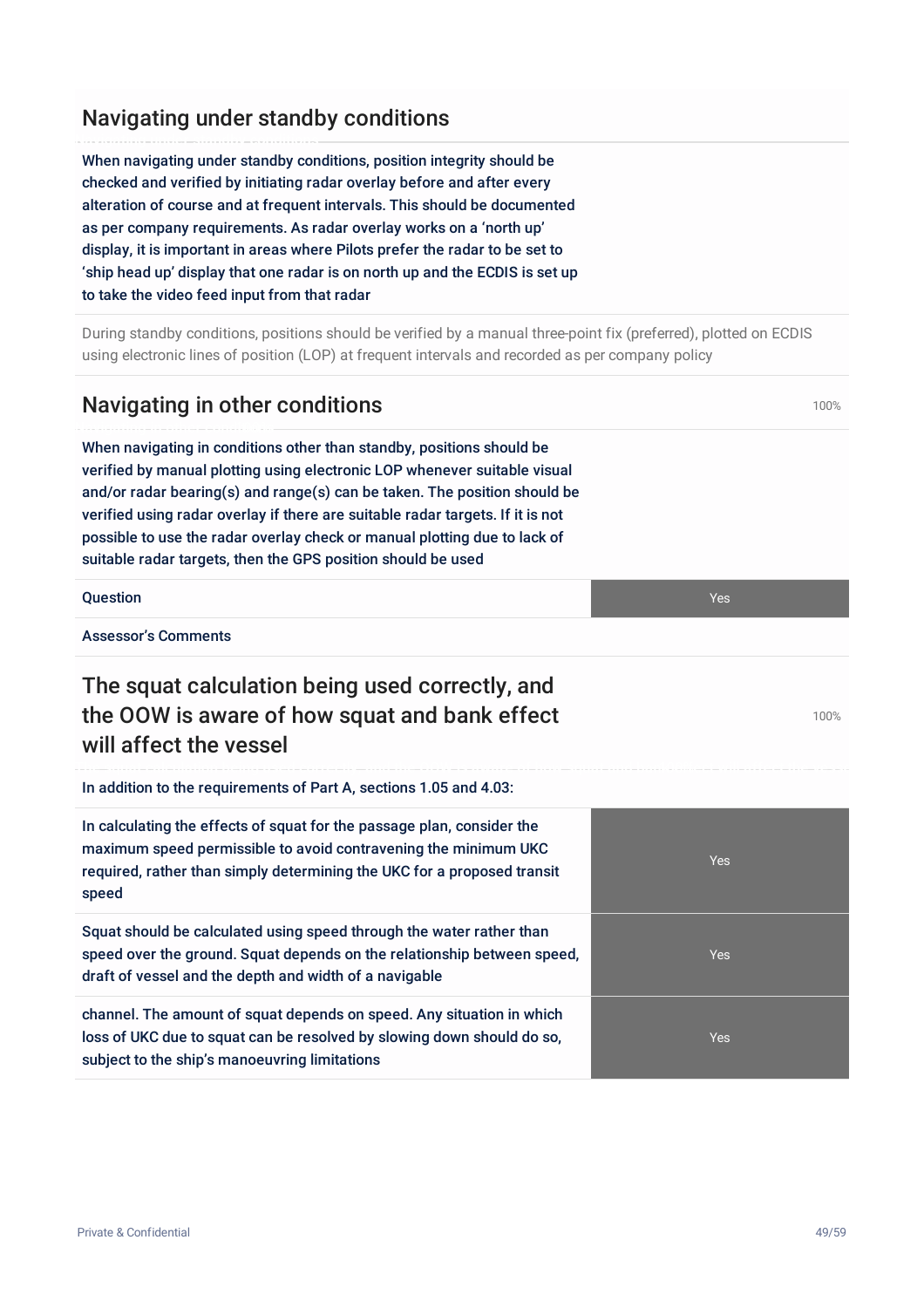## Navigating under standby conditions

When navigating under standby conditions, position integrity should be checked and verified by initiating radar overlay before and after every alteration of course and at frequent intervals. This should be documented as per company requirements. As radar overlay works on a 'north up' display, it is important in areas where Pilots prefer the radar to be set to 'ship head up' display that one radar is on north up and the ECDIS is set up to take the video feed input from that radar

During standby conditions, positions should be verified by a manual three-point fix (preferred), plotted on ECDIS using electronic lines of position (LOP) at frequent intervals and recorded as per company policy

## Navigating in other conditions

100%

When navigating in conditions other than standby, positions should be verified by manual plotting using electronic LOP whenever suitable visual and/or radar bearing(s) and range(s) can be taken. The position should be verified using radar overlay if there are suitable radar targets. If it is not possible to use the radar overlay check or manual plotting due to lack of suitable radar targets, then the GPS position should be used

| Question | Yes |
|---|---|

Assessor's Comments

## The squat calculation being used correctly, and the OOW is aware of how squat and bank effect will affect the vessel

100%

In addition to the requirements of Part A, sections 1.05 and 4.03:

| | |
|---|---|
| In calculating the effects of squat for the passage plan, consider the maximum speed permissible to avoid contravening the minimum UKC required, rather than simply determining the UKC for a proposed transit speed | Yes |
| Squat should be calculated using speed through the water rather than speed over the ground. Squat depends on the relationship between speed, draft of vessel and the depth and width of a navigable | Yes |
| channel. The amount of squat depends on speed. Any situation in which loss of UKC due to squat can be resolved by slowing down should do so, subject to the ship's manoeuvring limitations | Yes |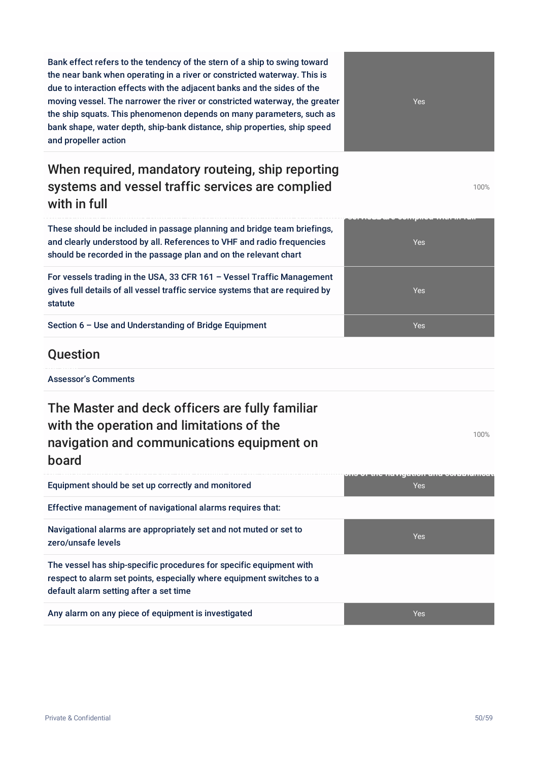| | |
|---|---|
| Bank effect refers to the tendency of the stern of a ship to swing toward the near bank when operating in a river or constricted waterway. This is due to interaction effects with the adjacent banks and the sides of the moving vessel. The narrower the river or constricted waterway, the greater the ship squats. This phenomenon depends on many parameters, such as bank shape, water depth, ship-bank distance, ship properties, ship speed and propeller action | Yes |

## When required, mandatory routeing, ship reporting systems and vessel traffic services are complied with in full

100%

| | |
|---|---|
| These should be included in passage planning and bridge team briefings, and clearly understood by all. References to VHF and radio frequencies should be recorded in the passage plan and on the relevant chart | Yes |
| For vessels trading in the USA, 33 CFR 161 – Vessel Traffic Management gives full details of all vessel traffic service systems that are required by statute | Yes |
| Section 6 – Use and Understanding of Bridge Equipment | Yes |

## Question

Assessor's Comments

## The Master and deck officers are fully familiar with the operation and limitations of the navigation and communications equipment on board

100%

| | |
|---|---|
| Equipment should be set up correctly and monitored | Yes |
| Effective management of navigational alarms requires that: | |
| Navigational alarms are appropriately set and not muted or set to zero/unsafe levels | Yes |
| The vessel has ship-specific procedures for specific equipment with respect to alarm set points, especially where equipment switches to a default alarm setting after a set time | |
| Any alarm on any piece of equipment is investigated | Yes |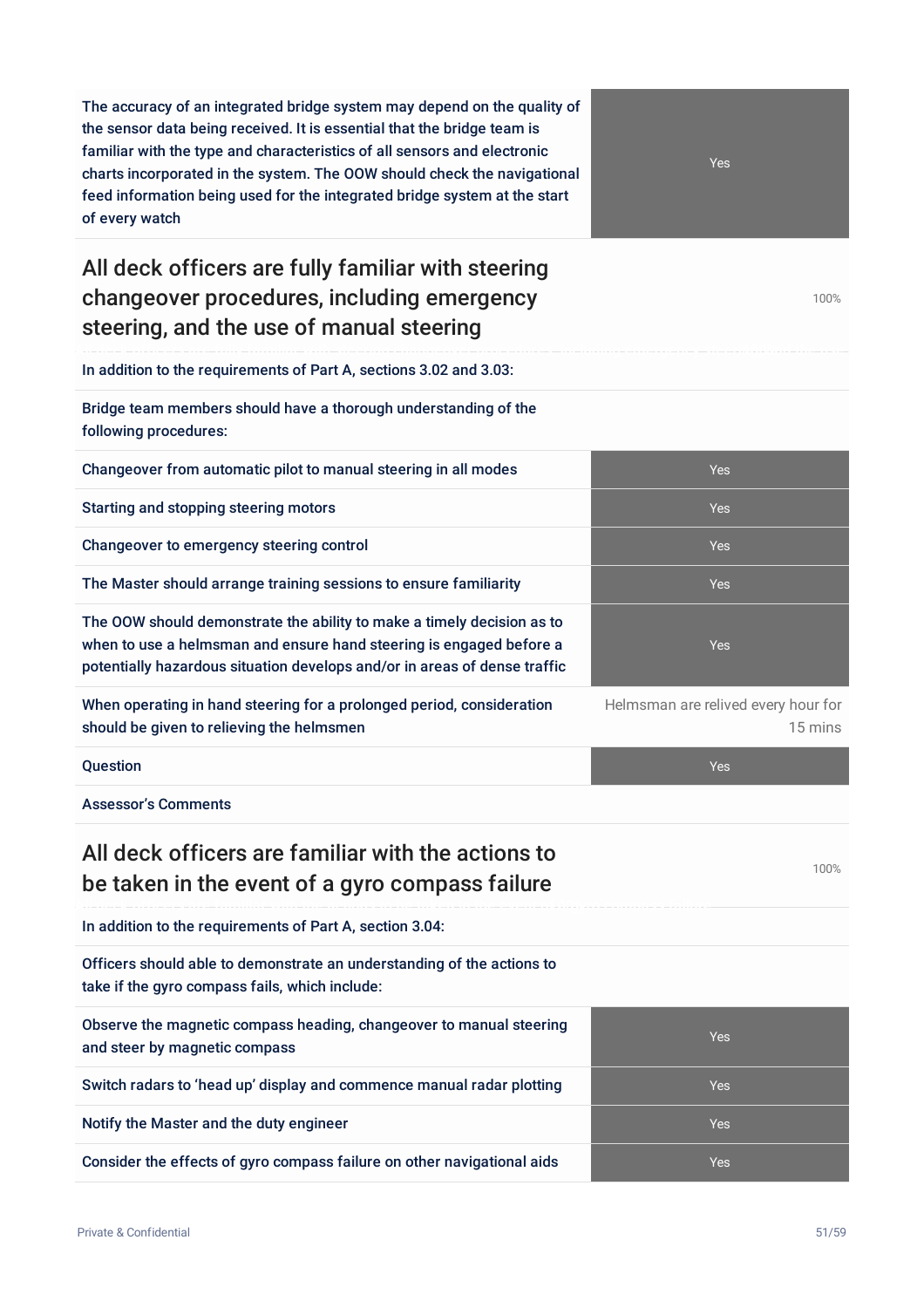| | |
|---|---|
| The accuracy of an integrated bridge system may depend on the quality of the sensor data being received. It is essential that the bridge team is familiar with the type and characteristics of all sensors and electronic charts incorporated in the system. The OOW should check the navigational feed information being used for the integrated bridge system at the start of every watch | Yes |

## All deck officers are fully familiar with steering changeover procedures, including emergency steering, and the use of manual steering

100%

| | |
|---|---|
| In addition to the requirements of Part A, sections 3.02 and 3.03: | |
| Bridge team members should have a thorough understanding of the following procedures: | |
| Changeover from automatic pilot to manual steering in all modes | Yes |
| Starting and stopping steering motors | Yes |
| Changeover to emergency steering control | Yes |
| The Master should arrange training sessions to ensure familiarity | Yes |
| The OOW should demonstrate the ability to make a timely decision as to when to use a helmsman and ensure hand steering is engaged before a potentially hazardous situation develops and/or in areas of dense traffic | Yes |
| When operating in hand steering for a prolonged period, consideration should be given to relieving the helmsmen | Helmsman are relived every hour for 15 mins |
| Question | Yes |
| Assessor's Comments | |

## All deck officers are familiar with the actions to be taken in the event of a gyro compass failure

100%

| | |
|---|---|
| In addition to the requirements of Part A, section 3.04: | |
| Officers should able to demonstrate an understanding of the actions to take if the gyro compass fails, which include: | |
| Observe the magnetic compass heading, changeover to manual steering and steer by magnetic compass | Yes |
| Switch radars to 'head up' display and commence manual radar plotting | Yes |
| Notify the Master and the duty engineer | Yes |
| Consider the effects of gyro compass failure on other navigational aids | Yes |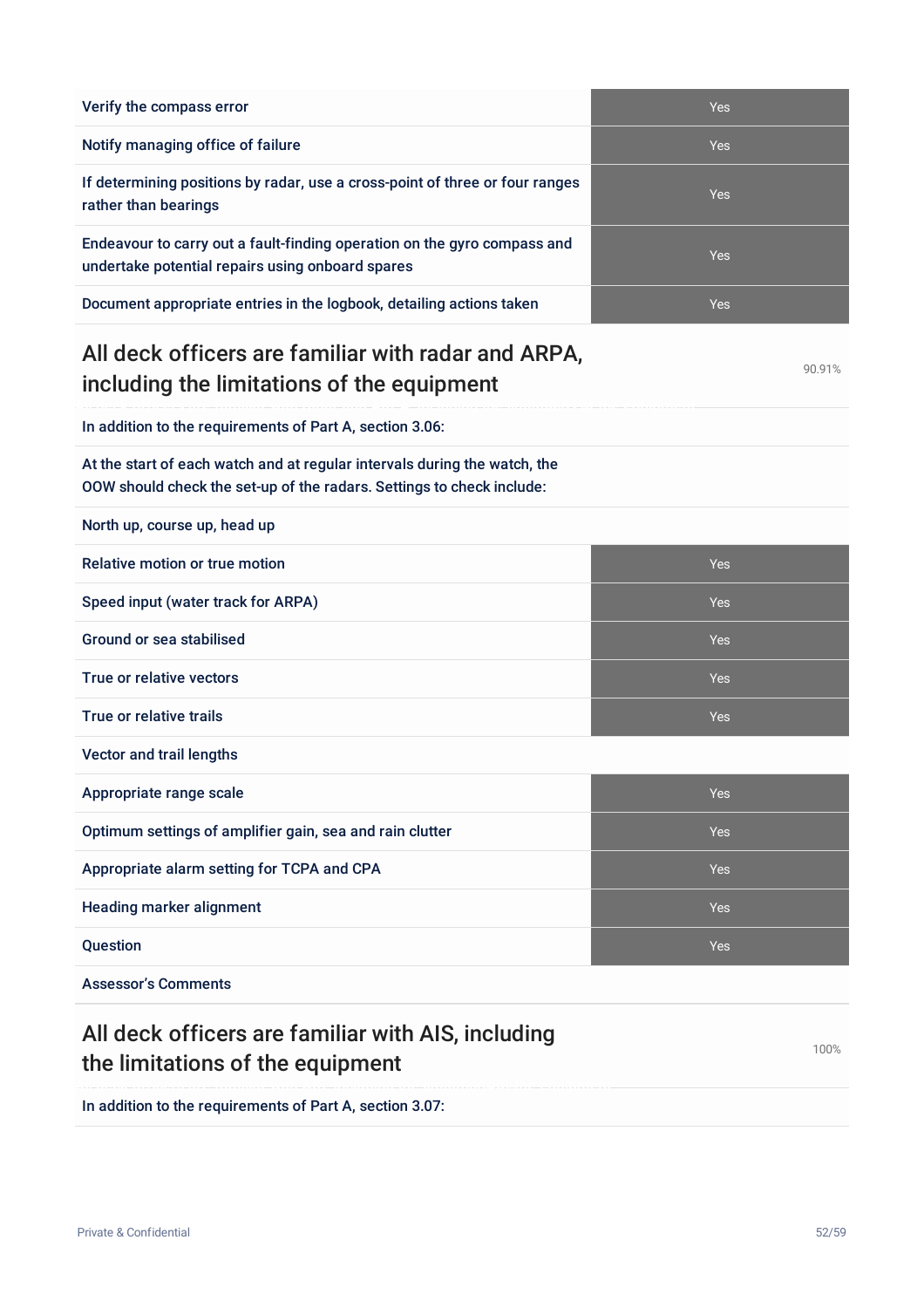| | |
|---|---|
| Verify the compass error | Yes |
| Notify managing office of failure | Yes |
| If determining positions by radar, use a cross-point of three or four ranges rather than bearings | Yes |
| Endeavour to carry out a fault-finding operation on the gyro compass and undertake potential repairs using onboard spares | Yes |
| Document appropriate entries in the logbook, detailing actions taken | Yes |

## All deck officers are familiar with radar and ARPA, including the limitations of the equipment

90.91%

| | |
|---|---|
| In addition to the requirements of Part A, section 3.06: | |
| At the start of each watch and at regular intervals during the watch, the OOW should check the set-up of the radars. Settings to check include: | |
| North up, course up, head up | |
| Relative motion or true motion | Yes |
| Speed input (water track for ARPA) | Yes |
| Ground or sea stabilised | Yes |
| True or relative vectors | Yes |
| True or relative trails | Yes |
| Vector and trail lengths | |
| Appropriate range scale | Yes |
| Optimum settings of amplifier gain, sea and rain clutter | Yes |
| Appropriate alarm setting for TCPA and CPA | Yes |
| Heading marker alignment | Yes |
| Question | Yes |
| Assessor's Comments | |

## All deck officers are familiar with AIS, including the limitations of the equipment

100%

In addition to the requirements of Part A, section 3.07: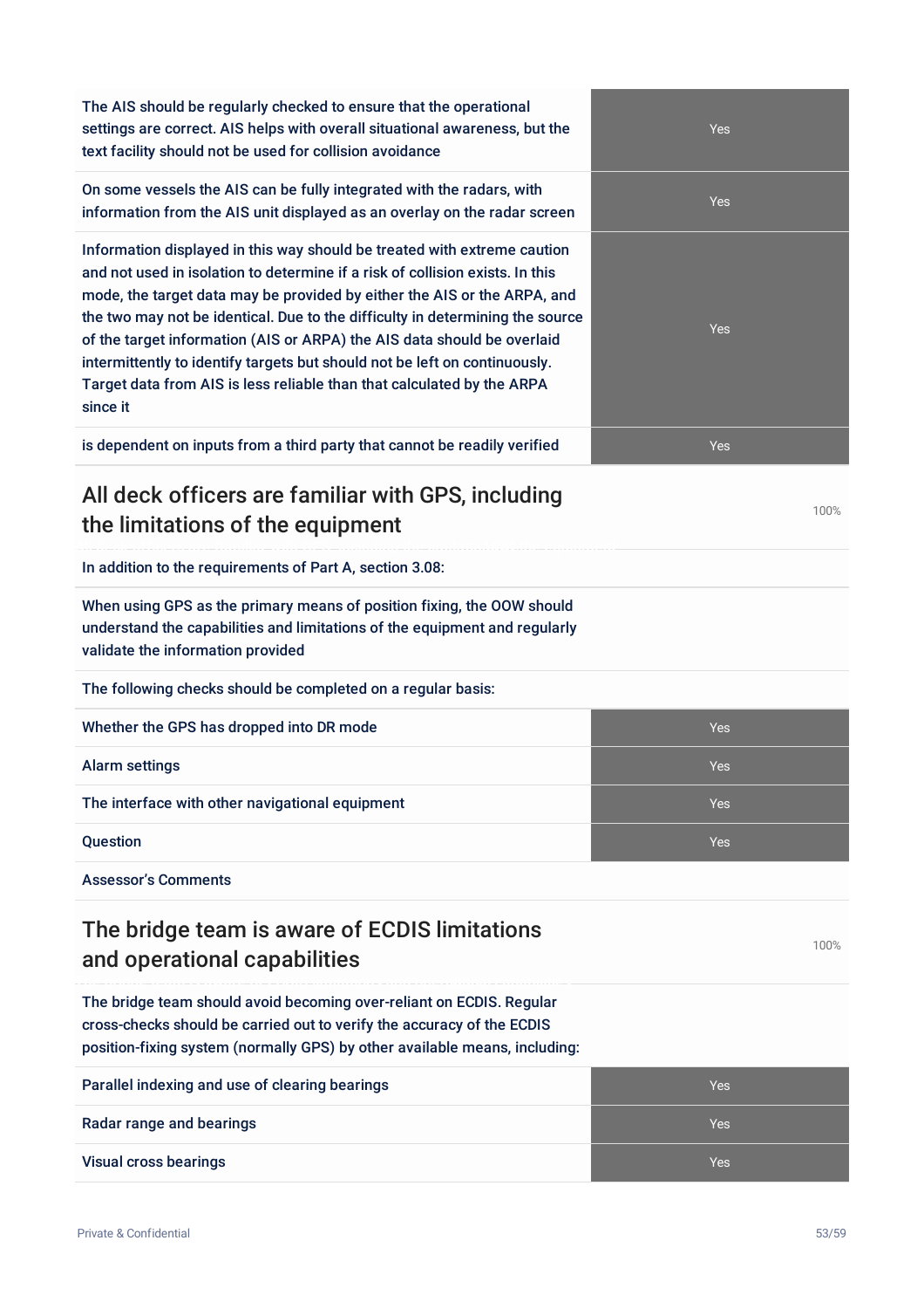| | |
|---|---|
| The AIS should be regularly checked to ensure that the operational settings are correct. AIS helps with overall situational awareness, but the text facility should not be used for collision avoidance | Yes |
| On some vessels the AIS can be fully integrated with the radars, with information from the AIS unit displayed as an overlay on the radar screen | Yes |
| Information displayed in this way should be treated with extreme caution and not used in isolation to determine if a risk of collision exists. In this mode, the target data may be provided by either the AIS or the ARPA, and the two may not be identical. Due to the difficulty in determining the source of the target information (AIS or ARPA) the AIS data should be overlaid intermittently to identify targets but should not be left on continuously. Target data from AIS is less reliable than that calculated by the ARPA since it | Yes |
| is dependent on inputs from a third party that cannot be readily verified | Yes |

## All deck officers are familiar with GPS, including the limitations of the equipment

100%

In addition to the requirements of Part A, section 3.08:

When using GPS as the primary means of position fixing, the OOW should understand the capabilities and limitations of the equipment and regularly validate the information provided

The following checks should be completed on a regular basis:

| | |
|---|---|
| Whether the GPS has dropped into DR mode | Yes |
| Alarm settings | Yes |
| The interface with other navigational equipment | Yes |
| Question | Yes |

Assessor's Comments

## The bridge team is aware of ECDIS limitations and operational capabilities

100%

The bridge team should avoid becoming over-reliant on ECDIS. Regular cross-checks should be carried out to verify the accuracy of the ECDIS position-fixing system (normally GPS) by other available means, including:

| | |
|---|---|
| Parallel indexing and use of clearing bearings | Yes |
| Radar range and bearings | Yes |
| Visual cross bearings | Yes |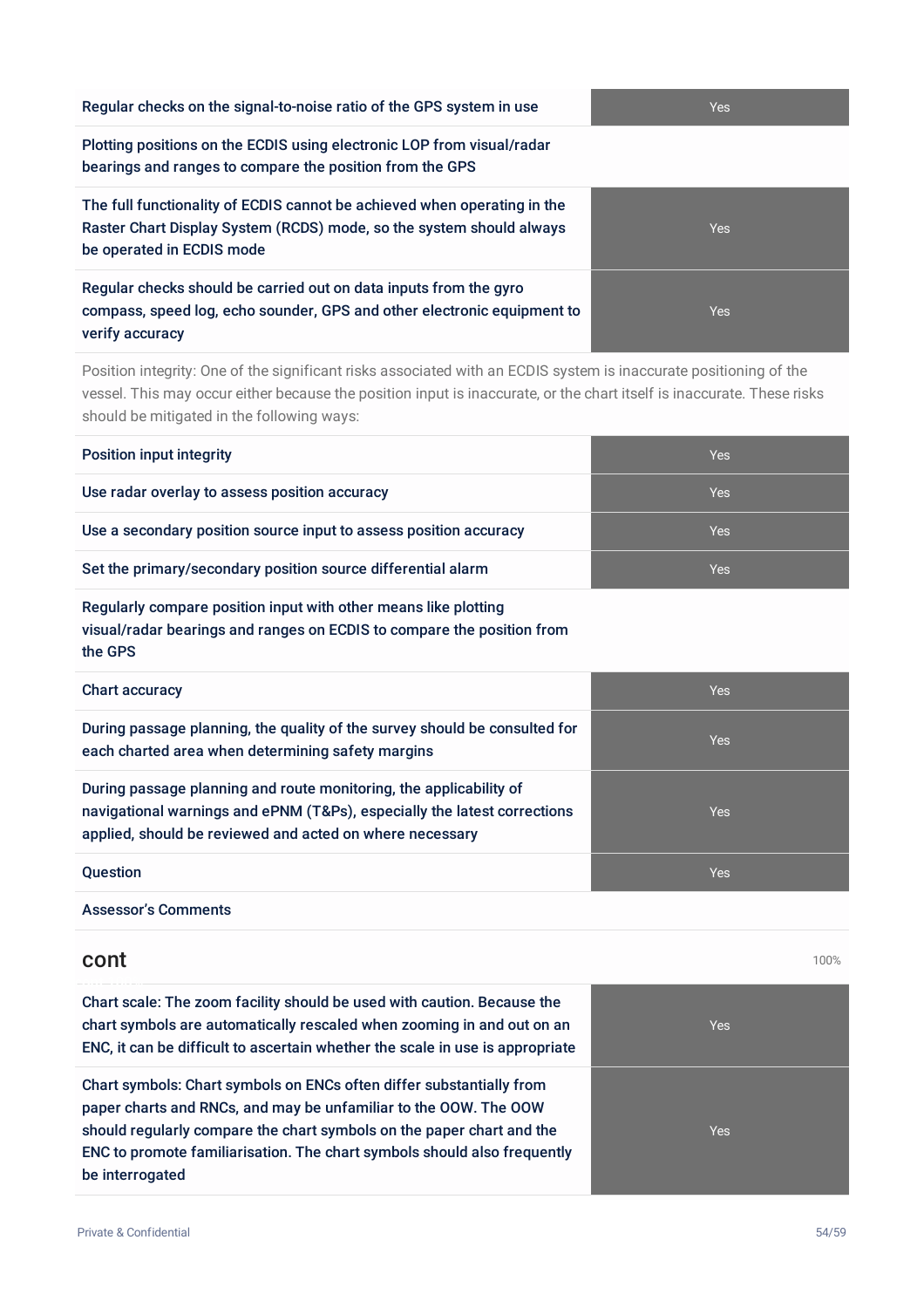| | |
|---|---|
| Regular checks on the signal-to-noise ratio of the GPS system in use | Yes |
| Plotting positions on the ECDIS using electronic LOP from visual/radar bearings and ranges to compare the position from the GPS | |
| The full functionality of ECDIS cannot be achieved when operating in the Raster Chart Display System (RCDS) mode, so the system should always be operated in ECDIS mode | Yes |
| Regular checks should be carried out on data inputs from the gyro compass, speed log, echo sounder, GPS and other electronic equipment to verify accuracy | Yes |

Position integrity: One of the significant risks associated with an ECDIS system is inaccurate positioning of the vessel. This may occur either because the position input is inaccurate, or the chart itself is inaccurate. These risks should be mitigated in the following ways:

| | |
|---|---|
| Position input integrity | Yes |
| Use radar overlay to assess position accuracy | Yes |
| Use a secondary position source input to assess position accuracy | Yes |
| Set the primary/secondary position source differential alarm | Yes |
| Regularly compare position input with other means like plotting visual/radar bearings and ranges on ECDIS to compare the position from the GPS | |
| Chart accuracy | Yes |
| During passage planning, the quality of the survey should be consulted for each charted area when determining safety margins | Yes |
| During passage planning and route monitoring, the applicability of navigational warnings and ePNM (T&Ps), especially the latest corrections applied, should be reviewed and acted on where necessary | Yes |
| Question | Yes |
| Assessor's Comments | |

## cont

100%

| | |
|---|---|
| Chart scale: The zoom facility should be used with caution. Because the chart symbols are automatically rescaled when zooming in and out on an ENC, it can be difficult to ascertain whether the scale in use is appropriate | Yes |
| Chart symbols: Chart symbols on ENCs often differ substantially from paper charts and RNCs, and may be unfamiliar to the OOW. The OOW should regularly compare the chart symbols on the paper chart and the ENC to promote familiarisation. The chart symbols should also frequently be interrogated | Yes |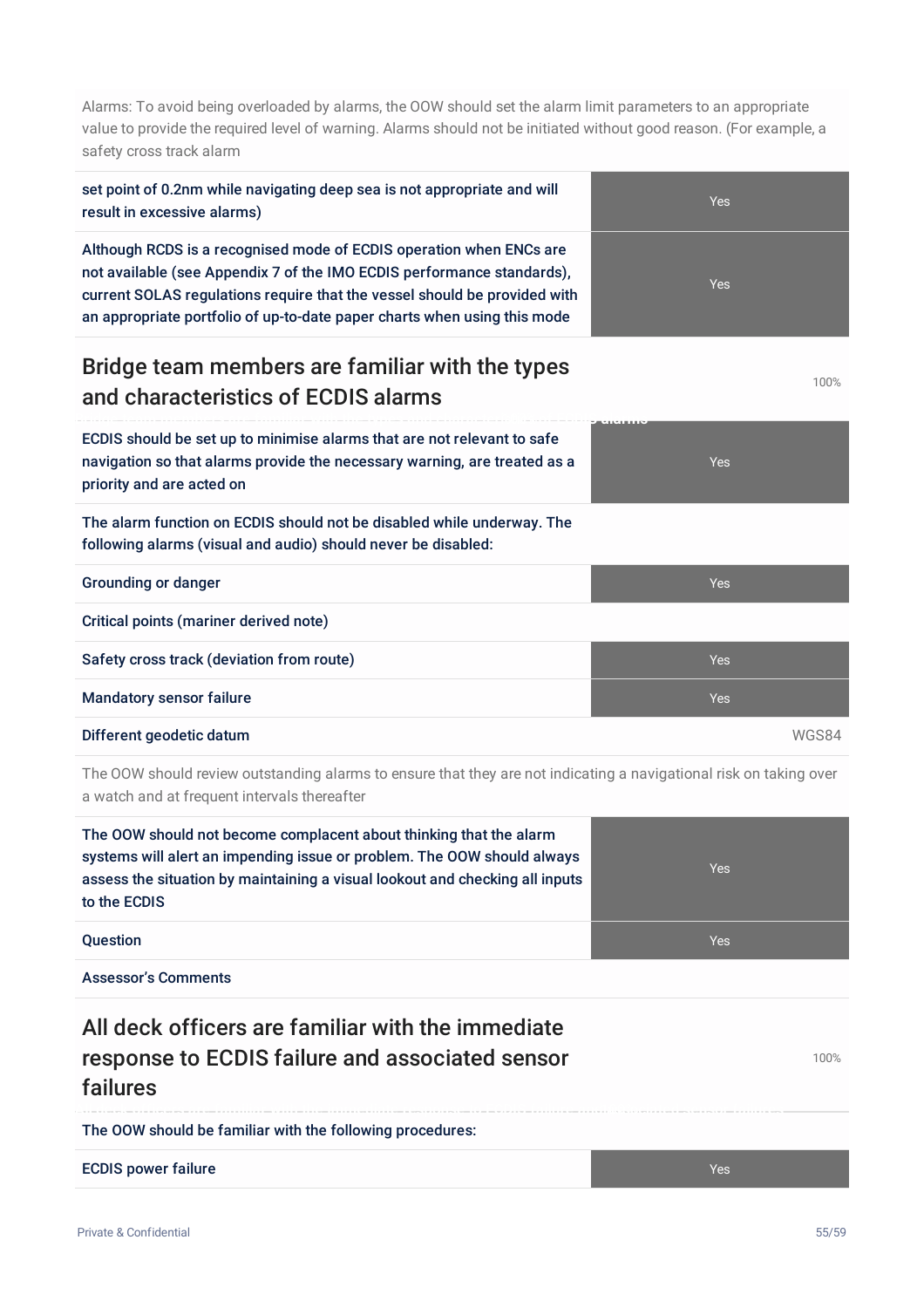Alarms: To avoid being overloaded by alarms, the OOW should set the alarm limit parameters to an appropriate value to provide the required level of warning. Alarms should not be initiated without good reason. (For example, a safety cross track alarm

| | |
|---|---|
| **set point of 0.2nm while navigating deep sea is not appropriate and will result in excessive alarms)** | Yes |
| **Although RCDS is a recognised mode of ECDIS operation when ENCs are not available (see Appendix 7 of the IMO ECDIS performance standards), current SOLAS regulations require that the vessel should be provided with an appropriate portfolio of up-to-date paper charts when using this mode** | Yes |

## Bridge team members are familiar with the types and characteristics of ECDIS alarms

100%

| | |
|---|---|
| **ECDIS should be set up to minimise alarms that are not relevant to safe navigation so that alarms provide the necessary warning, are treated as a priority and are acted on** | Yes |
| **The alarm function on ECDIS should not be disabled while underway. The following alarms (visual and audio) should never be disabled:** | |
| **Grounding or danger** | Yes |
| **Critical points (mariner derived note)** | |
| **Safety cross track (deviation from route)** | Yes |
| **Mandatory sensor failure** | Yes |
| **Different geodetic datum** | WGS84 |

The OOW should review outstanding alarms to ensure that they are not indicating a navigational risk on taking over a watch and at frequent intervals thereafter

| | |
|---|---|
| **The OOW should not become complacent about thinking that the alarm systems will alert an impending issue or problem. The OOW should always assess the situation by maintaining a visual lookout and checking all inputs to the ECDIS** | Yes |
| **Question** | Yes |
| **Assessor's Comments** | |

## All deck officers are familiar with the immediate response to ECDIS failure and associated sensor failures

100%

| | |
|---|---|
| **The OOW should be familiar with the following procedures:** | |
| **ECDIS power failure** | Yes |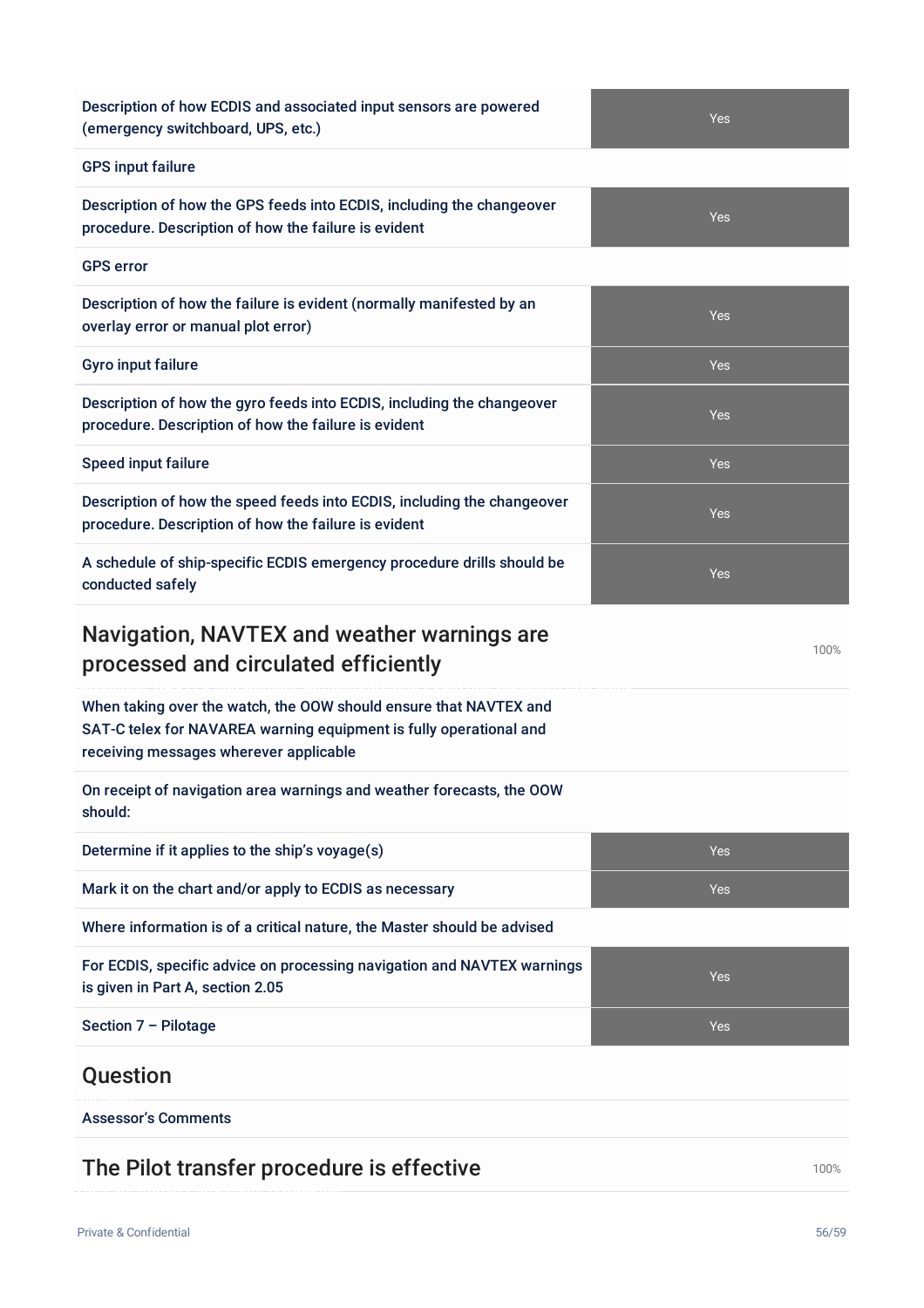| | |
|---|---|
| Description of how ECDIS and associated input sensors are powered (emergency switchboard, UPS, etc.) | Yes |
| GPS input failure | |
| Description of how the GPS feeds into ECDIS, including the changeover procedure. Description of how the failure is evident | Yes |
| GPS error | |
| Description of how the failure is evident (normally manifested by an overlay error or manual plot error) | Yes |
| Gyro input failure | Yes |
| Description of how the gyro feeds into ECDIS, including the changeover procedure. Description of how the failure is evident | Yes |
| Speed input failure | Yes |
| Description of how the speed feeds into ECDIS, including the changeover procedure. Description of how the failure is evident | Yes |
| A schedule of ship-specific ECDIS emergency procedure drills should be conducted safely | Yes |

## Navigation, NAVTEX and weather warnings are processed and circulated efficiently

100%

| | |
|---|---|
| When taking over the watch, the OOW should ensure that NAVTEX and SAT-C telex for NAVAREA warning equipment is fully operational and receiving messages wherever applicable | |
| On receipt of navigation area warnings and weather forecasts, the OOW should: | |
| Determine if it applies to the ship's voyage(s) | Yes |
| Mark it on the chart and/or apply to ECDIS as necessary | Yes |
| Where information is of a critical nature, the Master should be advised | |
| For ECDIS, specific advice on processing navigation and NAVTEX warnings is given in Part A, section 2.05 | Yes |
| Section 7 – Pilotage | Yes |

## Question

Assessor's Comments

## The Pilot transfer procedure is effective

100%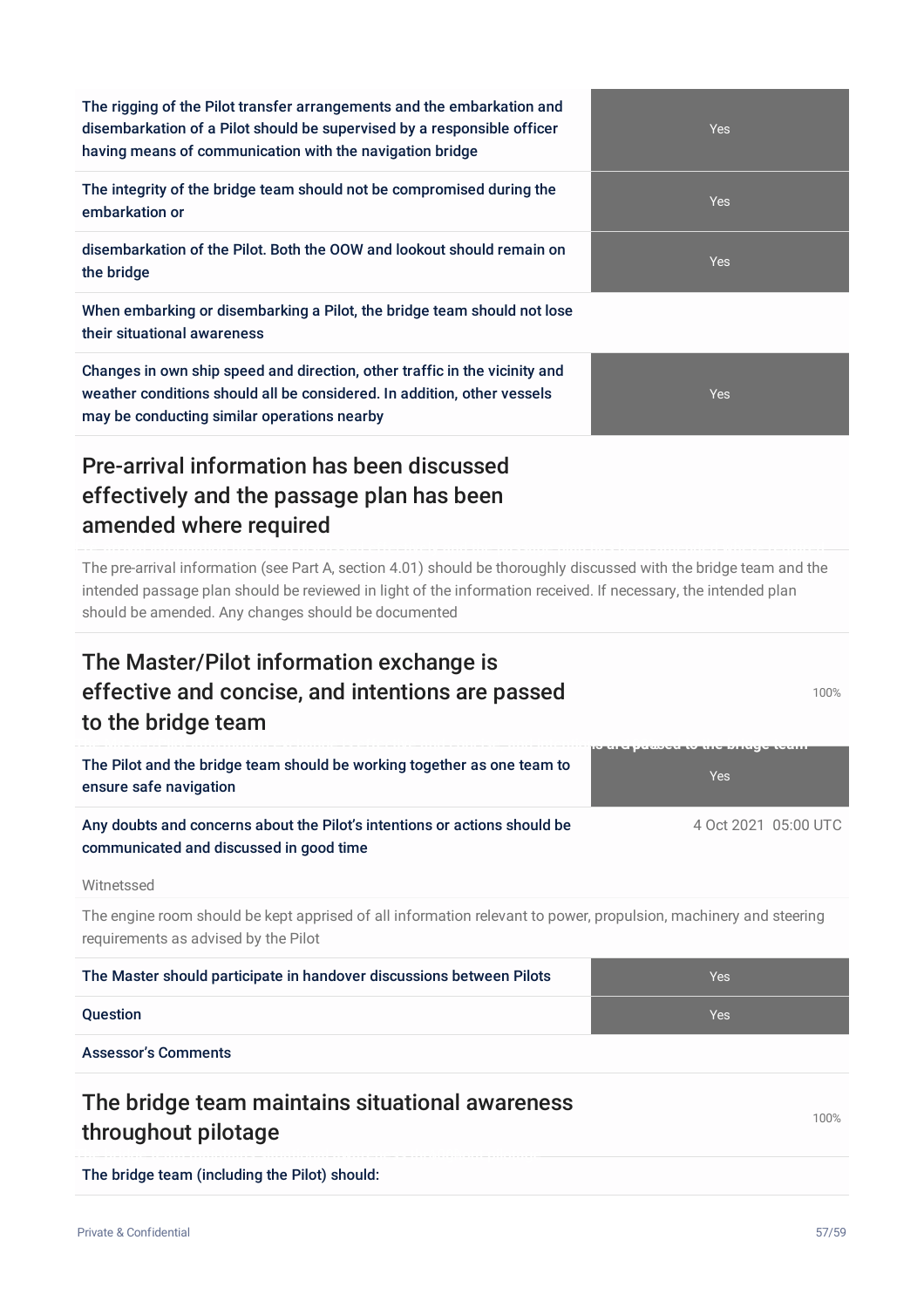| | |
|---|---|
| The rigging of the Pilot transfer arrangements and the embarkation and disembarkation of a Pilot should be supervised by a responsible officer having means of communication with the navigation bridge | Yes |
| The integrity of the bridge team should not be compromised during the embarkation or | Yes |
| disembarkation of the Pilot. Both the OOW and lookout should remain on the bridge | Yes |
| When embarking or disembarking a Pilot, the bridge team should not lose their situational awareness | |
| Changes in own ship speed and direction, other traffic in the vicinity and weather conditions should all be considered. In addition, other vessels may be conducting similar operations nearby | Yes |

## Pre-arrival information has been discussed effectively and the passage plan has been amended where required

The pre-arrival information (see Part A, section 4.01) should be thoroughly discussed with the bridge team and the intended passage plan should be reviewed in light of the information received. If necessary, the intended plan should be amended. Any changes should be documented

## The Master/Pilot information exchange is effective and concise, and intentions are passed to the bridge team

100%

| | |
|---|---|
| The Pilot and the bridge team should be working together as one team to ensure safe navigation | Yes |
| Any doubts and concerns about the Pilot's intentions or actions should be communicated and discussed in good time | 4 Oct 2021 05:00 UTC |

Witnetssed

The engine room should be kept apprised of all information relevant to power, propulsion, machinery and steering requirements as advised by the Pilot

| | |
|---|---|
| The Master should participate in handover discussions between Pilots | Yes |
| Question | Yes |
| Assessor's Comments | |

## The bridge team maintains situational awareness throughout pilotage

100%

The bridge team (including the Pilot) should: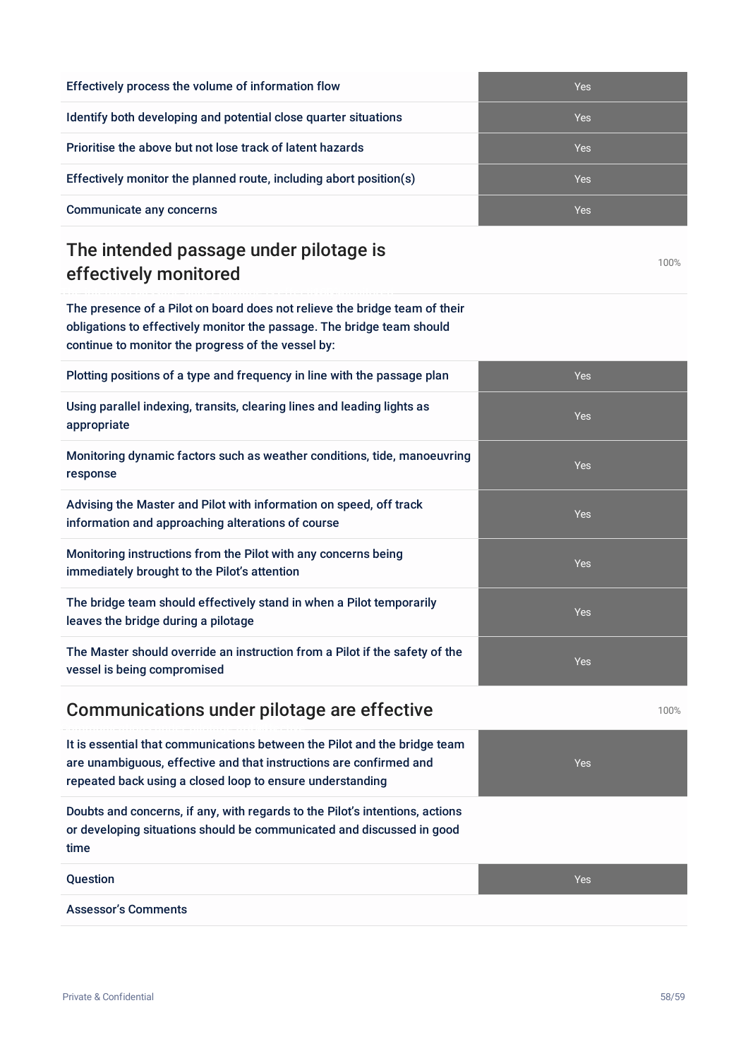| | |
|---|---|
| Effectively process the volume of information flow | Yes |
| Identify both developing and potential close quarter situations | Yes |
| Prioritise the above but not lose track of latent hazards | Yes |
| Effectively monitor the planned route, including abort position(s) | Yes |
| Communicate any concerns | Yes |

## The intended passage under pilotage is effectively monitored

100%

The presence of a Pilot on board does not relieve the bridge team of their obligations to effectively monitor the passage. The bridge team should continue to monitor the progress of the vessel by:

| | |
|---|---|
| Plotting positions of a type and frequency in line with the passage plan | Yes |
| Using parallel indexing, transits, clearing lines and leading lights as appropriate | Yes |
| Monitoring dynamic factors such as weather conditions, tide, manoeuvring response | Yes |
| Advising the Master and Pilot with information on speed, off track information and approaching alterations of course | Yes |
| Monitoring instructions from the Pilot with any concerns being immediately brought to the Pilot's attention | Yes |
| The bridge team should effectively stand in when a Pilot temporarily leaves the bridge during a pilotage | Yes |
| The Master should override an instruction from a Pilot if the safety of the vessel is being compromised | Yes |

## Communications under pilotage are effective

100%

| | |
|---|---|
| It is essential that communications between the Pilot and the bridge team are unambiguous, effective and that instructions are confirmed and repeated back using a closed loop to ensure understanding | Yes |
| Doubts and concerns, if any, with regards to the Pilot's intentions, actions or developing situations should be communicated and discussed in good time | |
| Question | Yes |
| Assessor's Comments | |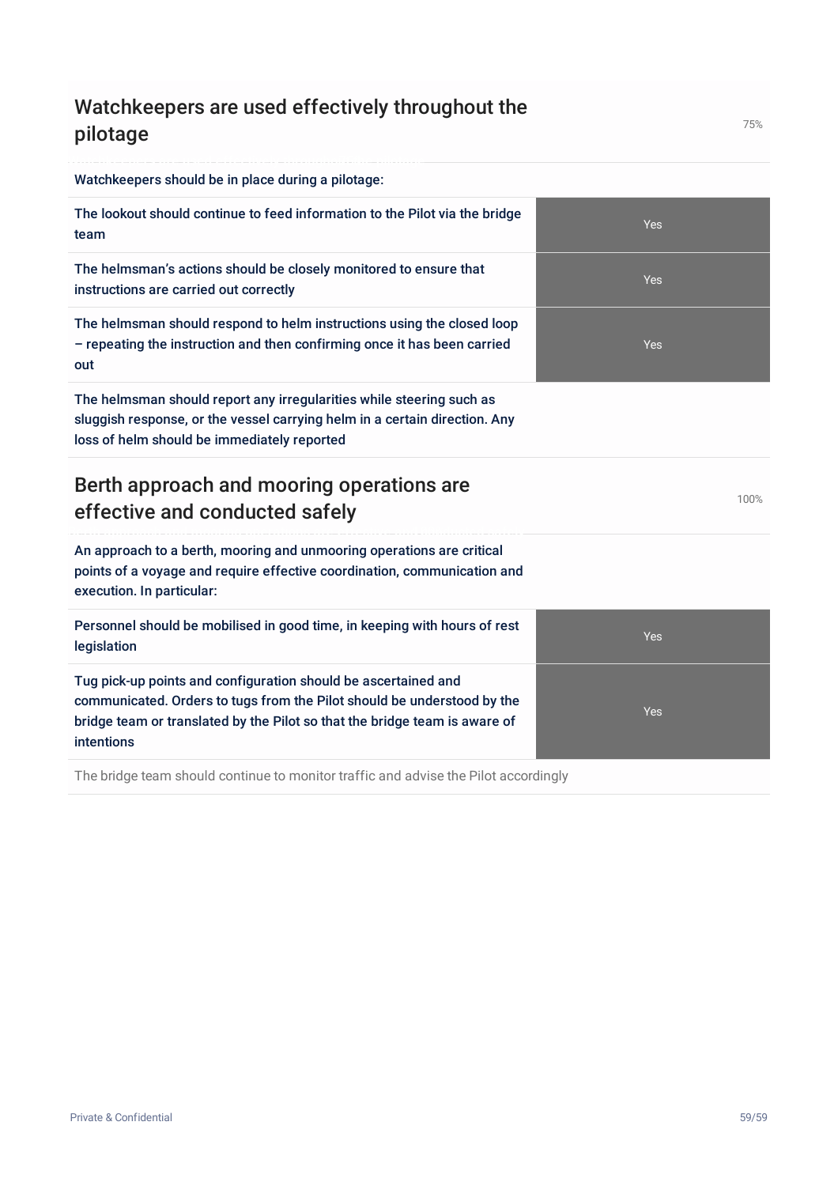## Watchkeepers are used effectively throughout the pilotage

75%

Watchkeepers should be in place during a pilotage:

| | |
|---|---|
| The lookout should continue to feed information to the Pilot via the bridge team | Yes |
| The helmsman's actions should be closely monitored to ensure that instructions are carried out correctly | Yes |
| The helmsman should respond to helm instructions using the closed loop – repeating the instruction and then confirming once it has been carried out | Yes |
| The helmsman should report any irregularities while steering such as sluggish response, or the vessel carrying helm in a certain direction. Any loss of helm should be immediately reported | |

## Berth approach and mooring operations are effective and conducted safely

100%

An approach to a berth, mooring and unmooring operations are critical points of a voyage and require effective coordination, communication and execution. In particular:

| | |
|---|---|
| Personnel should be mobilised in good time, in keeping with hours of rest legislation | Yes |
| Tug pick-up points and configuration should be ascertained and communicated. Orders to tugs from the Pilot should be understood by the bridge team or translated by the Pilot so that the bridge team is aware of intentions | Yes |

The bridge team should continue to monitor traffic and advise the Pilot accordingly